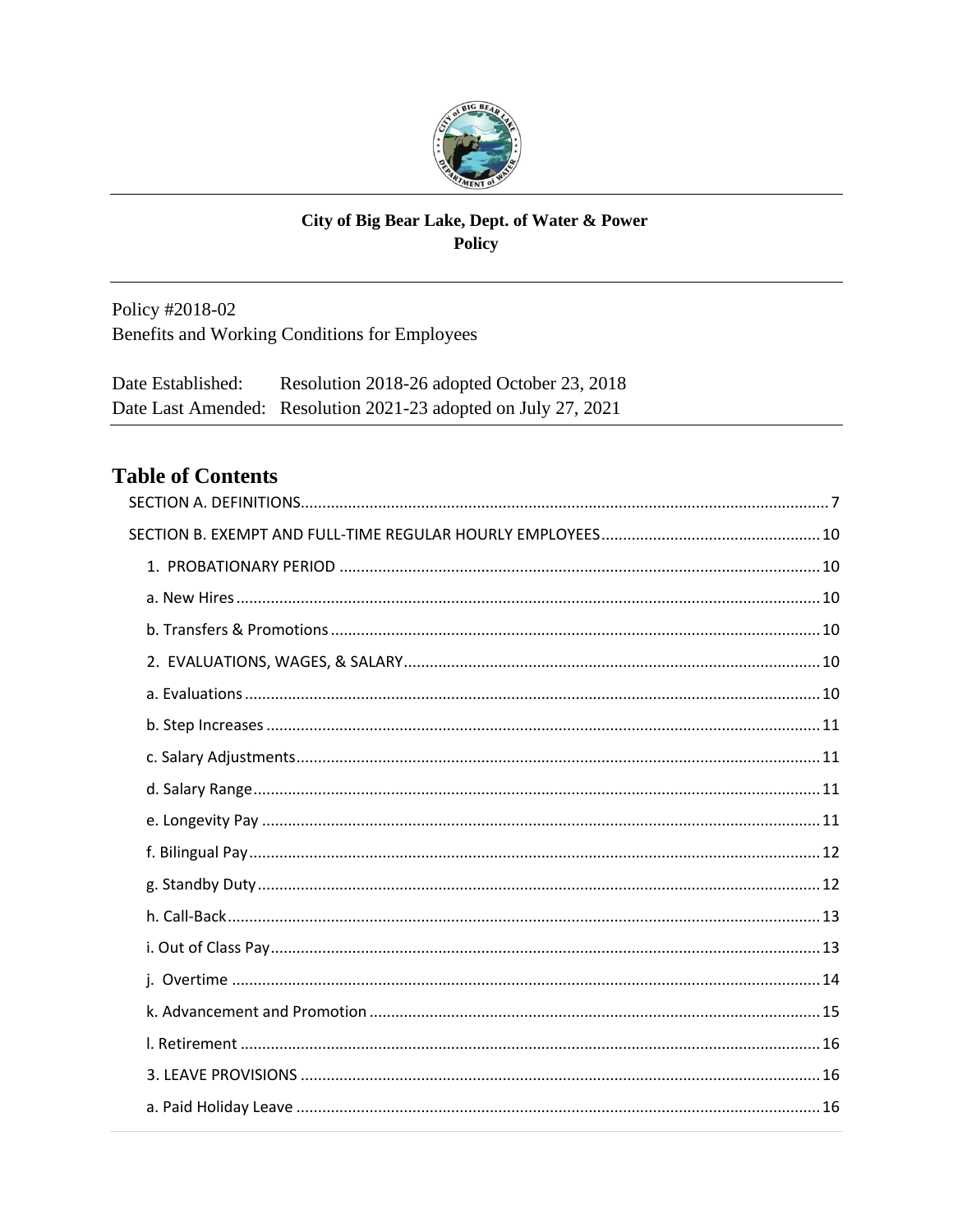**City of Big Bear Lake, Dept. of Water & Power**
**Policy**

Policy #2018-02
Benefits and Working Conditions for Employees

Date Established: Resolution 2018-26 adopted October 23, 2018
Date Last Amended: Resolution 2021-23 adopted on July 27, 2021

# Table of Contents

SECTION A. DEFINITIONS .......... 7

SECTION B. EXEMPT AND FULL-TIME REGULAR HOURLY EMPLOYEES .......... 10

1. PROBATIONARY PERIOD .......... 10

a. New Hires .......... 10

b. Transfers & Promotions .......... 10

2. EVALUATIONS, WAGES, & SALARY .......... 10

a. Evaluations .......... 10

b. Step Increases .......... 11

c. Salary Adjustments .......... 11

d. Salary Range .......... 11

e. Longevity Pay .......... 11

f. Bilingual Pay .......... 12

g. Standby Duty .......... 12

h. Call-Back .......... 13

i. Out of Class Pay .......... 13

j. Overtime .......... 14

k. Advancement and Promotion .......... 15

l. Retirement .......... 16

3. LEAVE PROVISIONS .......... 16

a. Paid Holiday Leave .......... 16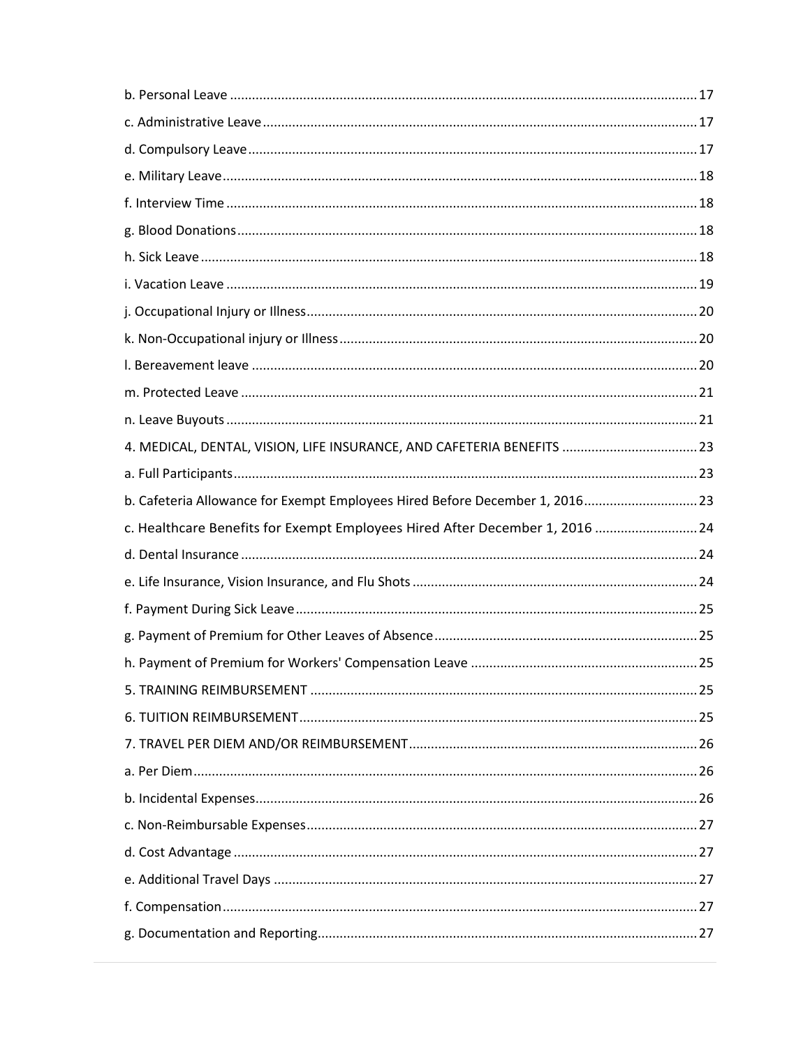b. Personal Leave ........................................................................................................................ 17

c. Administrative Leave ............................................................................................................... 17

d. Compulsory Leave .................................................................................................................. 17

e. Military Leave ......................................................................................................................... 18

f. Interview Time ........................................................................................................................ 18

g. Blood Donations ..................................................................................................................... 18

h. Sick Leave ............................................................................................................................... 18

i. Vacation Leave ........................................................................................................................ 19

j. Occupational Injury or Illness .................................................................................................. 20

k. Non-Occupational injury or Illness .......................................................................................... 20

l. Bereavement leave .................................................................................................................. 20

m. Protected Leave .................................................................................................................... 21

n. Leave Buyouts ........................................................................................................................ 21

4. MEDICAL, DENTAL, VISION, LIFE INSURANCE, AND CAFETERIA BENEFITS ..................................... 23

a. Full Participants ...................................................................................................................... 23

b. Cafeteria Allowance for Exempt Employees Hired Before December 1, 2016 ............................... 23

c. Healthcare Benefits for Exempt Employees Hired After December 1, 2016 ................................... 24

d. Dental Insurance .................................................................................................................... 24

e. Life Insurance, Vision Insurance, and Flu Shots ......................................................................... 24

f. Payment During Sick Leave ...................................................................................................... 25

g. Payment of Premium for Other Leaves of Absence ..................................................................... 25

h. Payment of Premium for Workers' Compensation Leave ............................................................. 25

5. TRAINING REIMBURSEMENT ................................................................................................... 25

6. TUITION REIMBURSEMENT ...................................................................................................... 25

7. TRAVEL PER DIEM AND/OR REIMBURSEMENT .......................................................................... 26

a. Per Diem ................................................................................................................................. 26

b. Incidental Expenses ................................................................................................................ 26

c. Non-Reimbursable Expenses .................................................................................................... 27

d. Cost Advantage ...................................................................................................................... 27

e. Additional Travel Days ............................................................................................................ 27

f. Compensation ......................................................................................................................... 27

g. Documentation and Reporting ................................................................................................. 27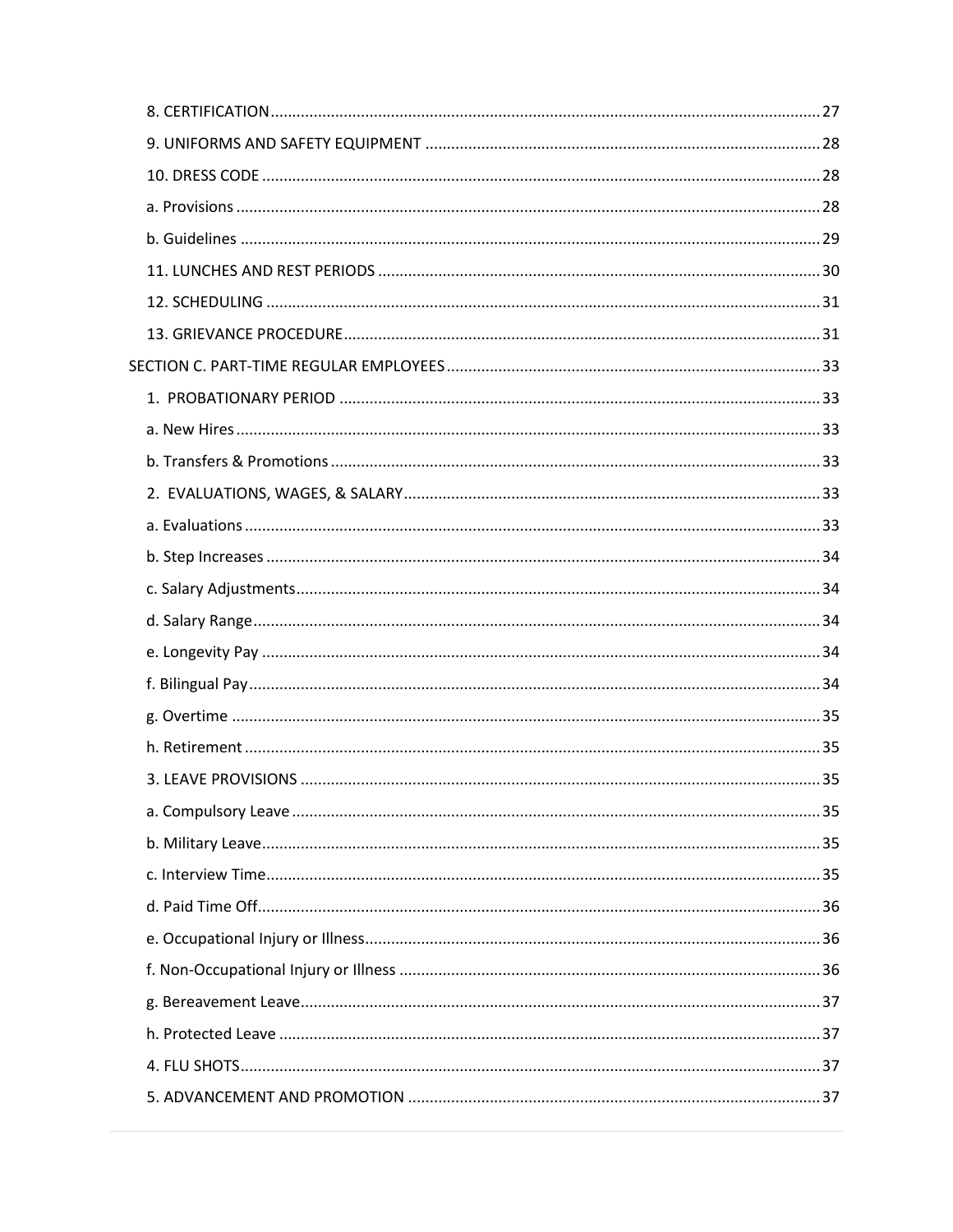8. CERTIFICATION ........ 27

9. UNIFORMS AND SAFETY EQUIPMENT ........ 28

10. DRESS CODE ........ 28

a. Provisions ........ 28

b. Guidelines ........ 29

11. LUNCHES AND REST PERIODS ........ 30

12. SCHEDULING ........ 31

13. GRIEVANCE PROCEDURE ........ 31

SECTION C. PART-TIME REGULAR EMPLOYEES ........ 33

1. PROBATIONARY PERIOD ........ 33

a. New Hires ........ 33

b. Transfers & Promotions ........ 33

2. EVALUATIONS, WAGES, & SALARY ........ 33

a. Evaluations ........ 33

b. Step Increases ........ 34

c. Salary Adjustments ........ 34

d. Salary Range ........ 34

e. Longevity Pay ........ 34

f. Bilingual Pay ........ 34

g. Overtime ........ 35

h. Retirement ........ 35

3. LEAVE PROVISIONS ........ 35

a. Compulsory Leave ........ 35

b. Military Leave ........ 35

c. Interview Time ........ 35

d. Paid Time Off ........ 36

e. Occupational Injury or Illness ........ 36

f. Non-Occupational Injury or Illness ........ 36

g. Bereavement Leave ........ 37

h. Protected Leave ........ 37

4. FLU SHOTS ........ 37

5. ADVANCEMENT AND PROMOTION ........ 37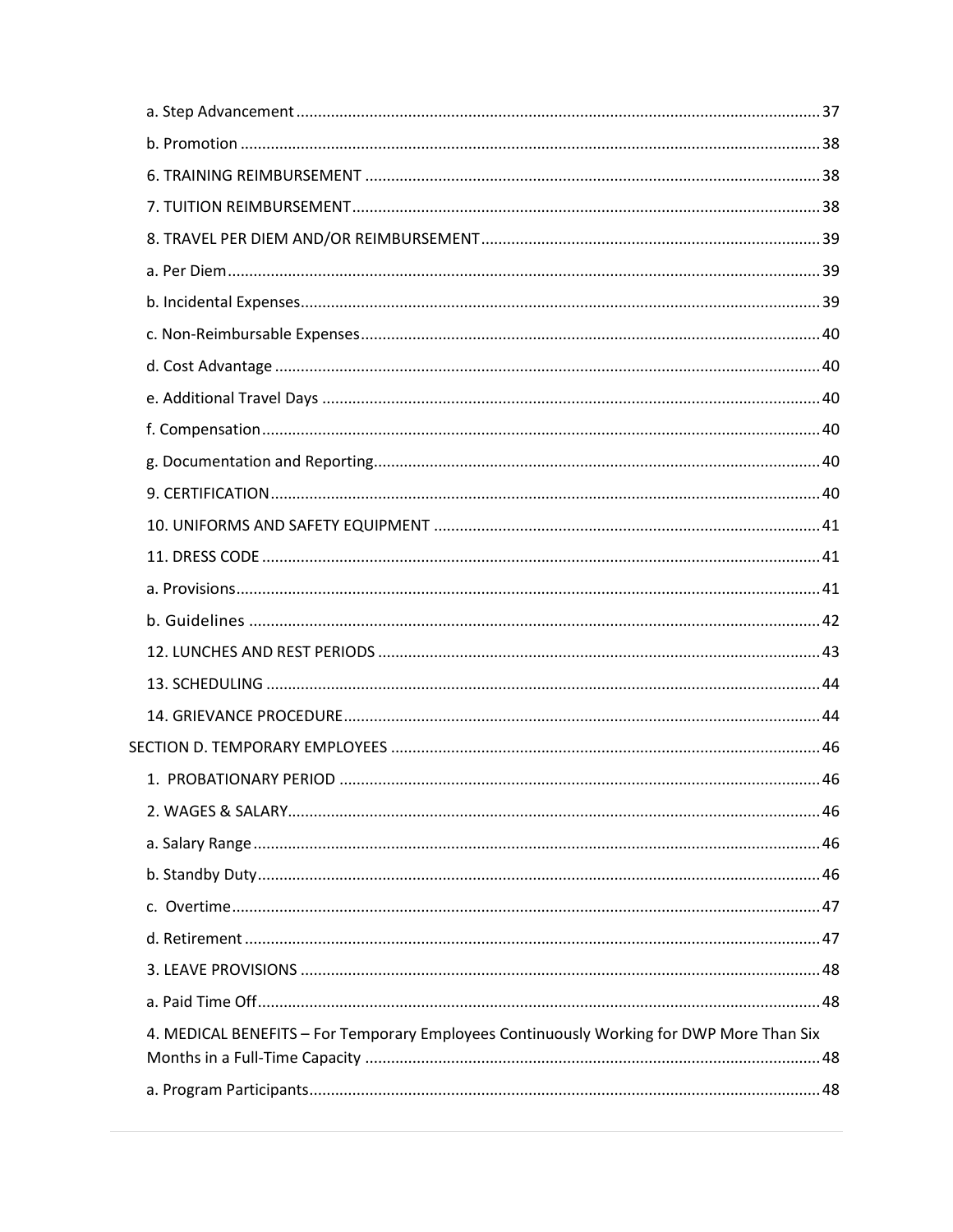a. Step Advancement ........................................................................................................................ 37

b. Promotion ....................................................................................................................................... 38

6. TRAINING REIMBURSEMENT ........................................................................................................ 38

7. TUITION REIMBURSEMENT ........................................................................................................... 38

8. TRAVEL PER DIEM AND/OR REIMBURSEMENT ............................................................................. 39

a. Per Diem ......................................................................................................................................... 39

b. Incidental Expenses ........................................................................................................................ 39

c. Non-Reimbursable Expenses .......................................................................................................... 40

d. Cost Advantage .............................................................................................................................. 40

e. Additional Travel Days .................................................................................................................... 40

f. Compensation ................................................................................................................................. 40

g. Documentation and Reporting ....................................................................................................... 40

9. CERTIFICATION .............................................................................................................................. 40

10. UNIFORMS AND SAFETY EQUIPMENT ......................................................................................... 41

11. DRESS CODE ................................................................................................................................. 41

a. Provisions ....................................................................................................................................... 41

b. Guidelines ...................................................................................................................................... 42

12. LUNCHES AND REST PERIODS ...................................................................................................... 43

13. SCHEDULING ................................................................................................................................ 44

14. GRIEVANCE PROCEDURE .............................................................................................................. 44

SECTION D. TEMPORARY EMPLOYEES ................................................................................................... 46

1. PROBATIONARY PERIOD ............................................................................................................... 46

2. WAGES & SALARY ........................................................................................................................... 46

a. Salary Range ................................................................................................................................... 46

b. Standby Duty .................................................................................................................................. 46

c. Overtime ......................................................................................................................................... 47

d. Retirement ..................................................................................................................................... 47

3. LEAVE PROVISIONS ........................................................................................................................ 48

a. Paid Time Off .................................................................................................................................. 48

4. MEDICAL BENEFITS – For Temporary Employees Continuously Working for DWP More Than Six Months in a Full-Time Capacity ........................................................................................................ 48

a. Program Participants ...................................................................................................................... 48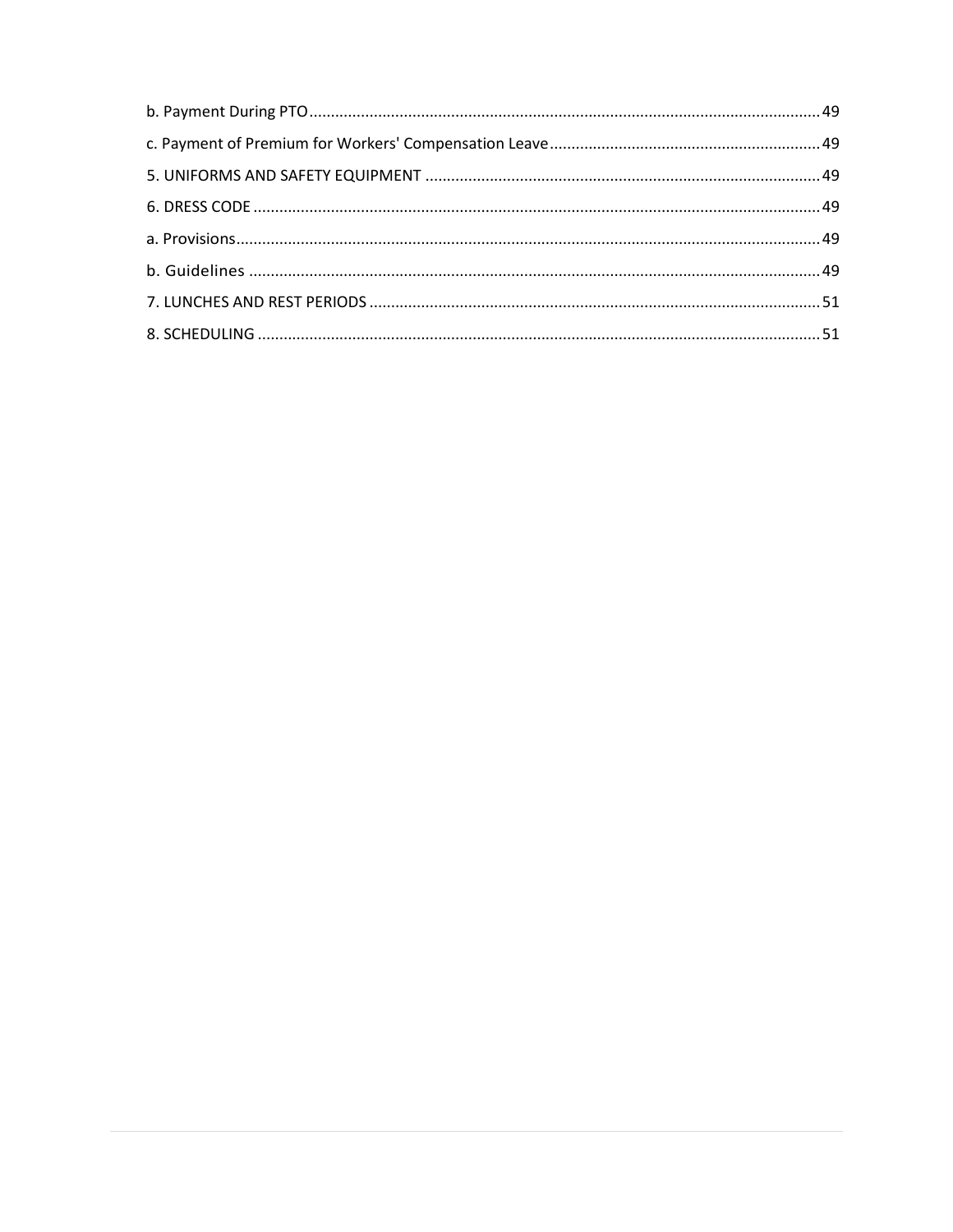b. Payment During PTO ..... 49

c. Payment of Premium for Workers' Compensation Leave ..... 49

5. UNIFORMS AND SAFETY EQUIPMENT ..... 49

6. DRESS CODE ..... 49

a. Provisions ..... 49

b. Guidelines ..... 49

7. LUNCHES AND REST PERIODS ..... 51

8. SCHEDULING ..... 51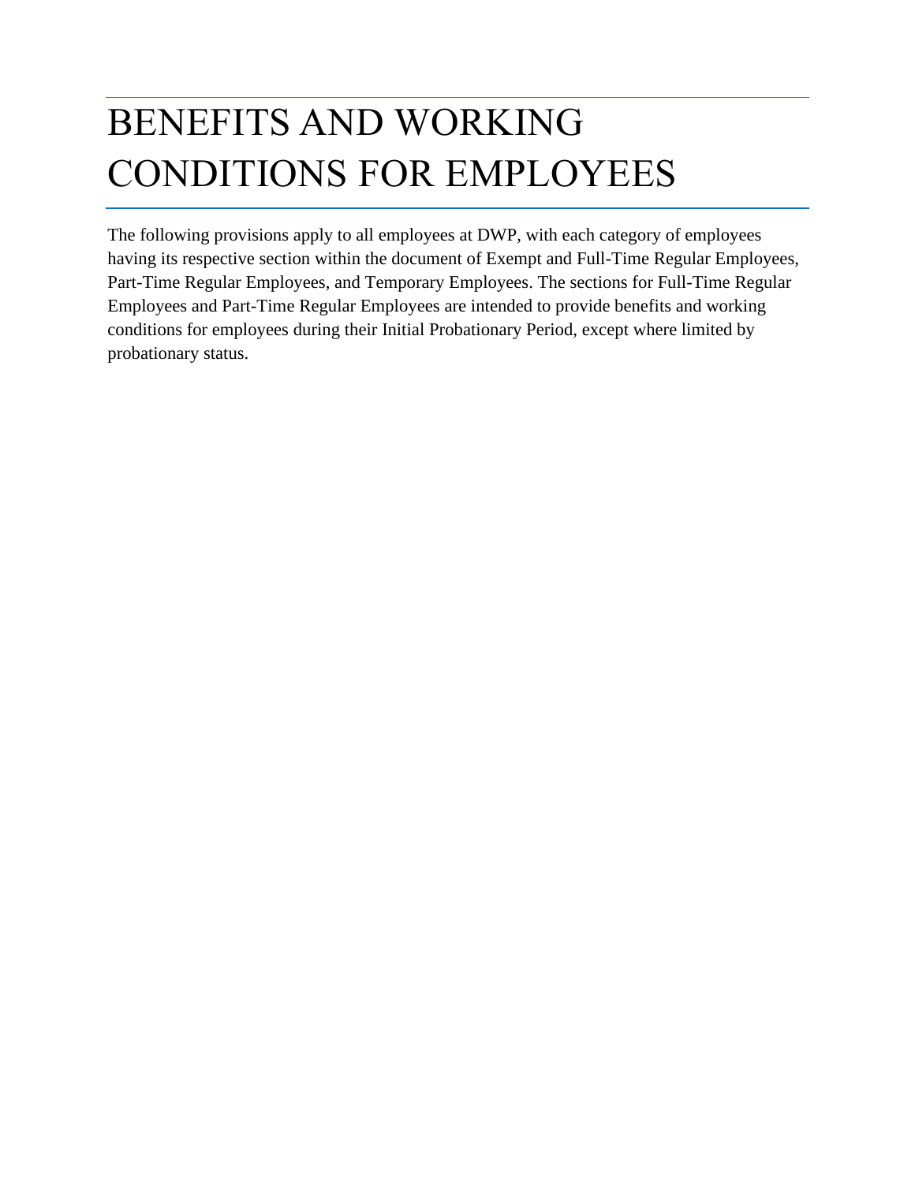# BENEFITS AND WORKING CONDITIONS FOR EMPLOYEES

The following provisions apply to all employees at DWP, with each category of employees having its respective section within the document of Exempt and Full-Time Regular Employees, Part-Time Regular Employees, and Temporary Employees. The sections for Full-Time Regular Employees and Part-Time Regular Employees are intended to provide benefits and working conditions for employees during their Initial Probationary Period, except where limited by probationary status.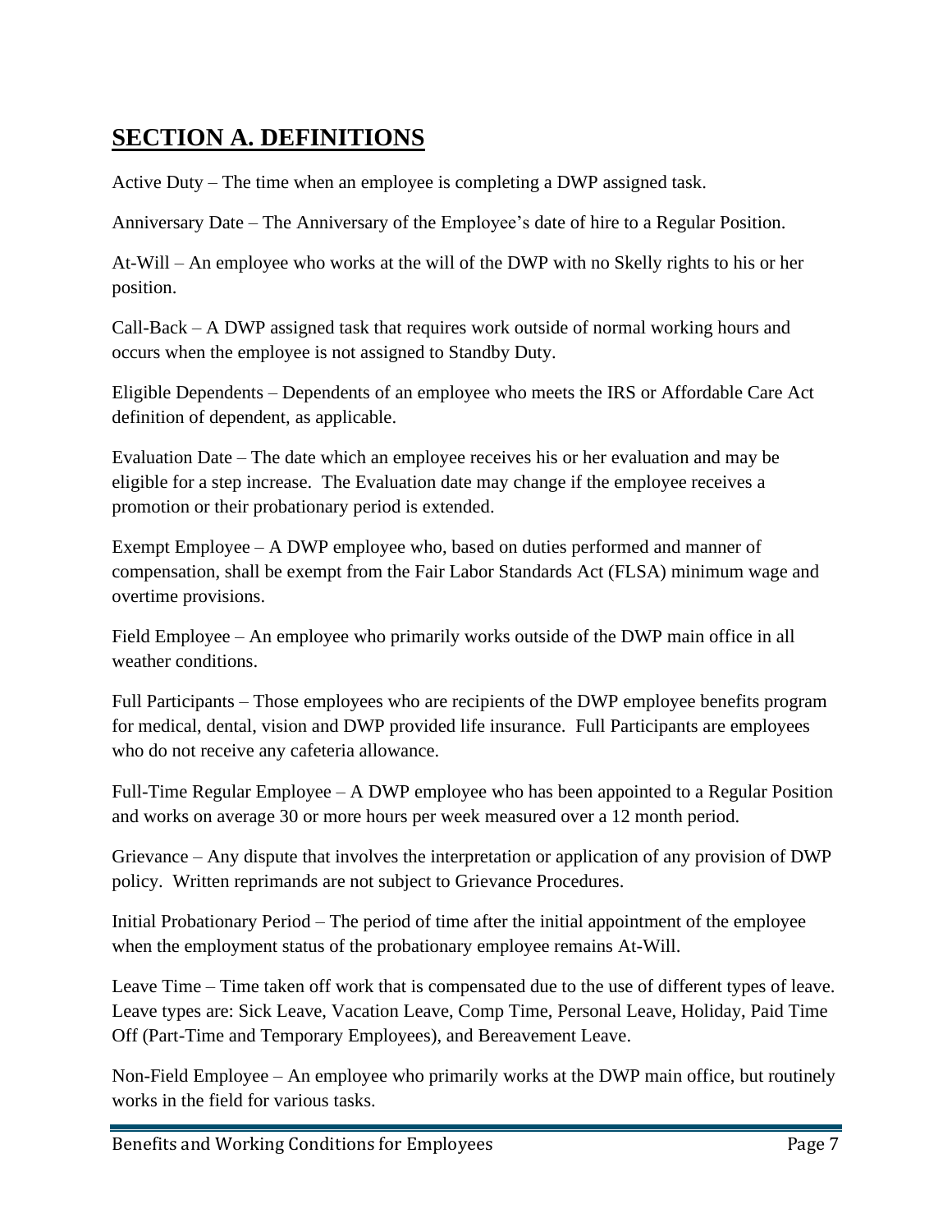## SECTION A. DEFINITIONS

Active Duty – The time when an employee is completing a DWP assigned task.

Anniversary Date – The Anniversary of the Employee's date of hire to a Regular Position.

At-Will – An employee who works at the will of the DWP with no Skelly rights to his or her position.

Call-Back – A DWP assigned task that requires work outside of normal working hours and occurs when the employee is not assigned to Standby Duty.

Eligible Dependents – Dependents of an employee who meets the IRS or Affordable Care Act definition of dependent, as applicable.

Evaluation Date – The date which an employee receives his or her evaluation and may be eligible for a step increase. The Evaluation date may change if the employee receives a promotion or their probationary period is extended.

Exempt Employee – A DWP employee who, based on duties performed and manner of compensation, shall be exempt from the Fair Labor Standards Act (FLSA) minimum wage and overtime provisions.

Field Employee – An employee who primarily works outside of the DWP main office in all weather conditions.

Full Participants – Those employees who are recipients of the DWP employee benefits program for medical, dental, vision and DWP provided life insurance. Full Participants are employees who do not receive any cafeteria allowance.

Full-Time Regular Employee – A DWP employee who has been appointed to a Regular Position and works on average 30 or more hours per week measured over a 12 month period.

Grievance – Any dispute that involves the interpretation or application of any provision of DWP policy. Written reprimands are not subject to Grievance Procedures.

Initial Probationary Period – The period of time after the initial appointment of the employee when the employment status of the probationary employee remains At-Will.

Leave Time – Time taken off work that is compensated due to the use of different types of leave. Leave types are: Sick Leave, Vacation Leave, Comp Time, Personal Leave, Holiday, Paid Time Off (Part-Time and Temporary Employees), and Bereavement Leave.

Non-Field Employee – An employee who primarily works at the DWP main office, but routinely works in the field for various tasks.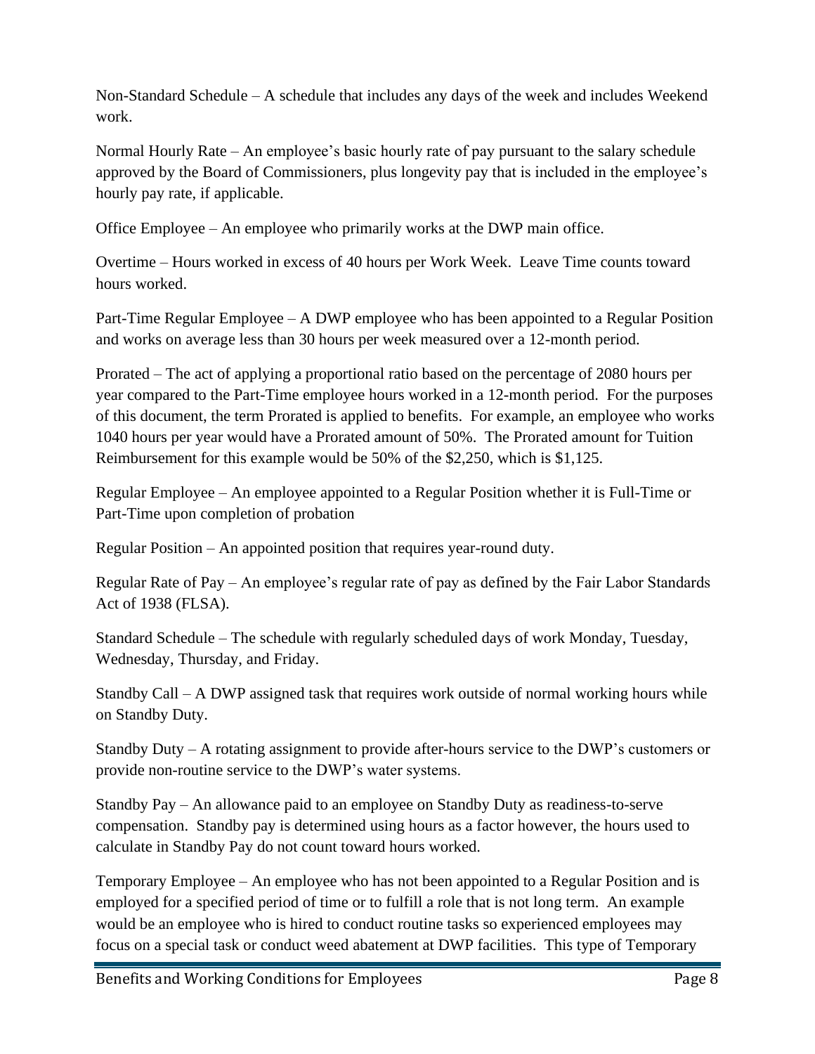Non-Standard Schedule – A schedule that includes any days of the week and includes Weekend work.

Normal Hourly Rate – An employee's basic hourly rate of pay pursuant to the salary schedule approved by the Board of Commissioners, plus longevity pay that is included in the employee's hourly pay rate, if applicable.

Office Employee – An employee who primarily works at the DWP main office.

Overtime – Hours worked in excess of 40 hours per Work Week. Leave Time counts toward hours worked.

Part-Time Regular Employee – A DWP employee who has been appointed to a Regular Position and works on average less than 30 hours per week measured over a 12-month period.

Prorated – The act of applying a proportional ratio based on the percentage of 2080 hours per year compared to the Part-Time employee hours worked in a 12-month period. For the purposes of this document, the term Prorated is applied to benefits. For example, an employee who works 1040 hours per year would have a Prorated amount of 50%. The Prorated amount for Tuition Reimbursement for this example would be 50% of the $2,250, which is $1,125.

Regular Employee – An employee appointed to a Regular Position whether it is Full-Time or Part-Time upon completion of probation

Regular Position – An appointed position that requires year-round duty.

Regular Rate of Pay – An employee's regular rate of pay as defined by the Fair Labor Standards Act of 1938 (FLSA).

Standard Schedule – The schedule with regularly scheduled days of work Monday, Tuesday, Wednesday, Thursday, and Friday.

Standby Call – A DWP assigned task that requires work outside of normal working hours while on Standby Duty.

Standby Duty – A rotating assignment to provide after-hours service to the DWP's customers or provide non-routine service to the DWP's water systems.

Standby Pay – An allowance paid to an employee on Standby Duty as readiness-to-serve compensation. Standby pay is determined using hours as a factor however, the hours used to calculate in Standby Pay do not count toward hours worked.

Temporary Employee – An employee who has not been appointed to a Regular Position and is employed for a specified period of time or to fulfill a role that is not long term. An example would be an employee who is hired to conduct routine tasks so experienced employees may focus on a special task or conduct weed abatement at DWP facilities. This type of Temporary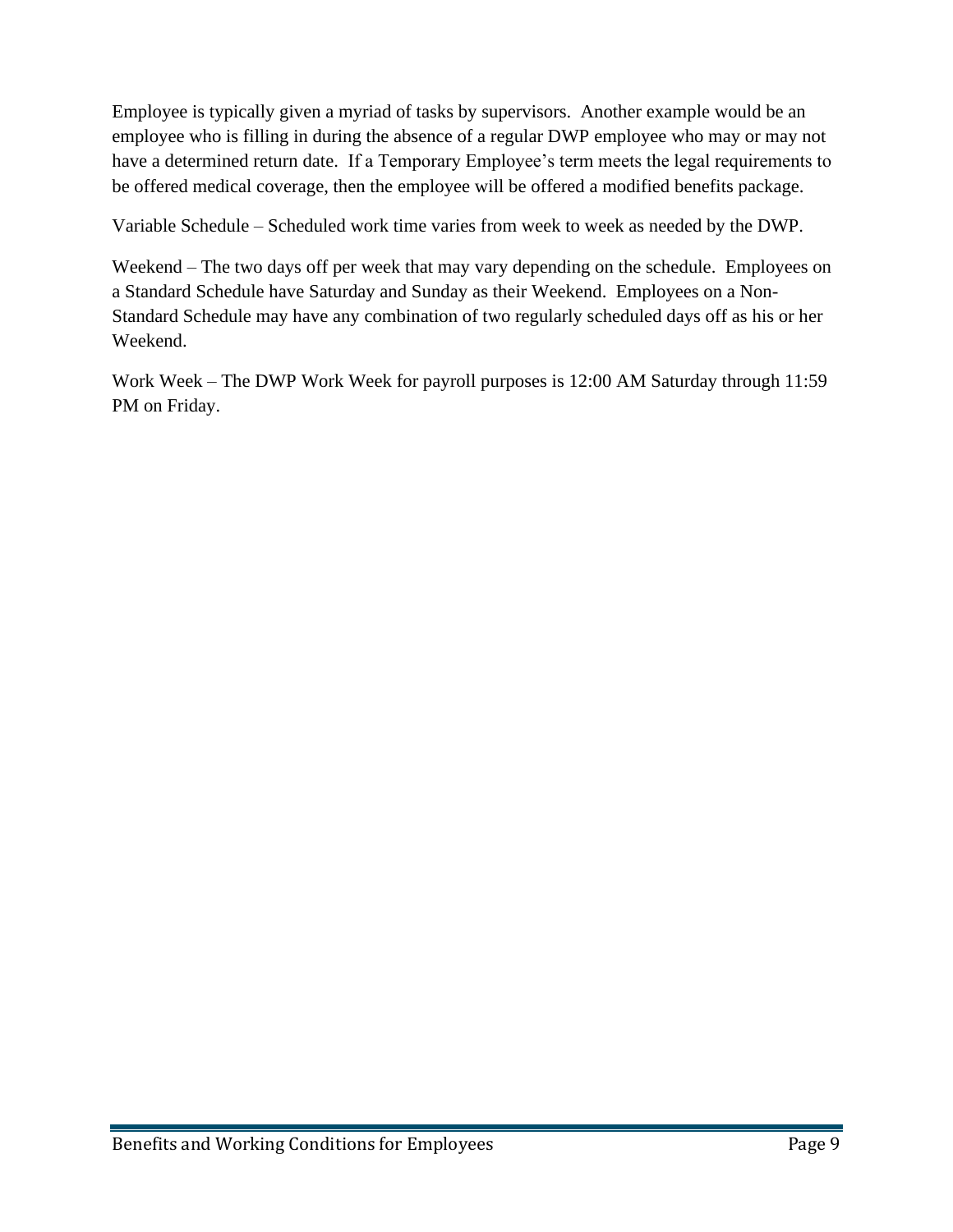Employee is typically given a myriad of tasks by supervisors. Another example would be an employee who is filling in during the absence of a regular DWP employee who may or may not have a determined return date. If a Temporary Employee's term meets the legal requirements to be offered medical coverage, then the employee will be offered a modified benefits package.

Variable Schedule – Scheduled work time varies from week to week as needed by the DWP.

Weekend – The two days off per week that may vary depending on the schedule. Employees on a Standard Schedule have Saturday and Sunday as their Weekend. Employees on a Non-Standard Schedule may have any combination of two regularly scheduled days off as his or her Weekend.

Work Week – The DWP Work Week for payroll purposes is 12:00 AM Saturday through 11:59 PM on Friday.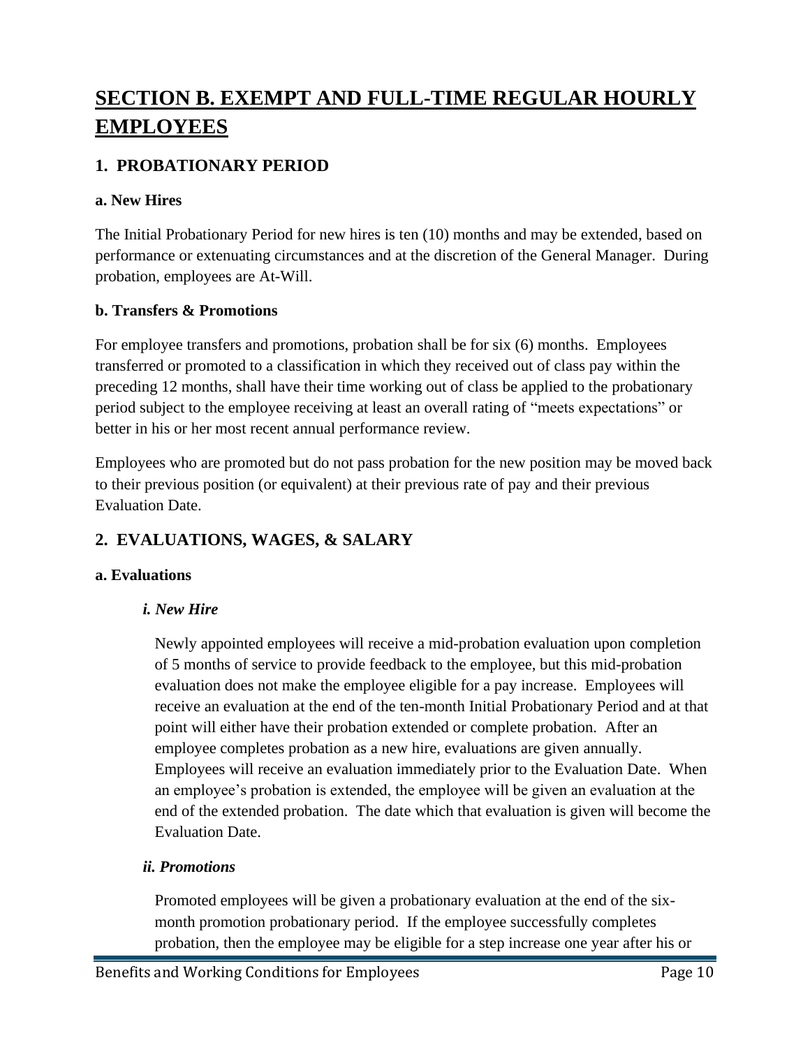# SECTION B. EXEMPT AND FULL-TIME REGULAR HOURLY EMPLOYEES

## 1. PROBATIONARY PERIOD

### a. New Hires

The Initial Probationary Period for new hires is ten (10) months and may be extended, based on performance or extenuating circumstances and at the discretion of the General Manager. During probation, employees are At-Will.

### b. Transfers & Promotions

For employee transfers and promotions, probation shall be for six (6) months. Employees transferred or promoted to a classification in which they received out of class pay within the preceding 12 months, shall have their time working out of class be applied to the probationary period subject to the employee receiving at least an overall rating of "meets expectations" or better in his or her most recent annual performance review.

Employees who are promoted but do not pass probation for the new position may be moved back to their previous position (or equivalent) at their previous rate of pay and their previous Evaluation Date.

## 2. EVALUATIONS, WAGES, & SALARY

### a. Evaluations

#### *i. New Hire*

Newly appointed employees will receive a mid-probation evaluation upon completion of 5 months of service to provide feedback to the employee, but this mid-probation evaluation does not make the employee eligible for a pay increase. Employees will receive an evaluation at the end of the ten-month Initial Probationary Period and at that point will either have their probation extended or complete probation. After an employee completes probation as a new hire, evaluations are given annually. Employees will receive an evaluation immediately prior to the Evaluation Date. When an employee's probation is extended, the employee will be given an evaluation at the end of the extended probation. The date which that evaluation is given will become the Evaluation Date.

#### *ii. Promotions*

Promoted employees will be given a probationary evaluation at the end of the six-month promotion probationary period. If the employee successfully completes probation, then the employee may be eligible for a step increase one year after his or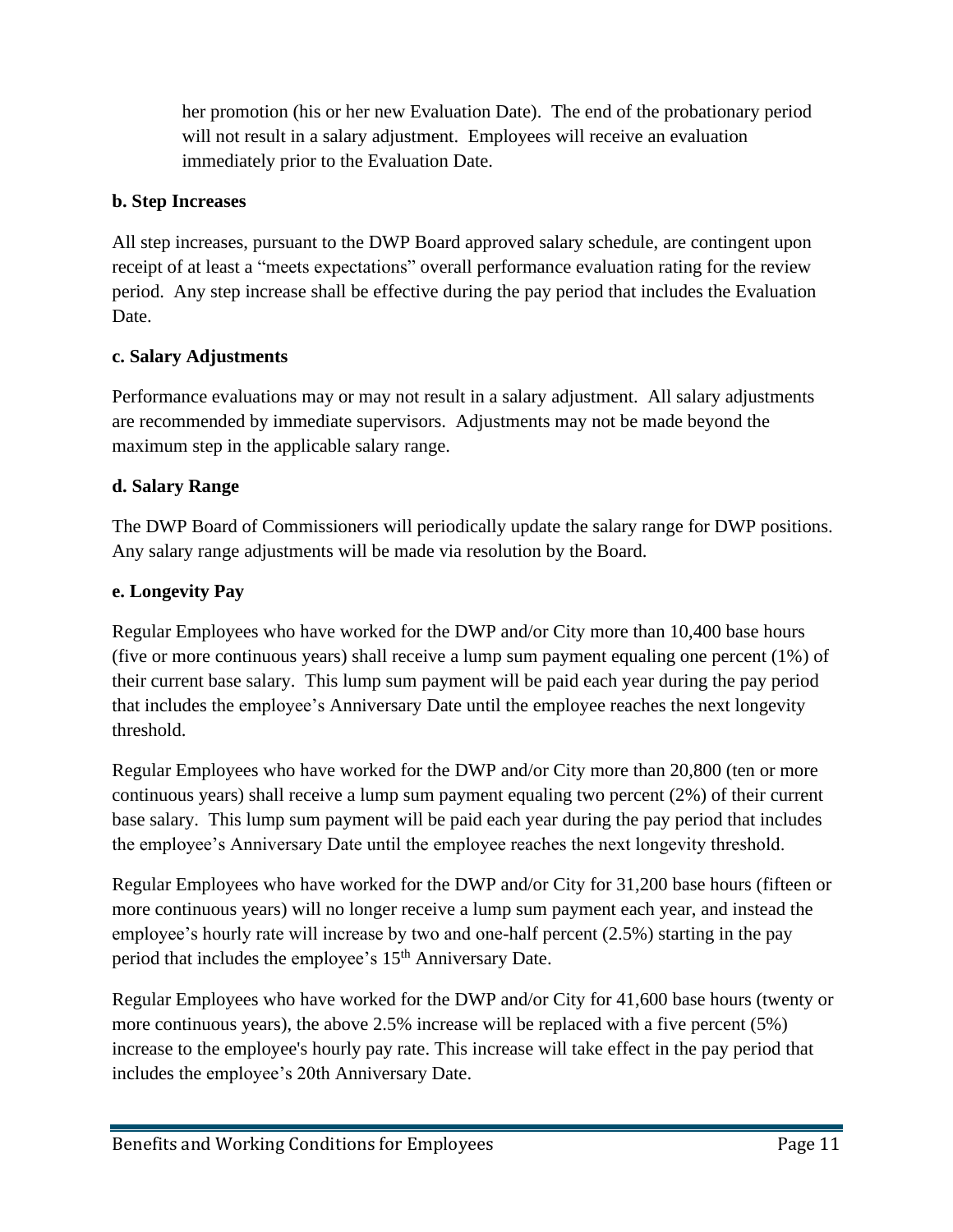her promotion (his or her new Evaluation Date). The end of the probationary period will not result in a salary adjustment. Employees will receive an evaluation immediately prior to the Evaluation Date.

**b. Step Increases**

All step increases, pursuant to the DWP Board approved salary schedule, are contingent upon receipt of at least a "meets expectations" overall performance evaluation rating for the review period. Any step increase shall be effective during the pay period that includes the Evaluation Date.

**c. Salary Adjustments**

Performance evaluations may or may not result in a salary adjustment. All salary adjustments are recommended by immediate supervisors. Adjustments may not be made beyond the maximum step in the applicable salary range.

**d. Salary Range**

The DWP Board of Commissioners will periodically update the salary range for DWP positions. Any salary range adjustments will be made via resolution by the Board.

**e. Longevity Pay**

Regular Employees who have worked for the DWP and/or City more than 10,400 base hours (five or more continuous years) shall receive a lump sum payment equaling one percent (1%) of their current base salary. This lump sum payment will be paid each year during the pay period that includes the employee's Anniversary Date until the employee reaches the next longevity threshold.

Regular Employees who have worked for the DWP and/or City more than 20,800 (ten or more continuous years) shall receive a lump sum payment equaling two percent (2%) of their current base salary. This lump sum payment will be paid each year during the pay period that includes the employee's Anniversary Date until the employee reaches the next longevity threshold.

Regular Employees who have worked for the DWP and/or City for 31,200 base hours (fifteen or more continuous years) will no longer receive a lump sum payment each year, and instead the employee's hourly rate will increase by two and one-half percent (2.5%) starting in the pay period that includes the employee's 15th Anniversary Date.

Regular Employees who have worked for the DWP and/or City for 41,600 base hours (twenty or more continuous years), the above 2.5% increase will be replaced with a five percent (5%) increase to the employee's hourly pay rate. This increase will take effect in the pay period that includes the employee's 20th Anniversary Date.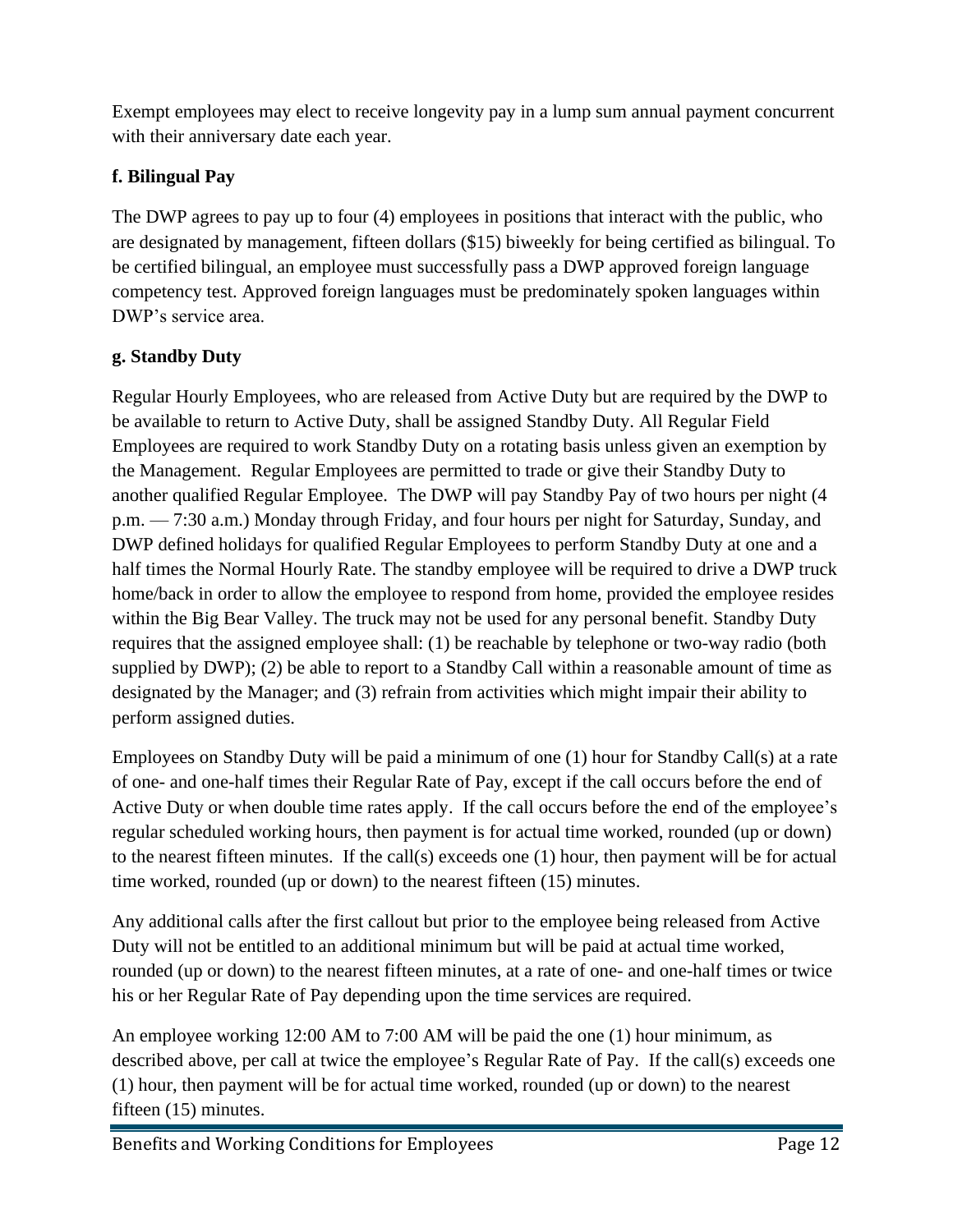Exempt employees may elect to receive longevity pay in a lump sum annual payment concurrent with their anniversary date each year.

### f. Bilingual Pay

The DWP agrees to pay up to four (4) employees in positions that interact with the public, who are designated by management, fifteen dollars ($15) biweekly for being certified as bilingual. To be certified bilingual, an employee must successfully pass a DWP approved foreign language competency test. Approved foreign languages must be predominately spoken languages within DWP's service area.

### g. Standby Duty

Regular Hourly Employees, who are released from Active Duty but are required by the DWP to be available to return to Active Duty, shall be assigned Standby Duty. All Regular Field Employees are required to work Standby Duty on a rotating basis unless given an exemption by the Management. Regular Employees are permitted to trade or give their Standby Duty to another qualified Regular Employee. The DWP will pay Standby Pay of two hours per night (4 p.m. — 7:30 a.m.) Monday through Friday, and four hours per night for Saturday, Sunday, and DWP defined holidays for qualified Regular Employees to perform Standby Duty at one and a half times the Normal Hourly Rate. The standby employee will be required to drive a DWP truck home/back in order to allow the employee to respond from home, provided the employee resides within the Big Bear Valley. The truck may not be used for any personal benefit. Standby Duty requires that the assigned employee shall: (1) be reachable by telephone or two-way radio (both supplied by DWP); (2) be able to report to a Standby Call within a reasonable amount of time as designated by the Manager; and (3) refrain from activities which might impair their ability to perform assigned duties.

Employees on Standby Duty will be paid a minimum of one (1) hour for Standby Call(s) at a rate of one- and one-half times their Regular Rate of Pay, except if the call occurs before the end of Active Duty or when double time rates apply. If the call occurs before the end of the employee's regular scheduled working hours, then payment is for actual time worked, rounded (up or down) to the nearest fifteen minutes. If the call(s) exceeds one (1) hour, then payment will be for actual time worked, rounded (up or down) to the nearest fifteen (15) minutes.

Any additional calls after the first callout but prior to the employee being released from Active Duty will not be entitled to an additional minimum but will be paid at actual time worked, rounded (up or down) to the nearest fifteen minutes, at a rate of one- and one-half times or twice his or her Regular Rate of Pay depending upon the time services are required.

An employee working 12:00 AM to 7:00 AM will be paid the one (1) hour minimum, as described above, per call at twice the employee's Regular Rate of Pay. If the call(s) exceeds one (1) hour, then payment will be for actual time worked, rounded (up or down) to the nearest fifteen (15) minutes.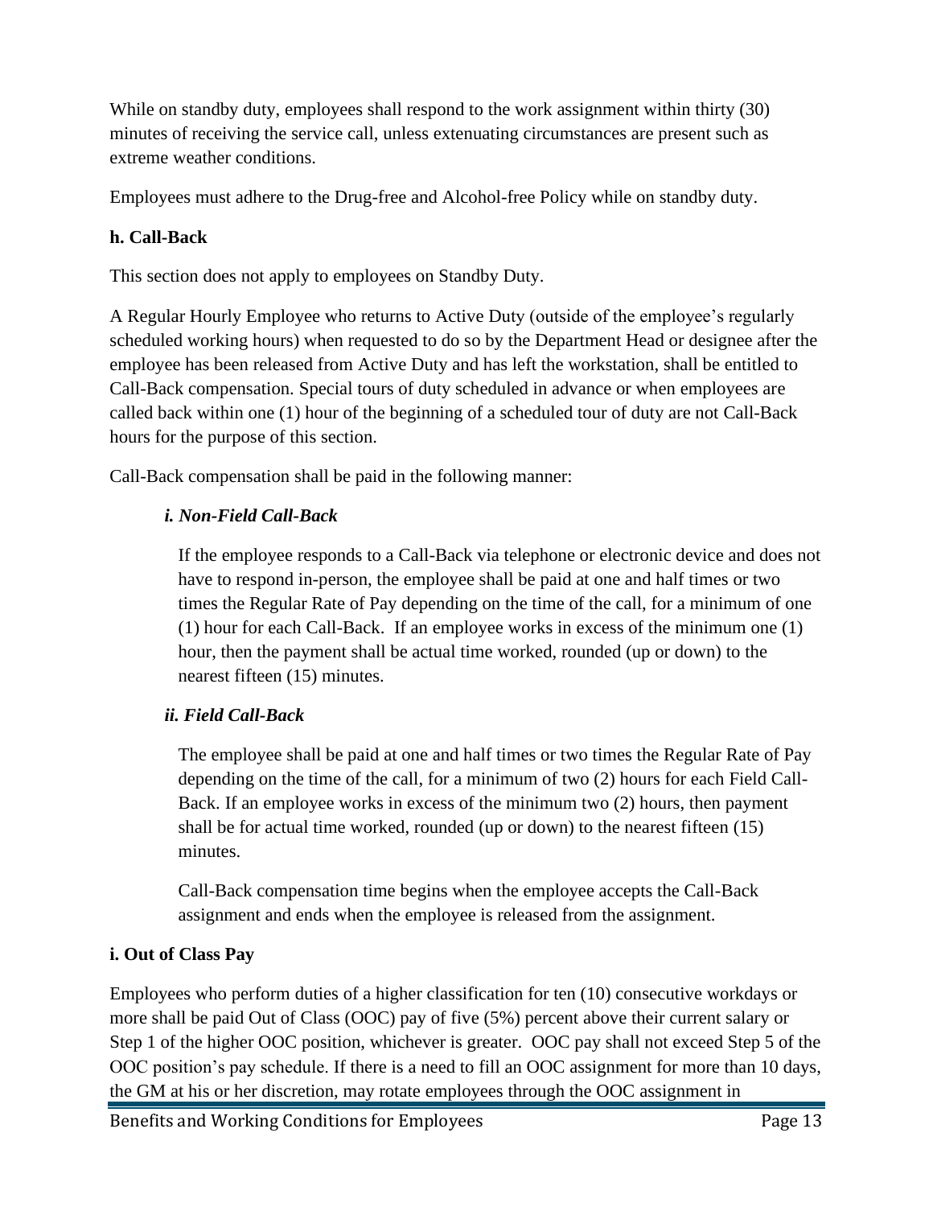While on standby duty, employees shall respond to the work assignment within thirty (30) minutes of receiving the service call, unless extenuating circumstances are present such as extreme weather conditions.

Employees must adhere to the Drug-free and Alcohol-free Policy while on standby duty.

**h. Call-Back**

This section does not apply to employees on Standby Duty.

A Regular Hourly Employee who returns to Active Duty (outside of the employee's regularly scheduled working hours) when requested to do so by the Department Head or designee after the employee has been released from Active Duty and has left the workstation, shall be entitled to Call-Back compensation. Special tours of duty scheduled in advance or when employees are called back within one (1) hour of the beginning of a scheduled tour of duty are not Call-Back hours for the purpose of this section.

Call-Back compensation shall be paid in the following manner:

***i. Non-Field Call-Back***

If the employee responds to a Call-Back via telephone or electronic device and does not have to respond in-person, the employee shall be paid at one and half times or two times the Regular Rate of Pay depending on the time of the call, for a minimum of one (1) hour for each Call-Back. If an employee works in excess of the minimum one (1) hour, then the payment shall be actual time worked, rounded (up or down) to the nearest fifteen (15) minutes.

***ii. Field Call-Back***

The employee shall be paid at one and half times or two times the Regular Rate of Pay depending on the time of the call, for a minimum of two (2) hours for each Field Call-Back. If an employee works in excess of the minimum two (2) hours, then payment shall be for actual time worked, rounded (up or down) to the nearest fifteen (15) minutes.

Call-Back compensation time begins when the employee accepts the Call-Back assignment and ends when the employee is released from the assignment.

**i. Out of Class Pay**

Employees who perform duties of a higher classification for ten (10) consecutive workdays or more shall be paid Out of Class (OOC) pay of five (5%) percent above their current salary or Step 1 of the higher OOC position, whichever is greater. OOC pay shall not exceed Step 5 of the OOC position's pay schedule. If there is a need to fill an OOC assignment for more than 10 days, the GM at his or her discretion, may rotate employees through the OOC assignment in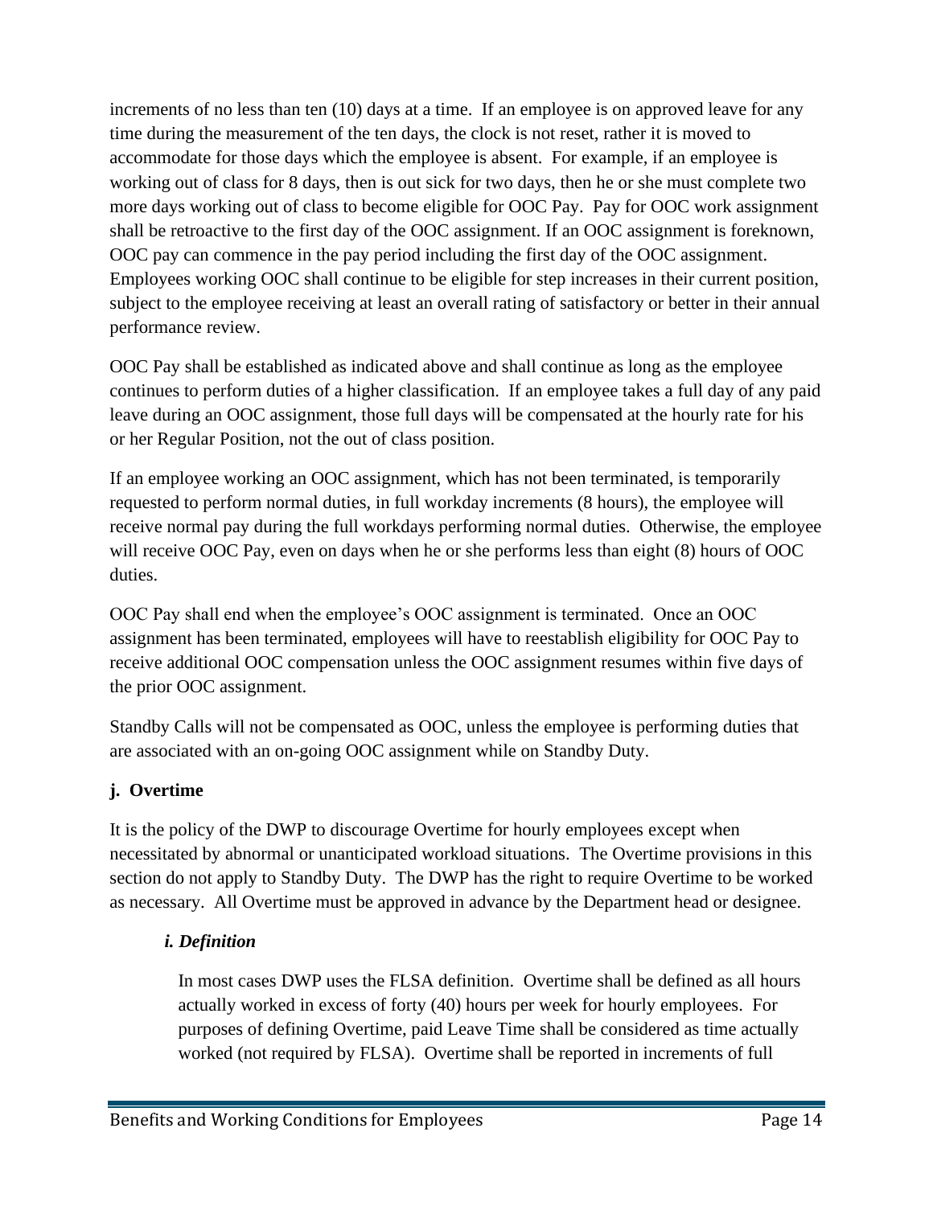increments of no less than ten (10) days at a time. If an employee is on approved leave for any time during the measurement of the ten days, the clock is not reset, rather it is moved to accommodate for those days which the employee is absent. For example, if an employee is working out of class for 8 days, then is out sick for two days, then he or she must complete two more days working out of class to become eligible for OOC Pay. Pay for OOC work assignment shall be retroactive to the first day of the OOC assignment. If an OOC assignment is foreknown, OOC pay can commence in the pay period including the first day of the OOC assignment. Employees working OOC shall continue to be eligible for step increases in their current position, subject to the employee receiving at least an overall rating of satisfactory or better in their annual performance review.

OOC Pay shall be established as indicated above and shall continue as long as the employee continues to perform duties of a higher classification. If an employee takes a full day of any paid leave during an OOC assignment, those full days will be compensated at the hourly rate for his or her Regular Position, not the out of class position.

If an employee working an OOC assignment, which has not been terminated, is temporarily requested to perform normal duties, in full workday increments (8 hours), the employee will receive normal pay during the full workdays performing normal duties. Otherwise, the employee will receive OOC Pay, even on days when he or she performs less than eight (8) hours of OOC duties.

OOC Pay shall end when the employee's OOC assignment is terminated. Once an OOC assignment has been terminated, employees will have to reestablish eligibility for OOC Pay to receive additional OOC compensation unless the OOC assignment resumes within five days of the prior OOC assignment.

Standby Calls will not be compensated as OOC, unless the employee is performing duties that are associated with an on-going OOC assignment while on Standby Duty.

**j. Overtime**

It is the policy of the DWP to discourage Overtime for hourly employees except when necessitated by abnormal or unanticipated workload situations. The Overtime provisions in this section do not apply to Standby Duty. The DWP has the right to require Overtime to be worked as necessary. All Overtime must be approved in advance by the Department head or designee.

***i. Definition***

In most cases DWP uses the FLSA definition. Overtime shall be defined as all hours actually worked in excess of forty (40) hours per week for hourly employees. For purposes of defining Overtime, paid Leave Time shall be considered as time actually worked (not required by FLSA). Overtime shall be reported in increments of full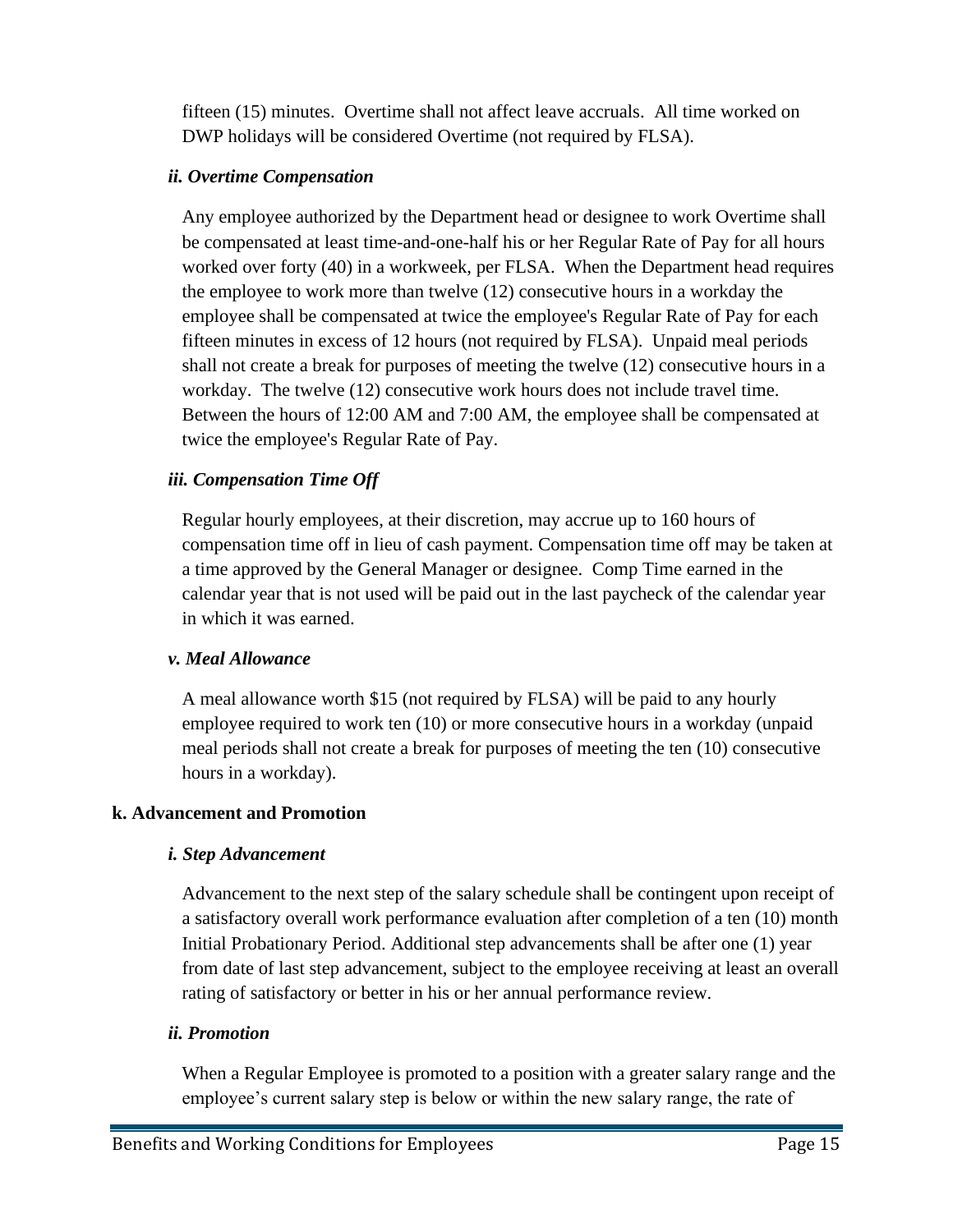fifteen (15) minutes. Overtime shall not affect leave accruals. All time worked on DWP holidays will be considered Overtime (not required by FLSA).

#### *ii. Overtime Compensation*

Any employee authorized by the Department head or designee to work Overtime shall be compensated at least time-and-one-half his or her Regular Rate of Pay for all hours worked over forty (40) in a workweek, per FLSA. When the Department head requires the employee to work more than twelve (12) consecutive hours in a workday the employee shall be compensated at twice the employee's Regular Rate of Pay for each fifteen minutes in excess of 12 hours (not required by FLSA). Unpaid meal periods shall not create a break for purposes of meeting the twelve (12) consecutive hours in a workday. The twelve (12) consecutive work hours does not include travel time. Between the hours of 12:00 AM and 7:00 AM, the employee shall be compensated at twice the employee's Regular Rate of Pay.

#### *iii. Compensation Time Off*

Regular hourly employees, at their discretion, may accrue up to 160 hours of compensation time off in lieu of cash payment. Compensation time off may be taken at a time approved by the General Manager or designee. Comp Time earned in the calendar year that is not used will be paid out in the last paycheck of the calendar year in which it was earned.

#### *v. Meal Allowance*

A meal allowance worth $15 (not required by FLSA) will be paid to any hourly employee required to work ten (10) or more consecutive hours in a workday (unpaid meal periods shall not create a break for purposes of meeting the ten (10) consecutive hours in a workday).

### k. Advancement and Promotion

#### *i. Step Advancement*

Advancement to the next step of the salary schedule shall be contingent upon receipt of a satisfactory overall work performance evaluation after completion of a ten (10) month Initial Probationary Period. Additional step advancements shall be after one (1) year from date of last step advancement, subject to the employee receiving at least an overall rating of satisfactory or better in his or her annual performance review.

#### *ii. Promotion*

When a Regular Employee is promoted to a position with a greater salary range and the employee's current salary step is below or within the new salary range, the rate of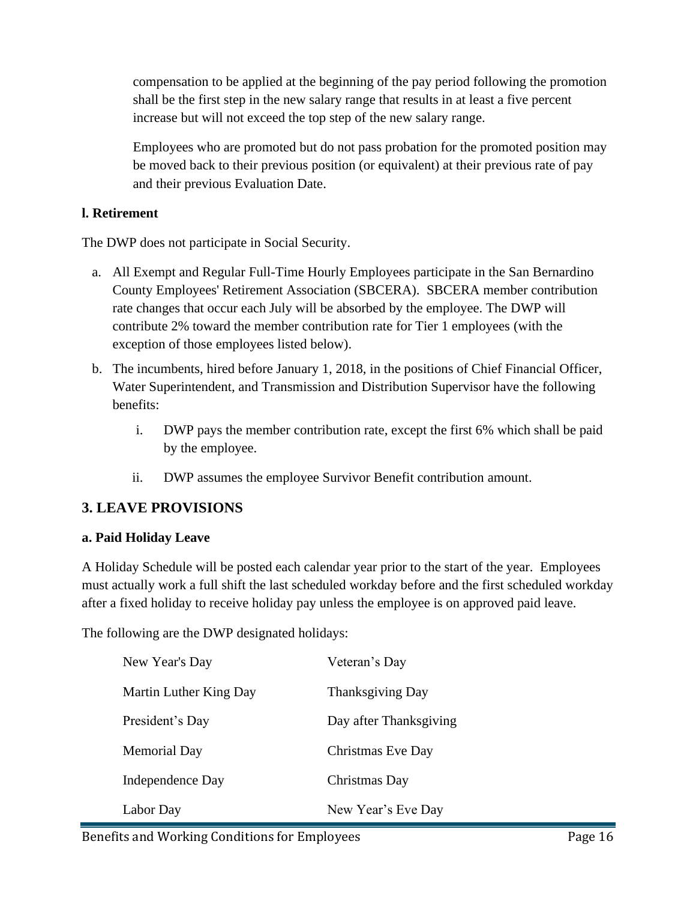compensation to be applied at the beginning of the pay period following the promotion shall be the first step in the new salary range that results in at least a five percent increase but will not exceed the top step of the new salary range.

Employees who are promoted but do not pass probation for the promoted position may be moved back to their previous position (or equivalent) at their previous rate of pay and their previous Evaluation Date.

### l. Retirement

The DWP does not participate in Social Security.

a. All Exempt and Regular Full-Time Hourly Employees participate in the San Bernardino County Employees' Retirement Association (SBCERA). SBCERA member contribution rate changes that occur each July will be absorbed by the employee. The DWP will contribute 2% toward the member contribution rate for Tier 1 employees (with the exception of those employees listed below).

b. The incumbents, hired before January 1, 2018, in the positions of Chief Financial Officer, Water Superintendent, and Transmission and Distribution Supervisor have the following benefits:

    i. DWP pays the member contribution rate, except the first 6% which shall be paid by the employee.

    ii. DWP assumes the employee Survivor Benefit contribution amount.

## 3. LEAVE PROVISIONS

### a. Paid Holiday Leave

A Holiday Schedule will be posted each calendar year prior to the start of the year. Employees must actually work a full shift the last scheduled workday before and the first scheduled workday after a fixed holiday to receive holiday pay unless the employee is on approved paid leave.

The following are the DWP designated holidays:

| | |
|---|---|
| New Year's Day | Veteran's Day |
| Martin Luther King Day | Thanksgiving Day |
| President's Day | Day after Thanksgiving |
| Memorial Day | Christmas Eve Day |
| Independence Day | Christmas Day |
| Labor Day | New Year's Eve Day |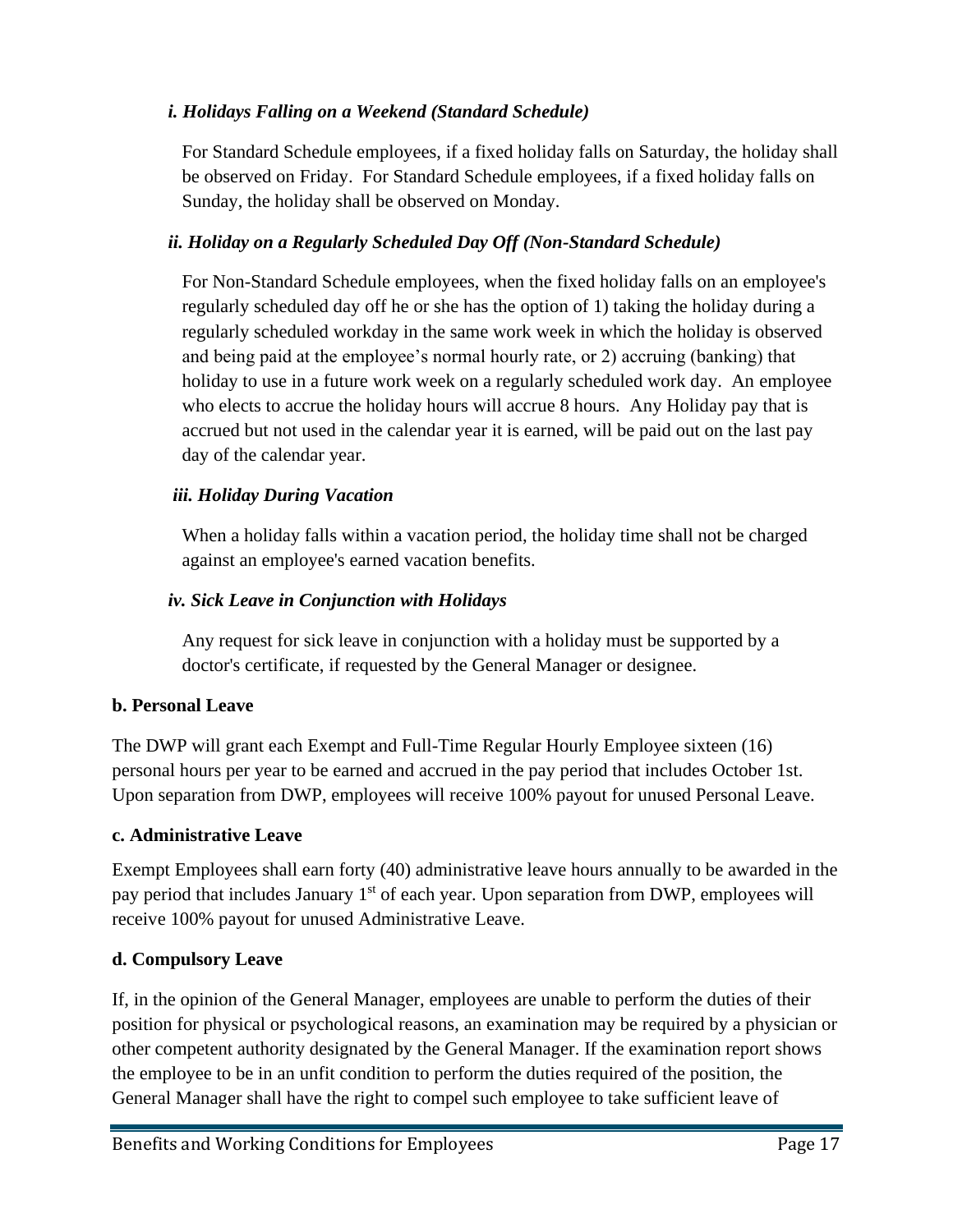*i. Holidays Falling on a Weekend (Standard Schedule)*

For Standard Schedule employees, if a fixed holiday falls on Saturday, the holiday shall be observed on Friday. For Standard Schedule employees, if a fixed holiday falls on Sunday, the holiday shall be observed on Monday.

*ii. Holiday on a Regularly Scheduled Day Off (Non-Standard Schedule)*

For Non-Standard Schedule employees, when the fixed holiday falls on an employee's regularly scheduled day off he or she has the option of 1) taking the holiday during a regularly scheduled workday in the same work week in which the holiday is observed and being paid at the employee's normal hourly rate, or 2) accruing (banking) that holiday to use in a future work week on a regularly scheduled work day. An employee who elects to accrue the holiday hours will accrue 8 hours. Any Holiday pay that is accrued but not used in the calendar year it is earned, will be paid out on the last pay day of the calendar year.

*iii. Holiday During Vacation*

When a holiday falls within a vacation period, the holiday time shall not be charged against an employee's earned vacation benefits.

*iv. Sick Leave in Conjunction with Holidays*

Any request for sick leave in conjunction with a holiday must be supported by a doctor's certificate, if requested by the General Manager or designee.

**b. Personal Leave**

The DWP will grant each Exempt and Full-Time Regular Hourly Employee sixteen (16) personal hours per year to be earned and accrued in the pay period that includes October 1st. Upon separation from DWP, employees will receive 100% payout for unused Personal Leave.

**c. Administrative Leave**

Exempt Employees shall earn forty (40) administrative leave hours annually to be awarded in the pay period that includes January 1st of each year. Upon separation from DWP, employees will receive 100% payout for unused Administrative Leave.

**d. Compulsory Leave**

If, in the opinion of the General Manager, employees are unable to perform the duties of their position for physical or psychological reasons, an examination may be required by a physician or other competent authority designated by the General Manager. If the examination report shows the employee to be in an unfit condition to perform the duties required of the position, the General Manager shall have the right to compel such employee to take sufficient leave of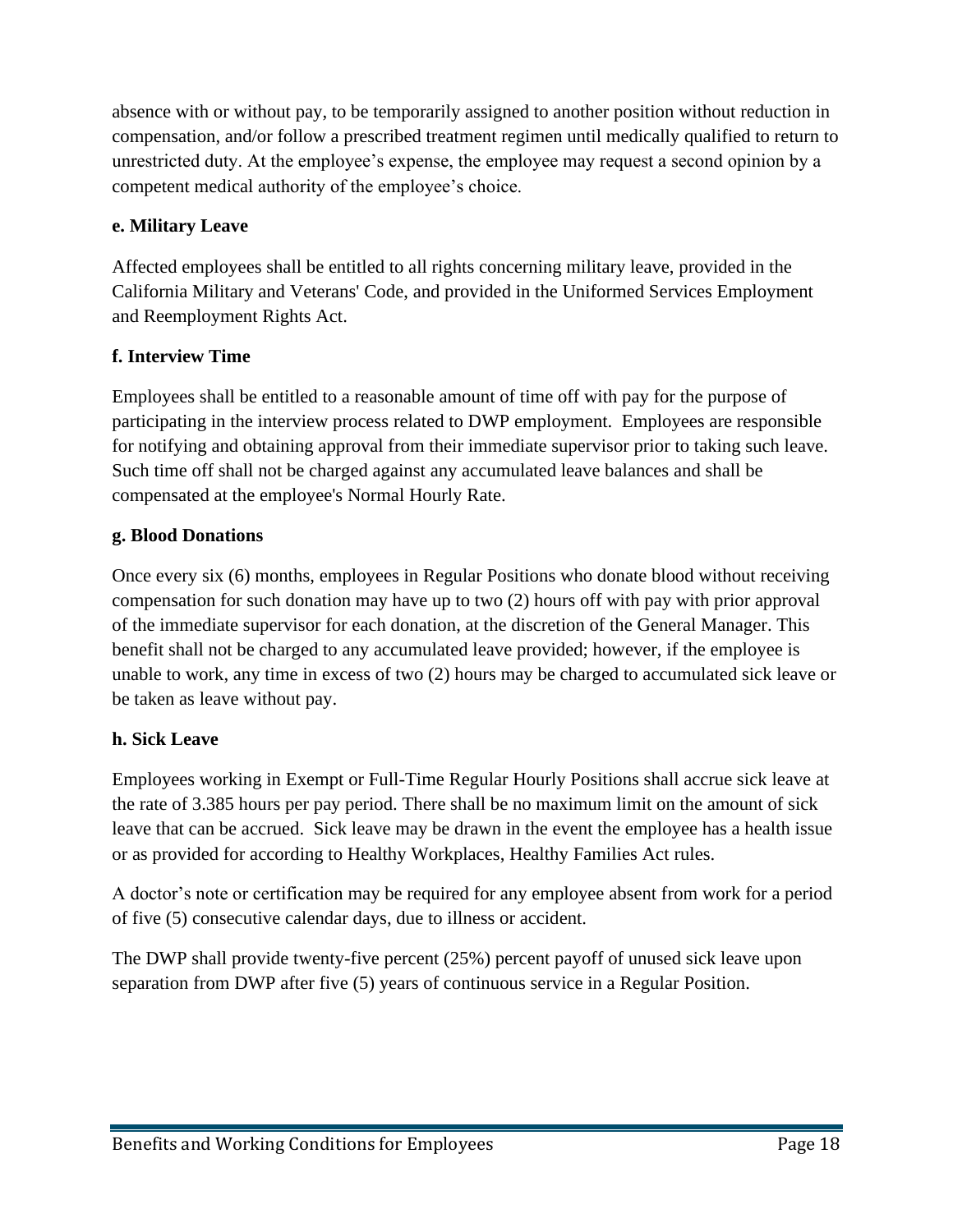absence with or without pay, to be temporarily assigned to another position without reduction in compensation, and/or follow a prescribed treatment regimen until medically qualified to return to unrestricted duty. At the employee's expense, the employee may request a second opinion by a competent medical authority of the employee's choice.

**e. Military Leave**

Affected employees shall be entitled to all rights concerning military leave, provided in the California Military and Veterans' Code, and provided in the Uniformed Services Employment and Reemployment Rights Act.

**f. Interview Time**

Employees shall be entitled to a reasonable amount of time off with pay for the purpose of participating in the interview process related to DWP employment. Employees are responsible for notifying and obtaining approval from their immediate supervisor prior to taking such leave. Such time off shall not be charged against any accumulated leave balances and shall be compensated at the employee's Normal Hourly Rate.

**g. Blood Donations**

Once every six (6) months, employees in Regular Positions who donate blood without receiving compensation for such donation may have up to two (2) hours off with pay with prior approval of the immediate supervisor for each donation, at the discretion of the General Manager. This benefit shall not be charged to any accumulated leave provided; however, if the employee is unable to work, any time in excess of two (2) hours may be charged to accumulated sick leave or be taken as leave without pay.

**h. Sick Leave**

Employees working in Exempt or Full-Time Regular Hourly Positions shall accrue sick leave at the rate of 3.385 hours per pay period. There shall be no maximum limit on the amount of sick leave that can be accrued. Sick leave may be drawn in the event the employee has a health issue or as provided for according to Healthy Workplaces, Healthy Families Act rules.

A doctor's note or certification may be required for any employee absent from work for a period of five (5) consecutive calendar days, due to illness or accident.

The DWP shall provide twenty-five percent (25%) percent payoff of unused sick leave upon separation from DWP after five (5) years of continuous service in a Regular Position.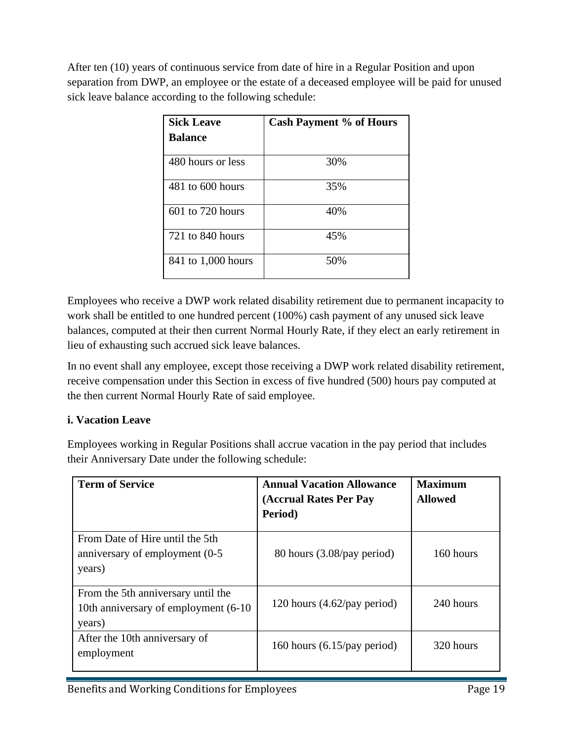After ten (10) years of continuous service from date of hire in a Regular Position and upon separation from DWP, an employee or the estate of a deceased employee will be paid for unused sick leave balance according to the following schedule:

| Sick Leave Balance | Cash Payment % of Hours |
|---|---|
| 480 hours or less | 30% |
| 481 to 600 hours | 35% |
| 601 to 720 hours | 40% |
| 721 to 840 hours | 45% |
| 841 to 1,000 hours | 50% |

Employees who receive a DWP work related disability retirement due to permanent incapacity to work shall be entitled to one hundred percent (100%) cash payment of any unused sick leave balances, computed at their then current Normal Hourly Rate, if they elect an early retirement in lieu of exhausting such accrued sick leave balances.

In no event shall any employee, except those receiving a DWP work related disability retirement, receive compensation under this Section in excess of five hundred (500) hours pay computed at the then current Normal Hourly Rate of said employee.

**i. Vacation Leave**

Employees working in Regular Positions shall accrue vacation in the pay period that includes their Anniversary Date under the following schedule:

| Term of Service | Annual Vacation Allowance (Accrual Rates Per Pay Period) | Maximum Allowed |
|---|---|---|
| From Date of Hire until the 5th anniversary of employment (0-5 years) | 80 hours (3.08/pay period) | 160 hours |
| From the 5th anniversary until the 10th anniversary of employment (6-10 years) | 120 hours (4.62/pay period) | 240 hours |
| After the 10th anniversary of employment | 160 hours (6.15/pay period) | 320 hours |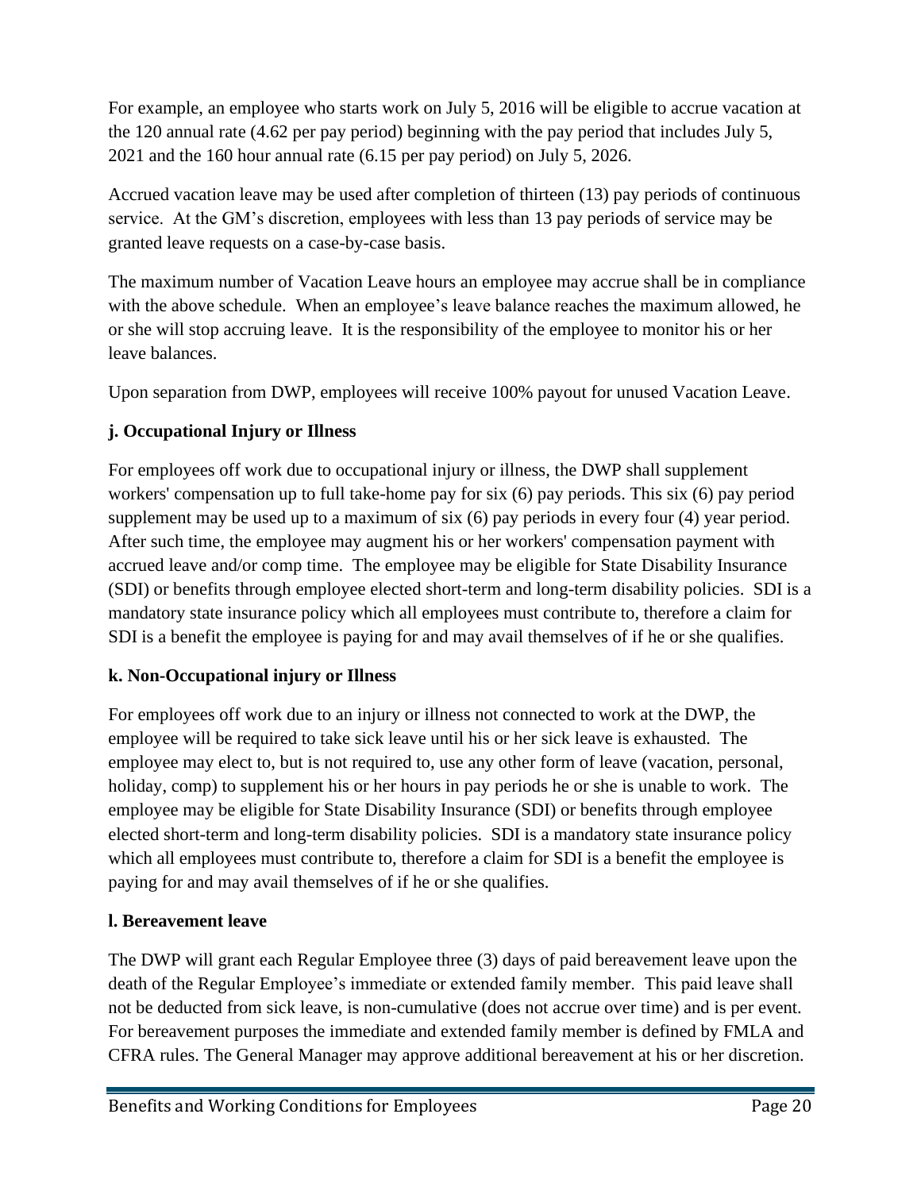For example, an employee who starts work on July 5, 2016 will be eligible to accrue vacation at the 120 annual rate (4.62 per pay period) beginning with the pay period that includes July 5, 2021 and the 160 hour annual rate (6.15 per pay period) on July 5, 2026.

Accrued vacation leave may be used after completion of thirteen (13) pay periods of continuous service. At the GM's discretion, employees with less than 13 pay periods of service may be granted leave requests on a case-by-case basis.

The maximum number of Vacation Leave hours an employee may accrue shall be in compliance with the above schedule. When an employee's leave balance reaches the maximum allowed, he or she will stop accruing leave. It is the responsibility of the employee to monitor his or her leave balances.

Upon separation from DWP, employees will receive 100% payout for unused Vacation Leave.

**j. Occupational Injury or Illness**

For employees off work due to occupational injury or illness, the DWP shall supplement workers' compensation up to full take-home pay for six (6) pay periods. This six (6) pay period supplement may be used up to a maximum of six (6) pay periods in every four (4) year period. After such time, the employee may augment his or her workers' compensation payment with accrued leave and/or comp time. The employee may be eligible for State Disability Insurance (SDI) or benefits through employee elected short-term and long-term disability policies. SDI is a mandatory state insurance policy which all employees must contribute to, therefore a claim for SDI is a benefit the employee is paying for and may avail themselves of if he or she qualifies.

**k. Non-Occupational injury or Illness**

For employees off work due to an injury or illness not connected to work at the DWP, the employee will be required to take sick leave until his or her sick leave is exhausted. The employee may elect to, but is not required to, use any other form of leave (vacation, personal, holiday, comp) to supplement his or her hours in pay periods he or she is unable to work. The employee may be eligible for State Disability Insurance (SDI) or benefits through employee elected short-term and long-term disability policies. SDI is a mandatory state insurance policy which all employees must contribute to, therefore a claim for SDI is a benefit the employee is paying for and may avail themselves of if he or she qualifies.

**l. Bereavement leave**

The DWP will grant each Regular Employee three (3) days of paid bereavement leave upon the death of the Regular Employee's immediate or extended family member. This paid leave shall not be deducted from sick leave, is non-cumulative (does not accrue over time) and is per event. For bereavement purposes the immediate and extended family member is defined by FMLA and CFRA rules. The General Manager may approve additional bereavement at his or her discretion.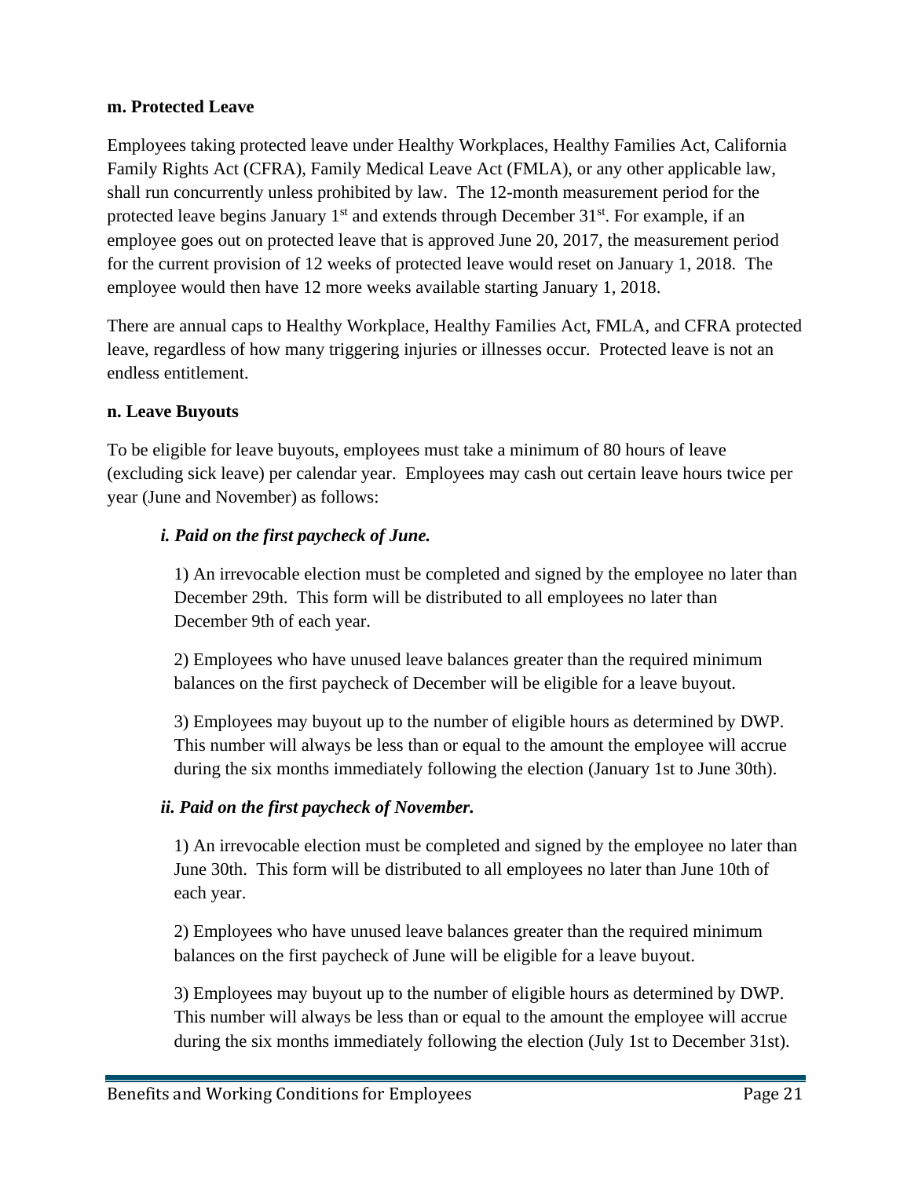**m. Protected Leave**

Employees taking protected leave under Healthy Workplaces, Healthy Families Act, California Family Rights Act (CFRA), Family Medical Leave Act (FMLA), or any other applicable law, shall run concurrently unless prohibited by law. The 12-month measurement period for the protected leave begins January 1st and extends through December 31st. For example, if an employee goes out on protected leave that is approved June 20, 2017, the measurement period for the current provision of 12 weeks of protected leave would reset on January 1, 2018. The employee would then have 12 more weeks available starting January 1, 2018.

There are annual caps to Healthy Workplace, Healthy Families Act, FMLA, and CFRA protected leave, regardless of how many triggering injuries or illnesses occur. Protected leave is not an endless entitlement.

**n. Leave Buyouts**

To be eligible for leave buyouts, employees must take a minimum of 80 hours of leave (excluding sick leave) per calendar year. Employees may cash out certain leave hours twice per year (June and November) as follows:

***i. Paid on the first paycheck of June.***

1) An irrevocable election must be completed and signed by the employee no later than December 29th. This form will be distributed to all employees no later than December 9th of each year.

2) Employees who have unused leave balances greater than the required minimum balances on the first paycheck of December will be eligible for a leave buyout.

3) Employees may buyout up to the number of eligible hours as determined by DWP. This number will always be less than or equal to the amount the employee will accrue during the six months immediately following the election (January 1st to June 30th).

***ii. Paid on the first paycheck of November.***

1) An irrevocable election must be completed and signed by the employee no later than June 30th. This form will be distributed to all employees no later than June 10th of each year.

2) Employees who have unused leave balances greater than the required minimum balances on the first paycheck of June will be eligible for a leave buyout.

3) Employees may buyout up to the number of eligible hours as determined by DWP. This number will always be less than or equal to the amount the employee will accrue during the six months immediately following the election (July 1st to December 31st).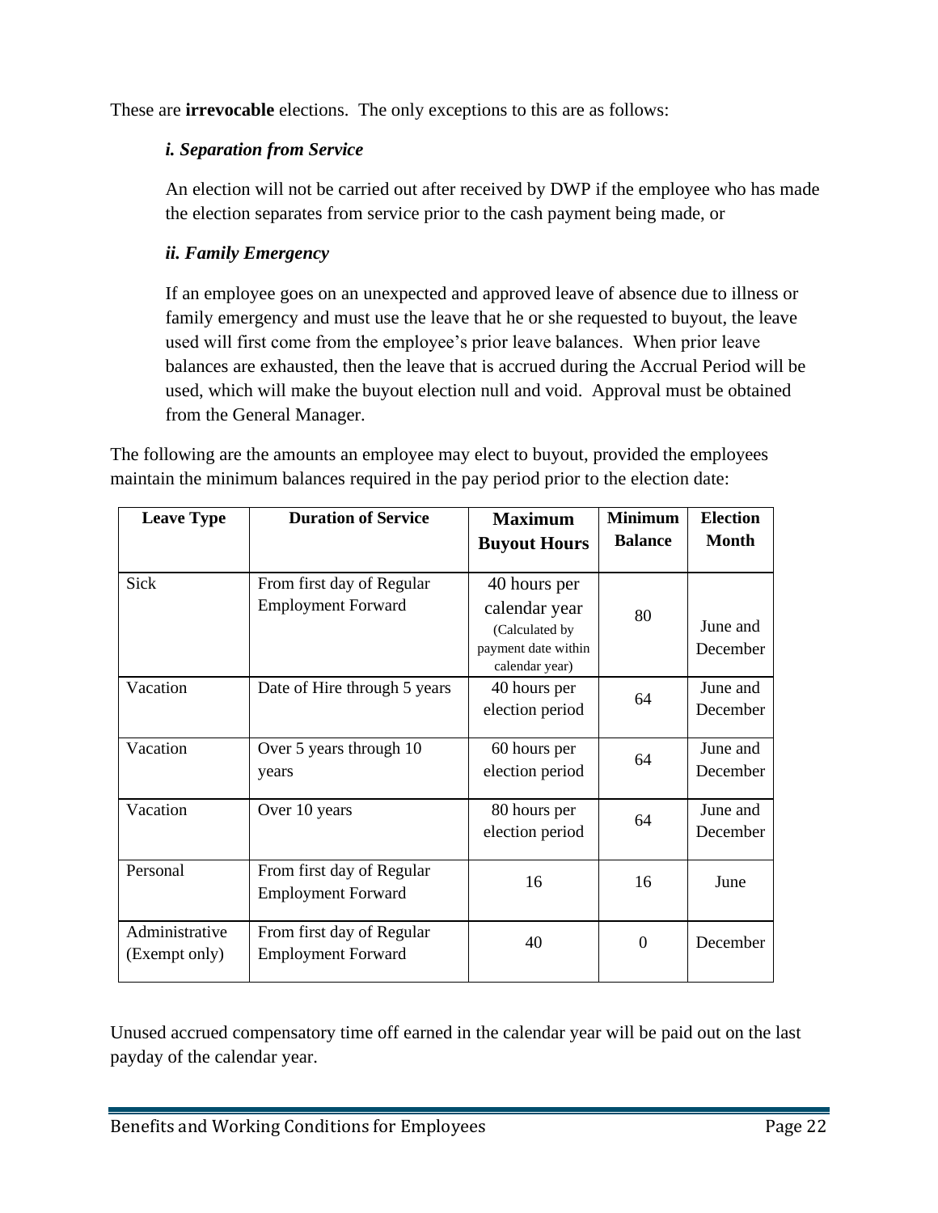These are **irrevocable** elections. The only exceptions to this are as follows:

*i. Separation from Service*

An election will not be carried out after received by DWP if the employee who has made the election separates from service prior to the cash payment being made, or

*ii. Family Emergency*

If an employee goes on an unexpected and approved leave of absence due to illness or family emergency and must use the leave that he or she requested to buyout, the leave used will first come from the employee's prior leave balances. When prior leave balances are exhausted, then the leave that is accrued during the Accrual Period will be used, which will make the buyout election null and void. Approval must be obtained from the General Manager.

The following are the amounts an employee may elect to buyout, provided the employees maintain the minimum balances required in the pay period prior to the election date:

| Leave Type | Duration of Service | Maximum Buyout Hours | Minimum Balance | Election Month |
|---|---|---|---|---|
| Sick | From first day of Regular Employment Forward | 40 hours per calendar year (Calculated by payment date within calendar year) | 80 | June and December |
| Vacation | Date of Hire through 5 years | 40 hours per election period | 64 | June and December |
| Vacation | Over 5 years through 10 years | 60 hours per election period | 64 | June and December |
| Vacation | Over 10 years | 80 hours per election period | 64 | June and December |
| Personal | From first day of Regular Employment Forward | 16 | 16 | June |
| Administrative (Exempt only) | From first day of Regular Employment Forward | 40 | 0 | December |

Unused accrued compensatory time off earned in the calendar year will be paid out on the last payday of the calendar year.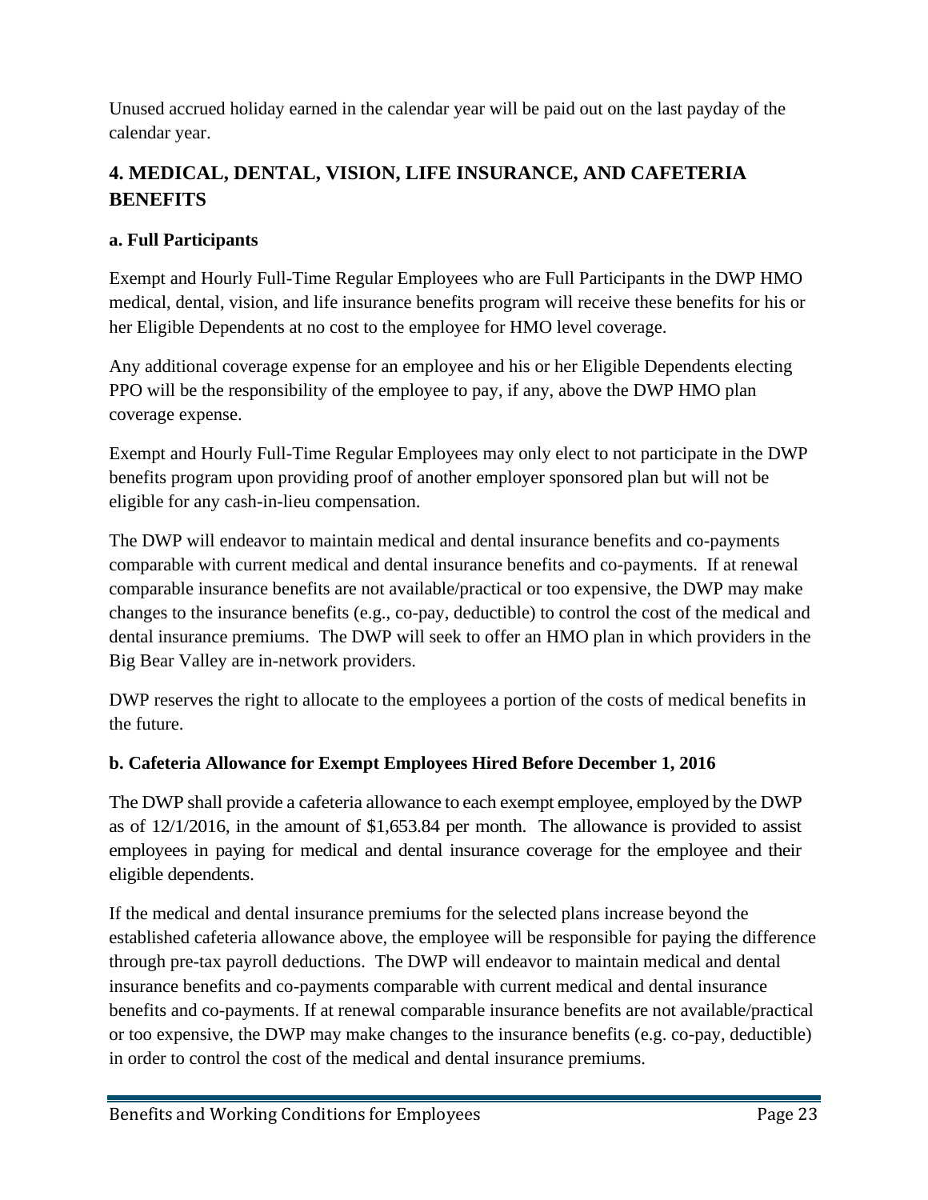Unused accrued holiday earned in the calendar year will be paid out on the last payday of the calendar year.

## 4. MEDICAL, DENTAL, VISION, LIFE INSURANCE, AND CAFETERIA BENEFITS

### a. Full Participants

Exempt and Hourly Full-Time Regular Employees who are Full Participants in the DWP HMO medical, dental, vision, and life insurance benefits program will receive these benefits for his or her Eligible Dependents at no cost to the employee for HMO level coverage.

Any additional coverage expense for an employee and his or her Eligible Dependents electing PPO will be the responsibility of the employee to pay, if any, above the DWP HMO plan coverage expense.

Exempt and Hourly Full-Time Regular Employees may only elect to not participate in the DWP benefits program upon providing proof of another employer sponsored plan but will not be eligible for any cash-in-lieu compensation.

The DWP will endeavor to maintain medical and dental insurance benefits and co-payments comparable with current medical and dental insurance benefits and co-payments. If at renewal comparable insurance benefits are not available/practical or too expensive, the DWP may make changes to the insurance benefits (e.g., co-pay, deductible) to control the cost of the medical and dental insurance premiums. The DWP will seek to offer an HMO plan in which providers in the Big Bear Valley are in-network providers.

DWP reserves the right to allocate to the employees a portion of the costs of medical benefits in the future.

### b. Cafeteria Allowance for Exempt Employees Hired Before December 1, 2016

The DWP shall provide a cafeteria allowance to each exempt employee, employed by the DWP as of 12/1/2016, in the amount of $1,653.84 per month. The allowance is provided to assist employees in paying for medical and dental insurance coverage for the employee and their eligible dependents.

If the medical and dental insurance premiums for the selected plans increase beyond the established cafeteria allowance above, the employee will be responsible for paying the difference through pre-tax payroll deductions. The DWP will endeavor to maintain medical and dental insurance benefits and co-payments comparable with current medical and dental insurance benefits and co-payments. If at renewal comparable insurance benefits are not available/practical or too expensive, the DWP may make changes to the insurance benefits (e.g. co-pay, deductible) in order to control the cost of the medical and dental insurance premiums.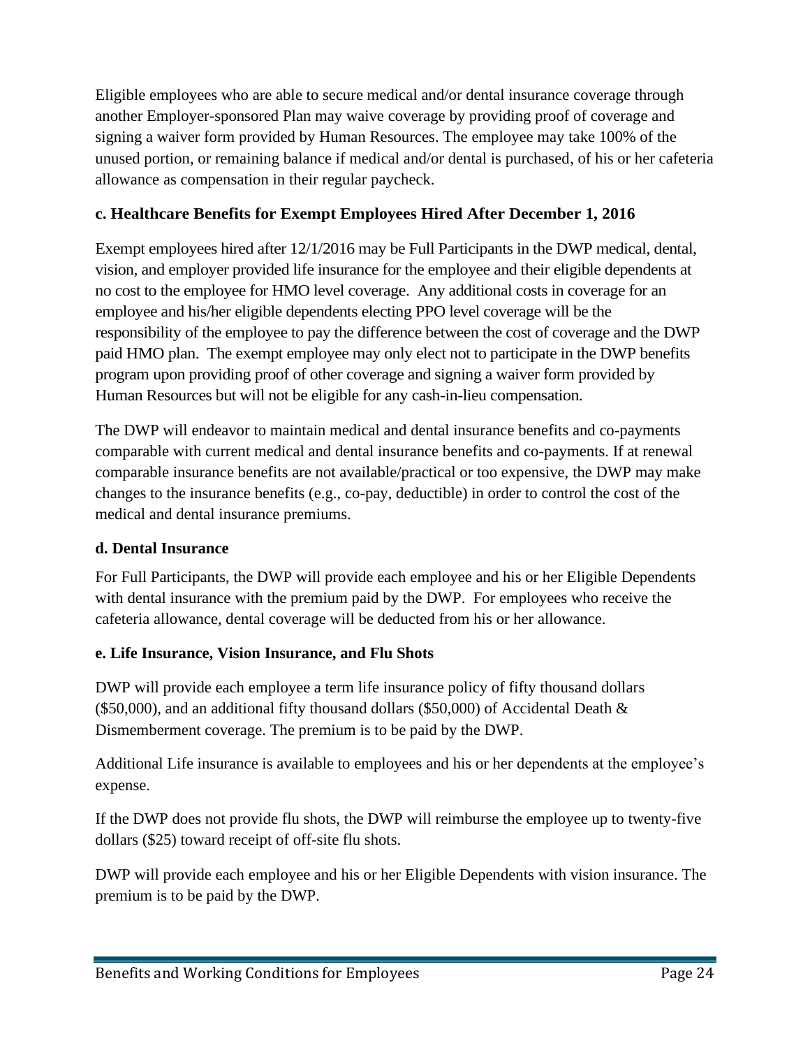Eligible employees who are able to secure medical and/or dental insurance coverage through another Employer-sponsored Plan may waive coverage by providing proof of coverage and signing a waiver form provided by Human Resources. The employee may take 100% of the unused portion, or remaining balance if medical and/or dental is purchased, of his or her cafeteria allowance as compensation in their regular paycheck.

### c. Healthcare Benefits for Exempt Employees Hired After December 1, 2016

Exempt employees hired after 12/1/2016 may be Full Participants in the DWP medical, dental, vision, and employer provided life insurance for the employee and their eligible dependents at no cost to the employee for HMO level coverage. Any additional costs in coverage for an employee and his/her eligible dependents electing PPO level coverage will be the responsibility of the employee to pay the difference between the cost of coverage and the DWP paid HMO plan. The exempt employee may only elect not to participate in the DWP benefits program upon providing proof of other coverage and signing a waiver form provided by Human Resources but will not be eligible for any cash-in-lieu compensation.

The DWP will endeavor to maintain medical and dental insurance benefits and co-payments comparable with current medical and dental insurance benefits and co-payments. If at renewal comparable insurance benefits are not available/practical or too expensive, the DWP may make changes to the insurance benefits (e.g., co-pay, deductible) in order to control the cost of the medical and dental insurance premiums.

### d. Dental Insurance

For Full Participants, the DWP will provide each employee and his or her Eligible Dependents with dental insurance with the premium paid by the DWP. For employees who receive the cafeteria allowance, dental coverage will be deducted from his or her allowance.

### e. Life Insurance, Vision Insurance, and Flu Shots

DWP will provide each employee a term life insurance policy of fifty thousand dollars ($50,000), and an additional fifty thousand dollars ($50,000) of Accidental Death & Dismemberment coverage. The premium is to be paid by the DWP.

Additional Life insurance is available to employees and his or her dependents at the employee's expense.

If the DWP does not provide flu shots, the DWP will reimburse the employee up to twenty-five dollars ($25) toward receipt of off-site flu shots.

DWP will provide each employee and his or her Eligible Dependents with vision insurance. The premium is to be paid by the DWP.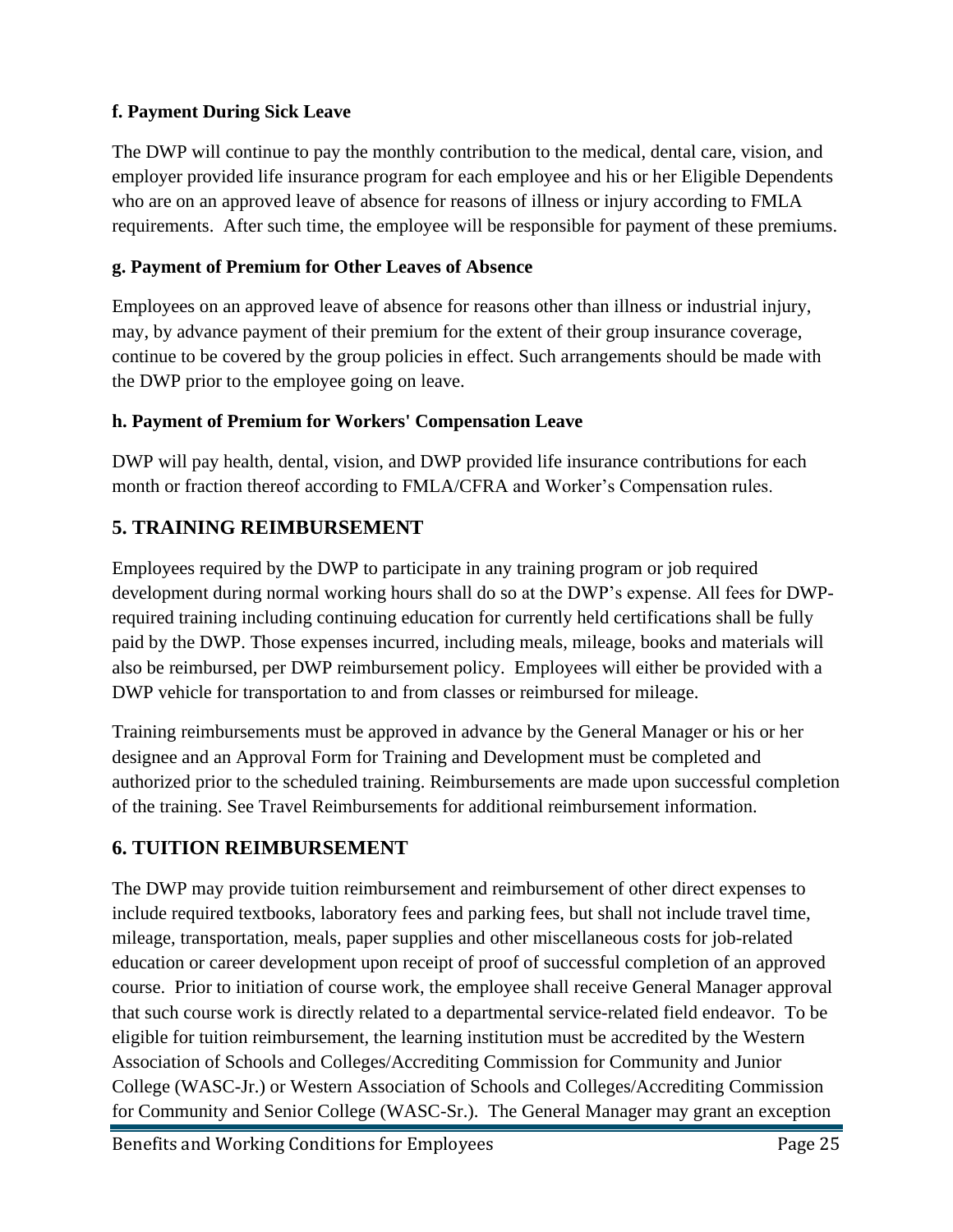#### f. Payment During Sick Leave

The DWP will continue to pay the monthly contribution to the medical, dental care, vision, and employer provided life insurance program for each employee and his or her Eligible Dependents who are on an approved leave of absence for reasons of illness or injury according to FMLA requirements. After such time, the employee will be responsible for payment of these premiums.

#### g. Payment of Premium for Other Leaves of Absence

Employees on an approved leave of absence for reasons other than illness or industrial injury, may, by advance payment of their premium for the extent of their group insurance coverage, continue to be covered by the group policies in effect. Such arrangements should be made with the DWP prior to the employee going on leave.

#### h. Payment of Premium for Workers' Compensation Leave

DWP will pay health, dental, vision, and DWP provided life insurance contributions for each month or fraction thereof according to FMLA/CFRA and Worker's Compensation rules.

## 5. TRAINING REIMBURSEMENT

Employees required by the DWP to participate in any training program or job required development during normal working hours shall do so at the DWP's expense. All fees for DWP-required training including continuing education for currently held certifications shall be fully paid by the DWP. Those expenses incurred, including meals, mileage, books and materials will also be reimbursed, per DWP reimbursement policy. Employees will either be provided with a DWP vehicle for transportation to and from classes or reimbursed for mileage.

Training reimbursements must be approved in advance by the General Manager or his or her designee and an Approval Form for Training and Development must be completed and authorized prior to the scheduled training. Reimbursements are made upon successful completion of the training. See Travel Reimbursements for additional reimbursement information.

## 6. TUITION REIMBURSEMENT

The DWP may provide tuition reimbursement and reimbursement of other direct expenses to include required textbooks, laboratory fees and parking fees, but shall not include travel time, mileage, transportation, meals, paper supplies and other miscellaneous costs for job-related education or career development upon receipt of proof of successful completion of an approved course. Prior to initiation of course work, the employee shall receive General Manager approval that such course work is directly related to a departmental service-related field endeavor. To be eligible for tuition reimbursement, the learning institution must be accredited by the Western Association of Schools and Colleges/Accrediting Commission for Community and Junior College (WASC-Jr.) or Western Association of Schools and Colleges/Accrediting Commission for Community and Senior College (WASC-Sr.). The General Manager may grant an exception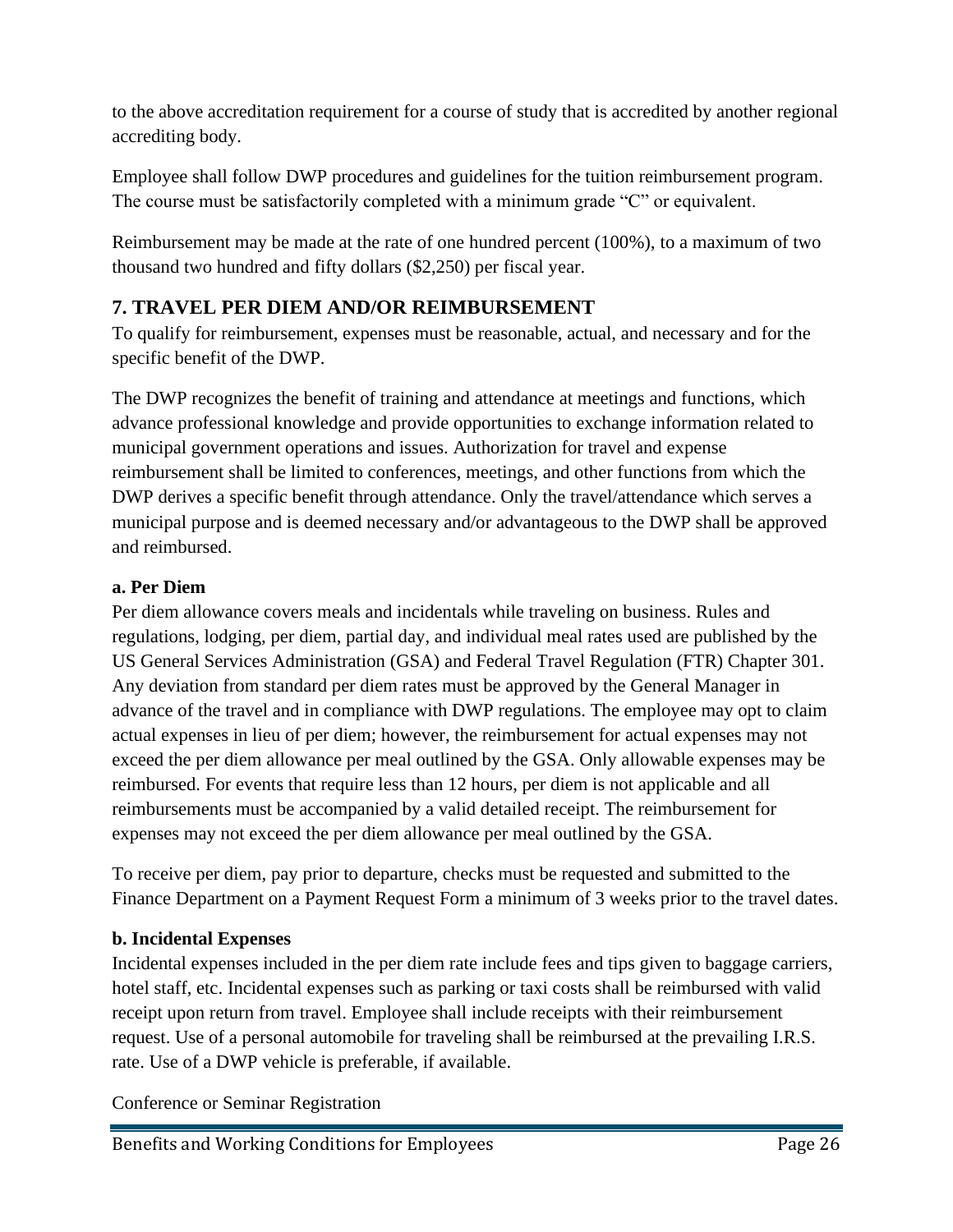to the above accreditation requirement for a course of study that is accredited by another regional accrediting body.

Employee shall follow DWP procedures and guidelines for the tuition reimbursement program. The course must be satisfactorily completed with a minimum grade "C" or equivalent.

Reimbursement may be made at the rate of one hundred percent (100%), to a maximum of two thousand two hundred and fifty dollars ($2,250) per fiscal year.

## 7. TRAVEL PER DIEM AND/OR REIMBURSEMENT

To qualify for reimbursement, expenses must be reasonable, actual, and necessary and for the specific benefit of the DWP.

The DWP recognizes the benefit of training and attendance at meetings and functions, which advance professional knowledge and provide opportunities to exchange information related to municipal government operations and issues. Authorization for travel and expense reimbursement shall be limited to conferences, meetings, and other functions from which the DWP derives a specific benefit through attendance. Only the travel/attendance which serves a municipal purpose and is deemed necessary and/or advantageous to the DWP shall be approved and reimbursed.

### a. Per Diem

Per diem allowance covers meals and incidentals while traveling on business. Rules and regulations, lodging, per diem, partial day, and individual meal rates used are published by the US General Services Administration (GSA) and Federal Travel Regulation (FTR) Chapter 301. Any deviation from standard per diem rates must be approved by the General Manager in advance of the travel and in compliance with DWP regulations. The employee may opt to claim actual expenses in lieu of per diem; however, the reimbursement for actual expenses may not exceed the per diem allowance per meal outlined by the GSA. Only allowable expenses may be reimbursed. For events that require less than 12 hours, per diem is not applicable and all reimbursements must be accompanied by a valid detailed receipt. The reimbursement for expenses may not exceed the per diem allowance per meal outlined by the GSA.

To receive per diem, pay prior to departure, checks must be requested and submitted to the Finance Department on a Payment Request Form a minimum of 3 weeks prior to the travel dates.

### b. Incidental Expenses

Incidental expenses included in the per diem rate include fees and tips given to baggage carriers, hotel staff, etc. Incidental expenses such as parking or taxi costs shall be reimbursed with valid receipt upon return from travel. Employee shall include receipts with their reimbursement request. Use of a personal automobile for traveling shall be reimbursed at the prevailing I.R.S. rate. Use of a DWP vehicle is preferable, if available.

Conference or Seminar Registration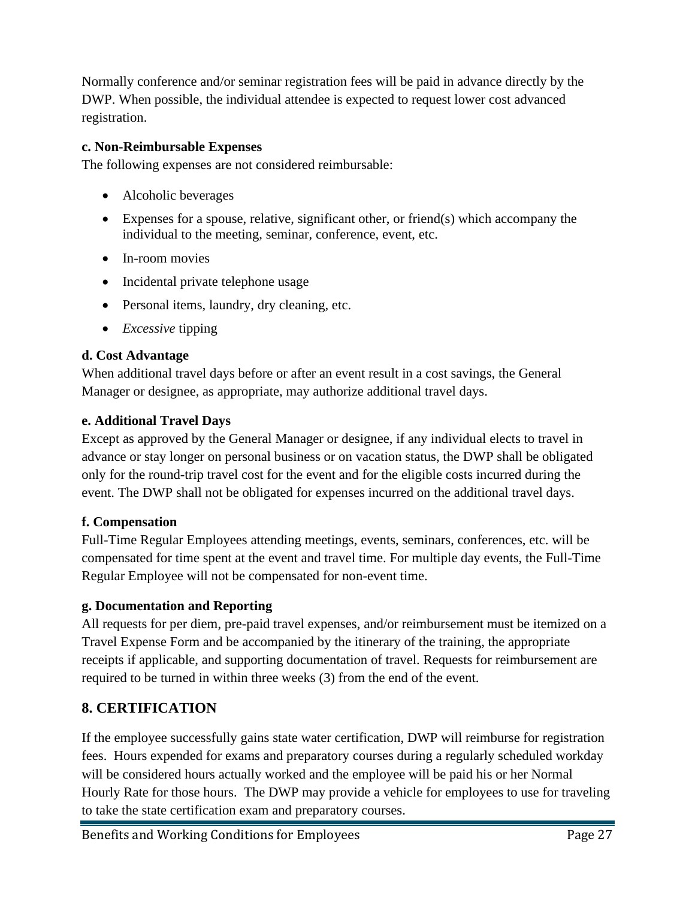Normally conference and/or seminar registration fees will be paid in advance directly by the DWP. When possible, the individual attendee is expected to request lower cost advanced registration.

**c. Non-Reimbursable Expenses**

The following expenses are not considered reimbursable:

- Alcoholic beverages
- Expenses for a spouse, relative, significant other, or friend(s) which accompany the individual to the meeting, seminar, conference, event, etc.
- In-room movies
- Incidental private telephone usage
- Personal items, laundry, dry cleaning, etc.
- *Excessive* tipping

**d. Cost Advantage**

When additional travel days before or after an event result in a cost savings, the General Manager or designee, as appropriate, may authorize additional travel days.

**e. Additional Travel Days**

Except as approved by the General Manager or designee, if any individual elects to travel in advance or stay longer on personal business or on vacation status, the DWP shall be obligated only for the round-trip travel cost for the event and for the eligible costs incurred during the event. The DWP shall not be obligated for expenses incurred on the additional travel days.

**f. Compensation**

Full-Time Regular Employees attending meetings, events, seminars, conferences, etc. will be compensated for time spent at the event and travel time. For multiple day events, the Full-Time Regular Employee will not be compensated for non-event time.

**g. Documentation and Reporting**

All requests for per diem, pre-paid travel expenses, and/or reimbursement must be itemized on a Travel Expense Form and be accompanied by the itinerary of the training, the appropriate receipts if applicable, and supporting documentation of travel. Requests for reimbursement are required to be turned in within three weeks (3) from the end of the event.

## 8. CERTIFICATION

If the employee successfully gains state water certification, DWP will reimburse for registration fees. Hours expended for exams and preparatory courses during a regularly scheduled workday will be considered hours actually worked and the employee will be paid his or her Normal Hourly Rate for those hours. The DWP may provide a vehicle for employees to use for traveling to take the state certification exam and preparatory courses.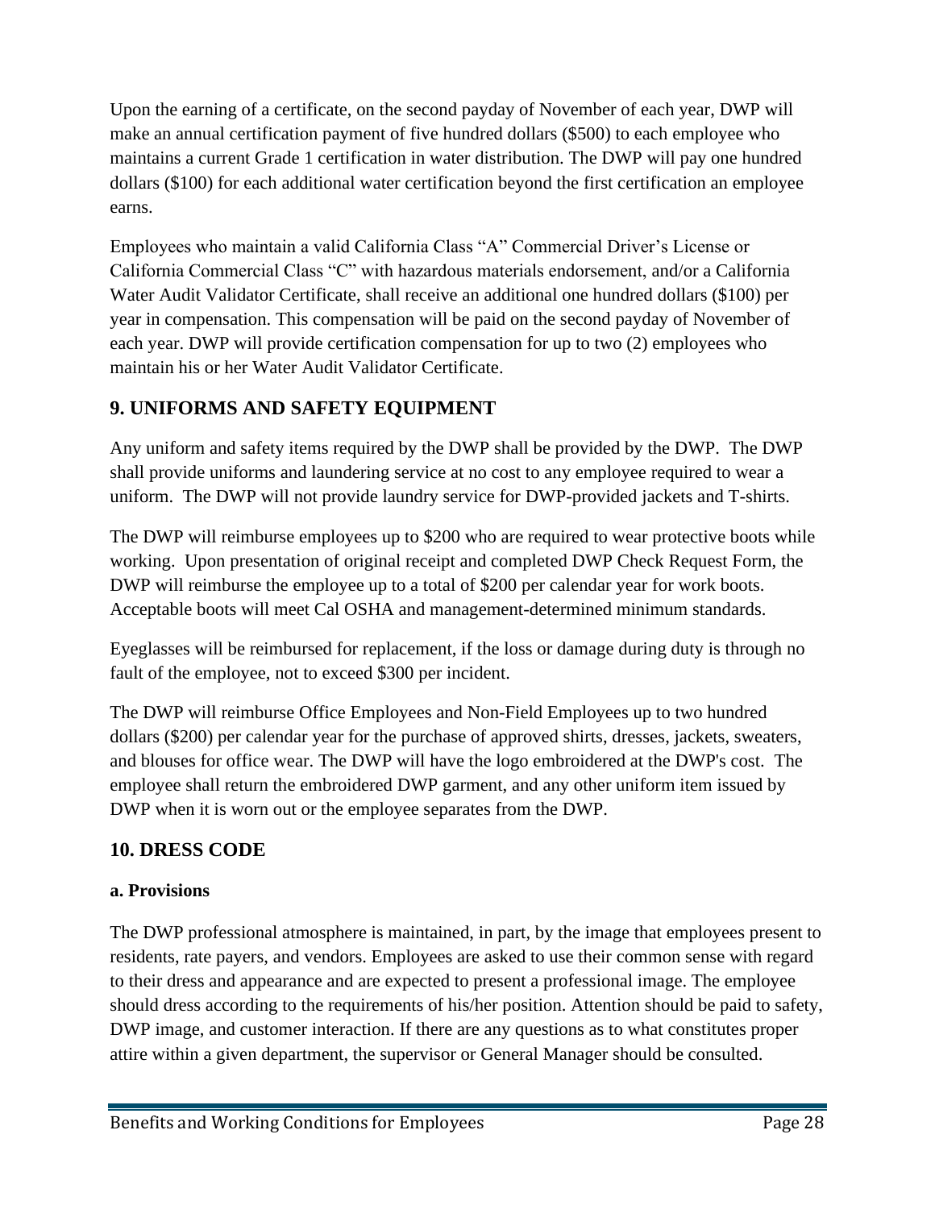Upon the earning of a certificate, on the second payday of November of each year, DWP will make an annual certification payment of five hundred dollars ($500) to each employee who maintains a current Grade 1 certification in water distribution. The DWP will pay one hundred dollars ($100) for each additional water certification beyond the first certification an employee earns.

Employees who maintain a valid California Class "A" Commercial Driver's License or California Commercial Class "C" with hazardous materials endorsement, and/or a California Water Audit Validator Certificate, shall receive an additional one hundred dollars ($100) per year in compensation. This compensation will be paid on the second payday of November of each year. DWP will provide certification compensation for up to two (2) employees who maintain his or her Water Audit Validator Certificate.

## 9. UNIFORMS AND SAFETY EQUIPMENT

Any uniform and safety items required by the DWP shall be provided by the DWP. The DWP shall provide uniforms and laundering service at no cost to any employee required to wear a uniform. The DWP will not provide laundry service for DWP-provided jackets and T-shirts.

The DWP will reimburse employees up to $200 who are required to wear protective boots while working. Upon presentation of original receipt and completed DWP Check Request Form, the DWP will reimburse the employee up to a total of $200 per calendar year for work boots. Acceptable boots will meet Cal OSHA and management-determined minimum standards.

Eyeglasses will be reimbursed for replacement, if the loss or damage during duty is through no fault of the employee, not to exceed $300 per incident.

The DWP will reimburse Office Employees and Non-Field Employees up to two hundred dollars ($200) per calendar year for the purchase of approved shirts, dresses, jackets, sweaters, and blouses for office wear. The DWP will have the logo embroidered at the DWP's cost. The employee shall return the embroidered DWP garment, and any other uniform item issued by DWP when it is worn out or the employee separates from the DWP.

## 10. DRESS CODE

### a. Provisions

The DWP professional atmosphere is maintained, in part, by the image that employees present to residents, rate payers, and vendors. Employees are asked to use their common sense with regard to their dress and appearance and are expected to present a professional image. The employee should dress according to the requirements of his/her position. Attention should be paid to safety, DWP image, and customer interaction. If there are any questions as to what constitutes proper attire within a given department, the supervisor or General Manager should be consulted.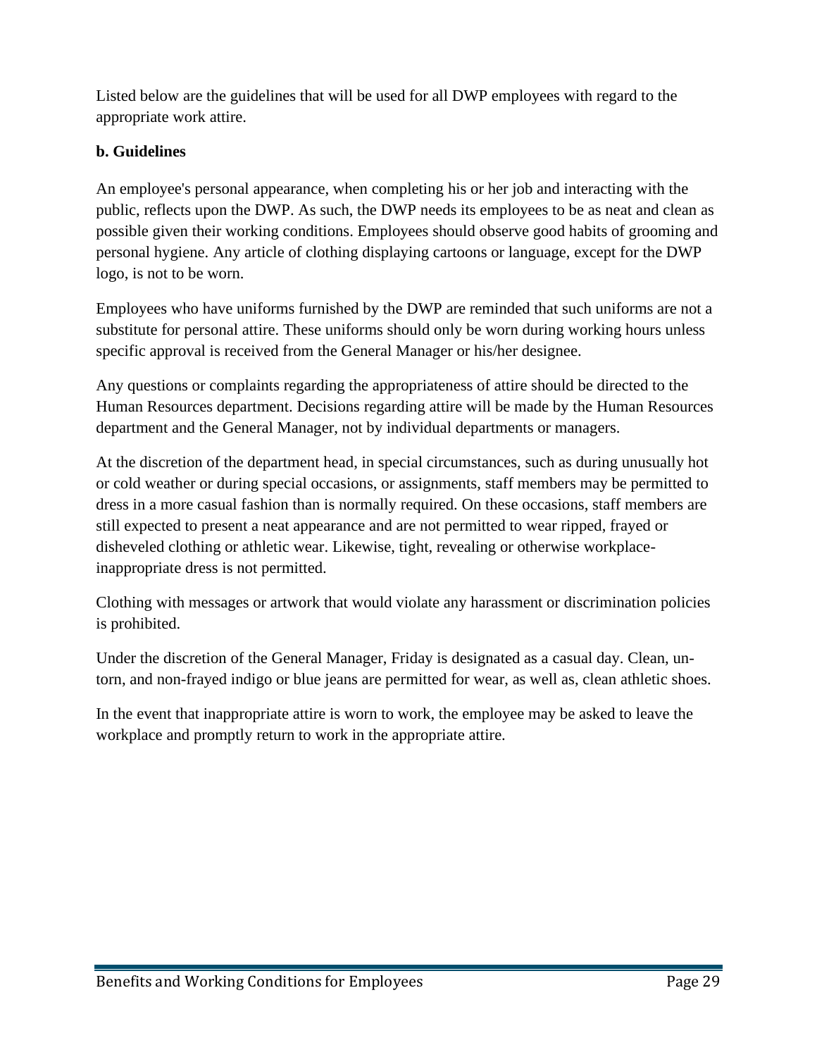Listed below are the guidelines that will be used for all DWP employees with regard to the appropriate work attire.

**b. Guidelines**

An employee's personal appearance, when completing his or her job and interacting with the public, reflects upon the DWP. As such, the DWP needs its employees to be as neat and clean as possible given their working conditions. Employees should observe good habits of grooming and personal hygiene. Any article of clothing displaying cartoons or language, except for the DWP logo, is not to be worn.

Employees who have uniforms furnished by the DWP are reminded that such uniforms are not a substitute for personal attire. These uniforms should only be worn during working hours unless specific approval is received from the General Manager or his/her designee.

Any questions or complaints regarding the appropriateness of attire should be directed to the Human Resources department. Decisions regarding attire will be made by the Human Resources department and the General Manager, not by individual departments or managers.

At the discretion of the department head, in special circumstances, such as during unusually hot or cold weather or during special occasions, or assignments, staff members may be permitted to dress in a more casual fashion than is normally required. On these occasions, staff members are still expected to present a neat appearance and are not permitted to wear ripped, frayed or disheveled clothing or athletic wear. Likewise, tight, revealing or otherwise workplace-inappropriate dress is not permitted.

Clothing with messages or artwork that would violate any harassment or discrimination policies is prohibited.

Under the discretion of the General Manager, Friday is designated as a casual day. Clean, un-torn, and non-frayed indigo or blue jeans are permitted for wear, as well as, clean athletic shoes.

In the event that inappropriate attire is worn to work, the employee may be asked to leave the workplace and promptly return to work in the appropriate attire.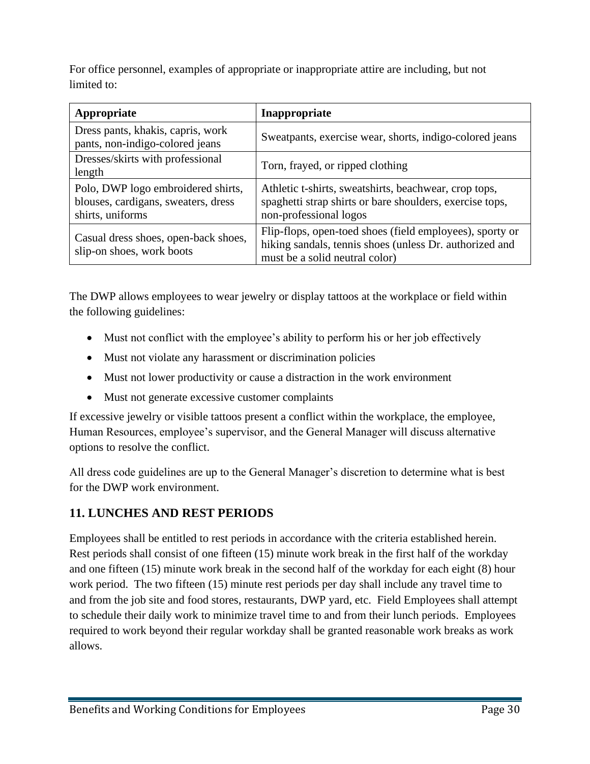For office personnel, examples of appropriate or inappropriate attire are including, but not limited to:

| Appropriate | Inappropriate |
|---|---|
| Dress pants, khakis, capris, work pants, non-indigo-colored jeans | Sweatpants, exercise wear, shorts, indigo-colored jeans |
| Dresses/skirts with professional length | Torn, frayed, or ripped clothing |
| Polo, DWP logo embroidered shirts, blouses, cardigans, sweaters, dress shirts, uniforms | Athletic t-shirts, sweatshirts, beachwear, crop tops, spaghetti strap shirts or bare shoulders, exercise tops, non-professional logos |
| Casual dress shoes, open-back shoes, slip-on shoes, work boots | Flip-flops, open-toed shoes (field employees), sporty or hiking sandals, tennis shoes (unless Dr. authorized and must be a solid neutral color) |

The DWP allows employees to wear jewelry or display tattoos at the workplace or field within the following guidelines:

- Must not conflict with the employee's ability to perform his or her job effectively
- Must not violate any harassment or discrimination policies
- Must not lower productivity or cause a distraction in the work environment
- Must not generate excessive customer complaints

If excessive jewelry or visible tattoos present a conflict within the workplace, the employee, Human Resources, employee's supervisor, and the General Manager will discuss alternative options to resolve the conflict.

All dress code guidelines are up to the General Manager's discretion to determine what is best for the DWP work environment.

## 11. LUNCHES AND REST PERIODS

Employees shall be entitled to rest periods in accordance with the criteria established herein. Rest periods shall consist of one fifteen (15) minute work break in the first half of the workday and one fifteen (15) minute work break in the second half of the workday for each eight (8) hour work period. The two fifteen (15) minute rest periods per day shall include any travel time to and from the job site and food stores, restaurants, DWP yard, etc. Field Employees shall attempt to schedule their daily work to minimize travel time to and from their lunch periods. Employees required to work beyond their regular workday shall be granted reasonable work breaks as work allows.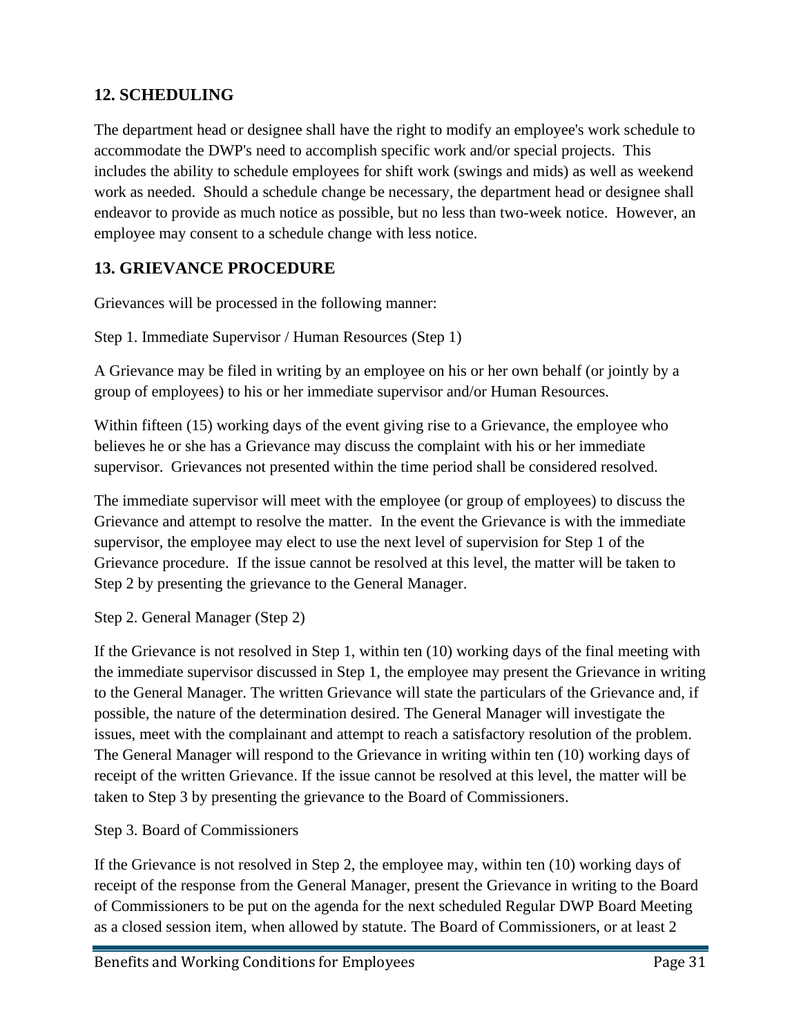## 12. SCHEDULING

The department head or designee shall have the right to modify an employee's work schedule to accommodate the DWP's need to accomplish specific work and/or special projects. This includes the ability to schedule employees for shift work (swings and mids) as well as weekend work as needed. Should a schedule change be necessary, the department head or designee shall endeavor to provide as much notice as possible, but no less than two-week notice. However, an employee may consent to a schedule change with less notice.

## 13. GRIEVANCE PROCEDURE

Grievances will be processed in the following manner:

Step 1. Immediate Supervisor / Human Resources (Step 1)

A Grievance may be filed in writing by an employee on his or her own behalf (or jointly by a group of employees) to his or her immediate supervisor and/or Human Resources.

Within fifteen (15) working days of the event giving rise to a Grievance, the employee who believes he or she has a Grievance may discuss the complaint with his or her immediate supervisor. Grievances not presented within the time period shall be considered resolved.

The immediate supervisor will meet with the employee (or group of employees) to discuss the Grievance and attempt to resolve the matter. In the event the Grievance is with the immediate supervisor, the employee may elect to use the next level of supervision for Step 1 of the Grievance procedure. If the issue cannot be resolved at this level, the matter will be taken to Step 2 by presenting the grievance to the General Manager.

Step 2. General Manager (Step 2)

If the Grievance is not resolved in Step 1, within ten (10) working days of the final meeting with the immediate supervisor discussed in Step 1, the employee may present the Grievance in writing to the General Manager. The written Grievance will state the particulars of the Grievance and, if possible, the nature of the determination desired. The General Manager will investigate the issues, meet with the complainant and attempt to reach a satisfactory resolution of the problem. The General Manager will respond to the Grievance in writing within ten (10) working days of receipt of the written Grievance. If the issue cannot be resolved at this level, the matter will be taken to Step 3 by presenting the grievance to the Board of Commissioners.

Step 3. Board of Commissioners

If the Grievance is not resolved in Step 2, the employee may, within ten (10) working days of receipt of the response from the General Manager, present the Grievance in writing to the Board of Commissioners to be put on the agenda for the next scheduled Regular DWP Board Meeting as a closed session item, when allowed by statute. The Board of Commissioners, or at least 2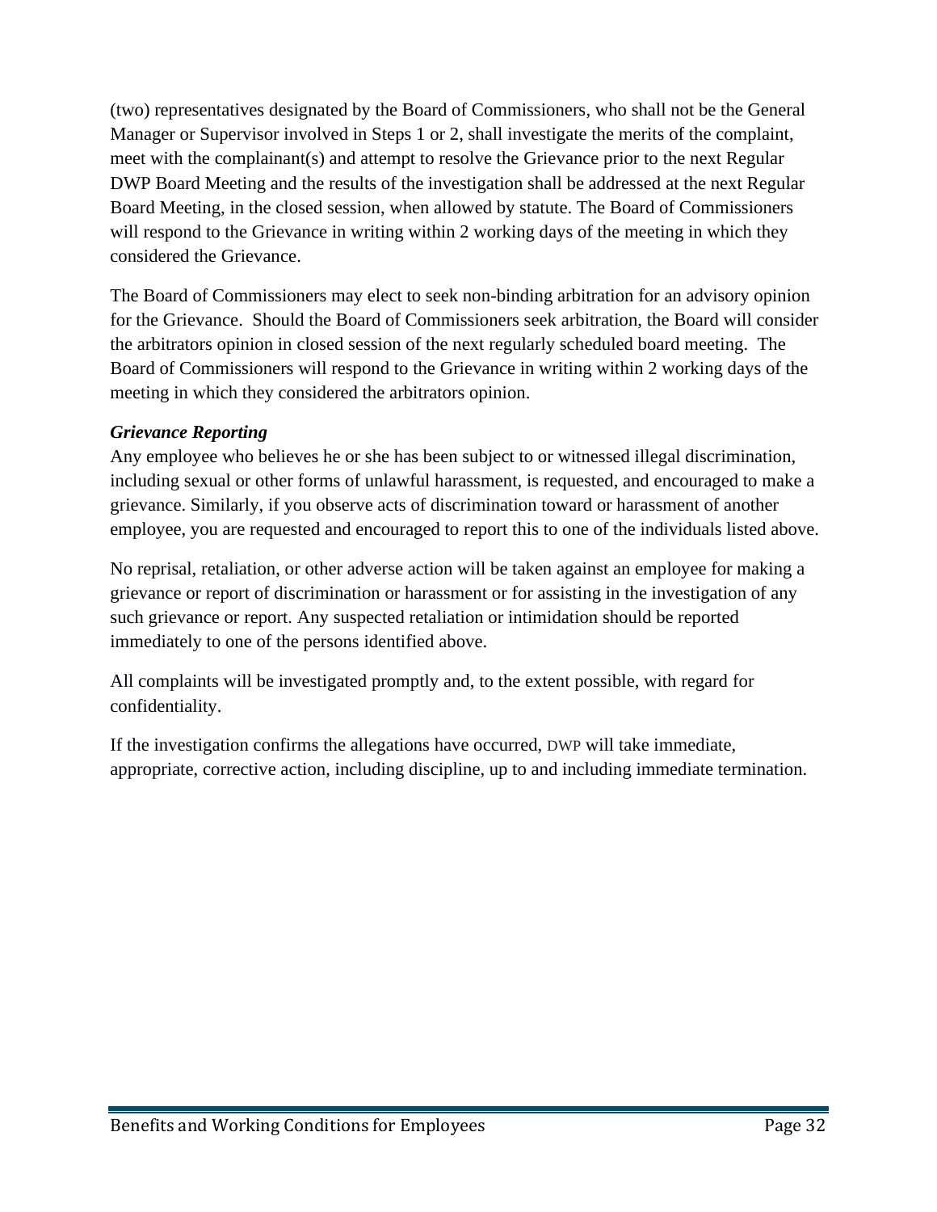(two) representatives designated by the Board of Commissioners, who shall not be the General Manager or Supervisor involved in Steps 1 or 2, shall investigate the merits of the complaint, meet with the complainant(s) and attempt to resolve the Grievance prior to the next Regular DWP Board Meeting and the results of the investigation shall be addressed at the next Regular Board Meeting, in the closed session, when allowed by statute. The Board of Commissioners will respond to the Grievance in writing within 2 working days of the meeting in which they considered the Grievance.

The Board of Commissioners may elect to seek non-binding arbitration for an advisory opinion for the Grievance. Should the Board of Commissioners seek arbitration, the Board will consider the arbitrators opinion in closed session of the next regularly scheduled board meeting. The Board of Commissioners will respond to the Grievance in writing within 2 working days of the meeting in which they considered the arbitrators opinion.

***Grievance Reporting***

Any employee who believes he or she has been subject to or witnessed illegal discrimination, including sexual or other forms of unlawful harassment, is requested, and encouraged to make a grievance. Similarly, if you observe acts of discrimination toward or harassment of another employee, you are requested and encouraged to report this to one of the individuals listed above.

No reprisal, retaliation, or other adverse action will be taken against an employee for making a grievance or report of discrimination or harassment or for assisting in the investigation of any such grievance or report. Any suspected retaliation or intimidation should be reported immediately to one of the persons identified above.

All complaints will be investigated promptly and, to the extent possible, with regard for confidentiality.

If the investigation confirms the allegations have occurred, DWP will take immediate, appropriate, corrective action, including discipline, up to and including immediate termination.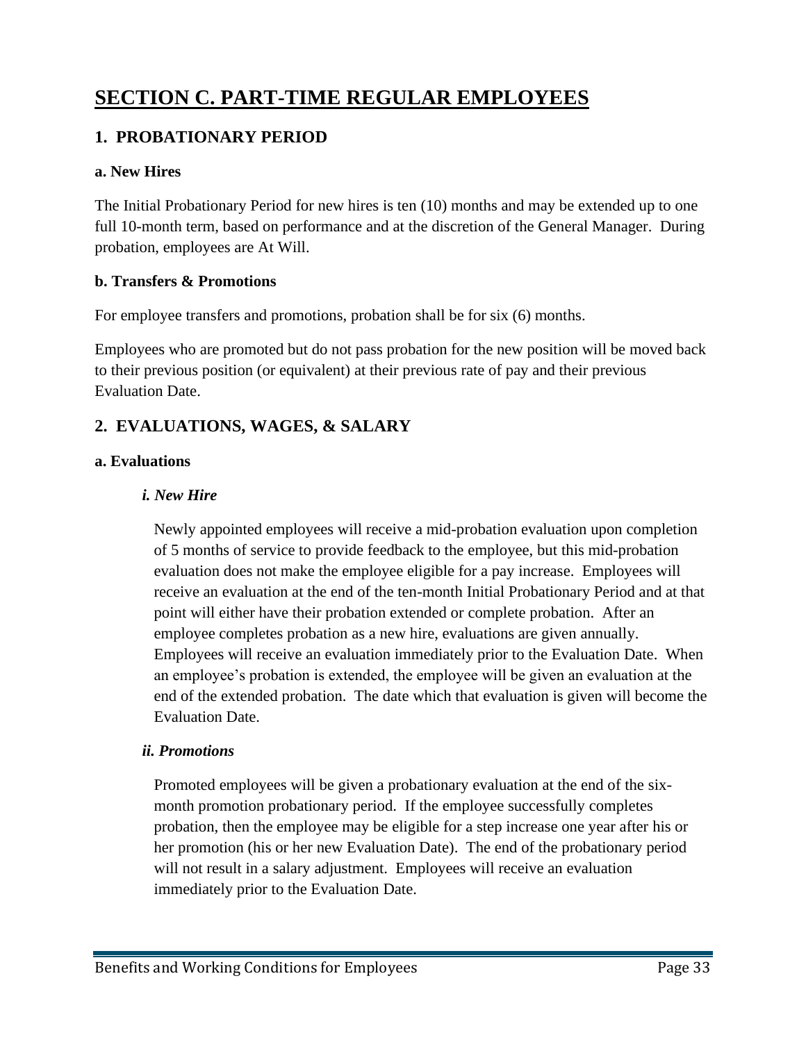# SECTION C. PART-TIME REGULAR EMPLOYEES

## 1. PROBATIONARY PERIOD

### a. New Hires

The Initial Probationary Period for new hires is ten (10) months and may be extended up to one full 10-month term, based on performance and at the discretion of the General Manager. During probation, employees are At Will.

### b. Transfers & Promotions

For employee transfers and promotions, probation shall be for six (6) months.

Employees who are promoted but do not pass probation for the new position will be moved back to their previous position (or equivalent) at their previous rate of pay and their previous Evaluation Date.

## 2. EVALUATIONS, WAGES, & SALARY

### a. Evaluations

#### *i. New Hire*

Newly appointed employees will receive a mid-probation evaluation upon completion of 5 months of service to provide feedback to the employee, but this mid-probation evaluation does not make the employee eligible for a pay increase. Employees will receive an evaluation at the end of the ten-month Initial Probationary Period and at that point will either have their probation extended or complete probation. After an employee completes probation as a new hire, evaluations are given annually. Employees will receive an evaluation immediately prior to the Evaluation Date. When an employee's probation is extended, the employee will be given an evaluation at the end of the extended probation. The date which that evaluation is given will become the Evaluation Date.

#### *ii. Promotions*

Promoted employees will be given a probationary evaluation at the end of the six-month promotion probationary period. If the employee successfully completes probation, then the employee may be eligible for a step increase one year after his or her promotion (his or her new Evaluation Date). The end of the probationary period will not result in a salary adjustment. Employees will receive an evaluation immediately prior to the Evaluation Date.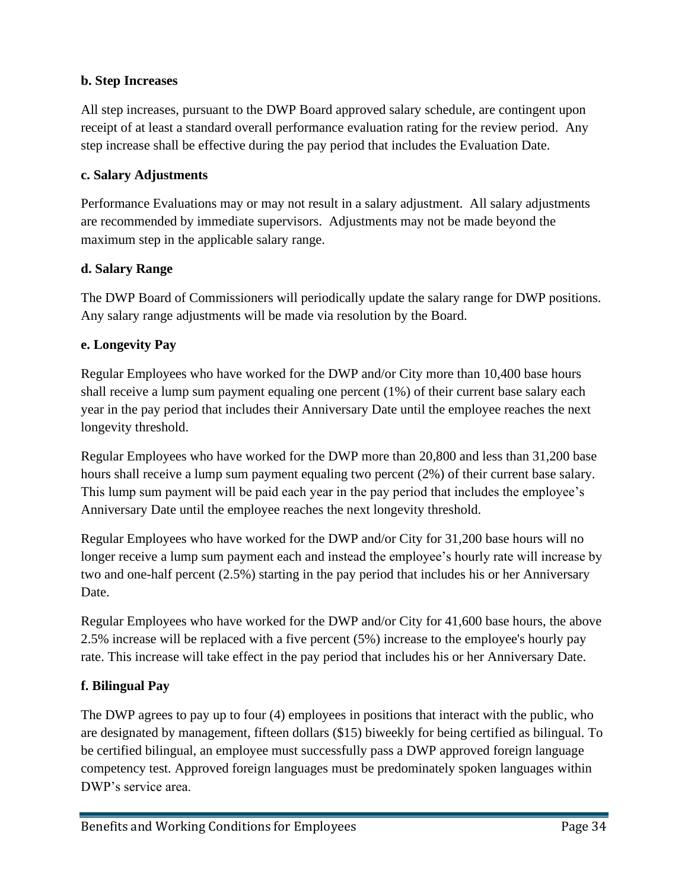**b. Step Increases**

All step increases, pursuant to the DWP Board approved salary schedule, are contingent upon receipt of at least a standard overall performance evaluation rating for the review period. Any step increase shall be effective during the pay period that includes the Evaluation Date.

**c. Salary Adjustments**

Performance Evaluations may or may not result in a salary adjustment. All salary adjustments are recommended by immediate supervisors. Adjustments may not be made beyond the maximum step in the applicable salary range.

**d. Salary Range**

The DWP Board of Commissioners will periodically update the salary range for DWP positions. Any salary range adjustments will be made via resolution by the Board.

**e. Longevity Pay**

Regular Employees who have worked for the DWP and/or City more than 10,400 base hours shall receive a lump sum payment equaling one percent (1%) of their current base salary each year in the pay period that includes their Anniversary Date until the employee reaches the next longevity threshold.

Regular Employees who have worked for the DWP more than 20,800 and less than 31,200 base hours shall receive a lump sum payment equaling two percent (2%) of their current base salary. This lump sum payment will be paid each year in the pay period that includes the employee's Anniversary Date until the employee reaches the next longevity threshold.

Regular Employees who have worked for the DWP and/or City for 31,200 base hours will no longer receive a lump sum payment each and instead the employee's hourly rate will increase by two and one-half percent (2.5%) starting in the pay period that includes his or her Anniversary Date.

Regular Employees who have worked for the DWP and/or City for 41,600 base hours, the above 2.5% increase will be replaced with a five percent (5%) increase to the employee's hourly pay rate. This increase will take effect in the pay period that includes his or her Anniversary Date.

**f. Bilingual Pay**

The DWP agrees to pay up to four (4) employees in positions that interact with the public, who are designated by management, fifteen dollars ($15) biweekly for being certified as bilingual. To be certified bilingual, an employee must successfully pass a DWP approved foreign language competency test. Approved foreign languages must be predominately spoken languages within DWP's service area.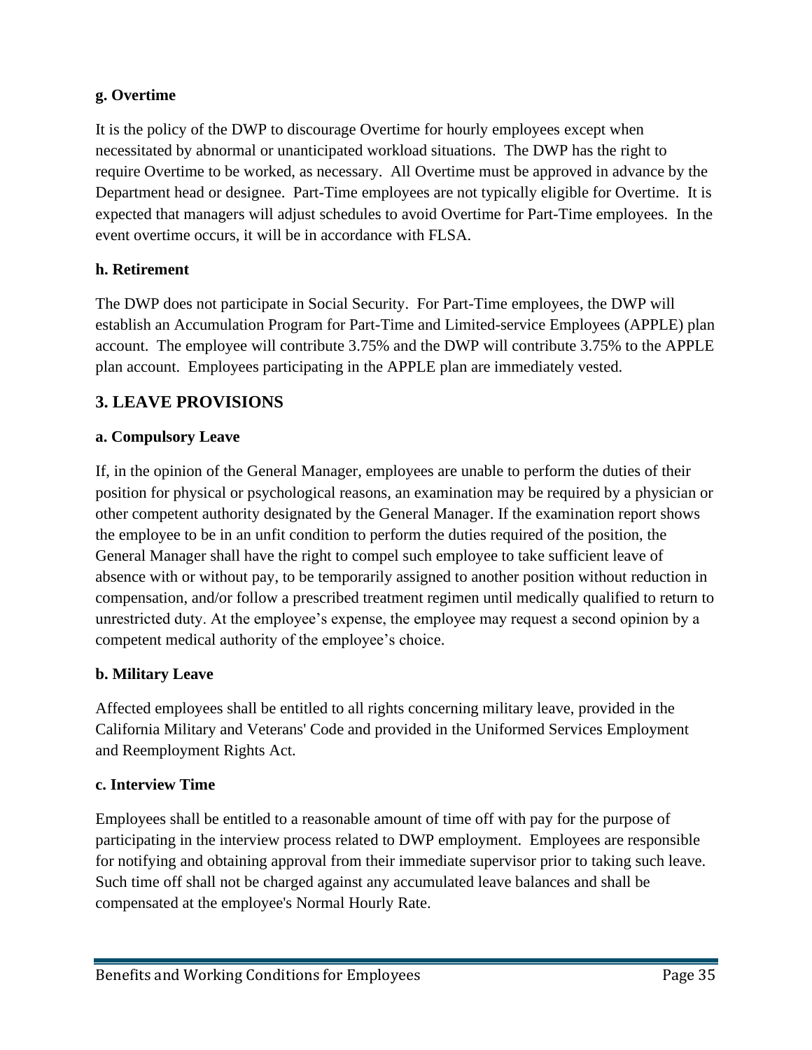### g. Overtime

It is the policy of the DWP to discourage Overtime for hourly employees except when necessitated by abnormal or unanticipated workload situations. The DWP has the right to require Overtime to be worked, as necessary. All Overtime must be approved in advance by the Department head or designee. Part-Time employees are not typically eligible for Overtime. It is expected that managers will adjust schedules to avoid Overtime for Part-Time employees. In the event overtime occurs, it will be in accordance with FLSA.

### h. Retirement

The DWP does not participate in Social Security. For Part-Time employees, the DWP will establish an Accumulation Program for Part-Time and Limited-service Employees (APPLE) plan account. The employee will contribute 3.75% and the DWP will contribute 3.75% to the APPLE plan account. Employees participating in the APPLE plan are immediately vested.

## 3. LEAVE PROVISIONS

### a. Compulsory Leave

If, in the opinion of the General Manager, employees are unable to perform the duties of their position for physical or psychological reasons, an examination may be required by a physician or other competent authority designated by the General Manager. If the examination report shows the employee to be in an unfit condition to perform the duties required of the position, the General Manager shall have the right to compel such employee to take sufficient leave of absence with or without pay, to be temporarily assigned to another position without reduction in compensation, and/or follow a prescribed treatment regimen until medically qualified to return to unrestricted duty. At the employee's expense, the employee may request a second opinion by a competent medical authority of the employee's choice.

### b. Military Leave

Affected employees shall be entitled to all rights concerning military leave, provided in the California Military and Veterans' Code and provided in the Uniformed Services Employment and Reemployment Rights Act.

### c. Interview Time

Employees shall be entitled to a reasonable amount of time off with pay for the purpose of participating in the interview process related to DWP employment. Employees are responsible for notifying and obtaining approval from their immediate supervisor prior to taking such leave. Such time off shall not be charged against any accumulated leave balances and shall be compensated at the employee's Normal Hourly Rate.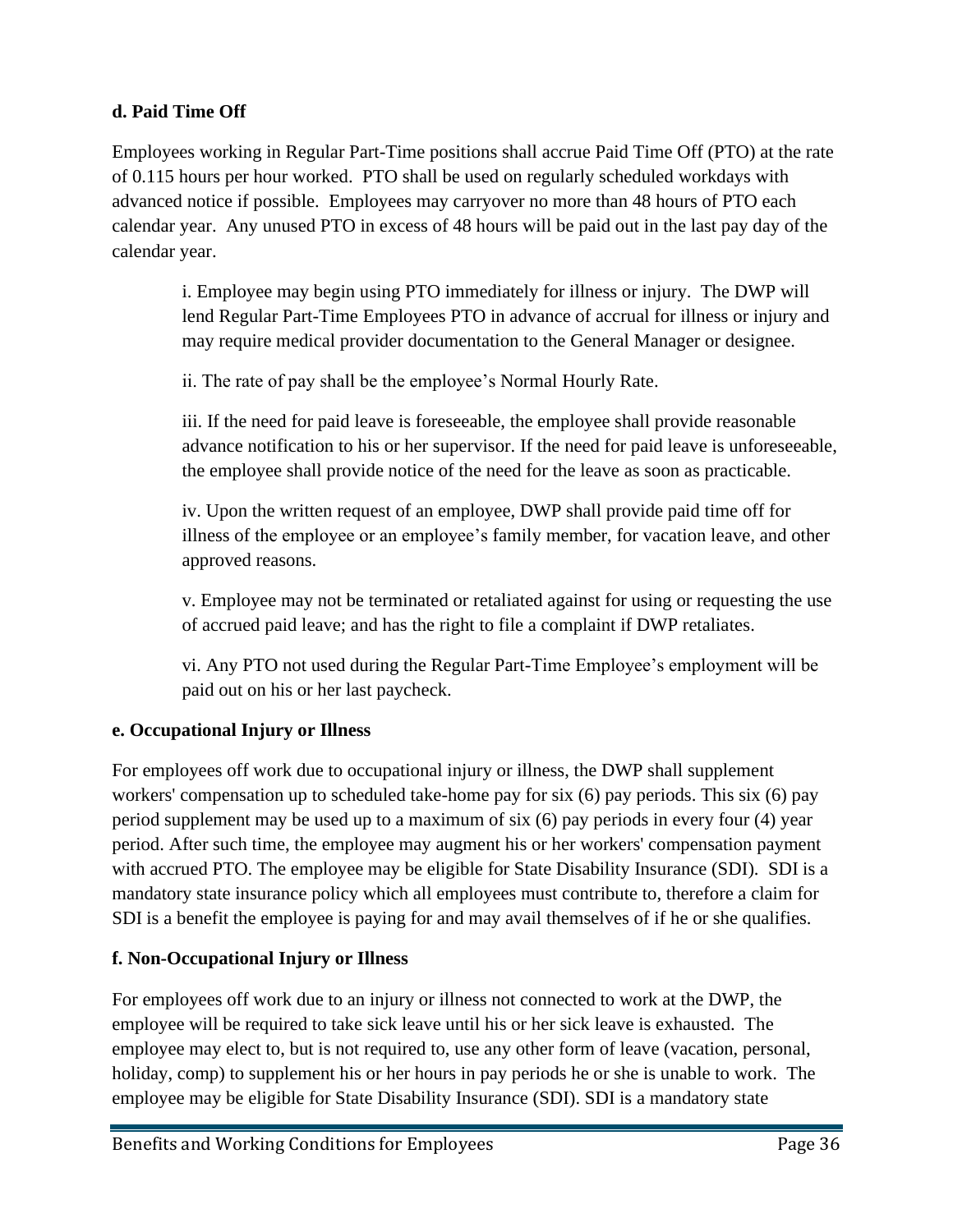**d. Paid Time Off**

Employees working in Regular Part-Time positions shall accrue Paid Time Off (PTO) at the rate of 0.115 hours per hour worked. PTO shall be used on regularly scheduled workdays with advanced notice if possible. Employees may carryover no more than 48 hours of PTO each calendar year. Any unused PTO in excess of 48 hours will be paid out in the last pay day of the calendar year.

> i. Employee may begin using PTO immediately for illness or injury. The DWP will lend Regular Part-Time Employees PTO in advance of accrual for illness or injury and may require medical provider documentation to the General Manager or designee.
>
> ii. The rate of pay shall be the employee's Normal Hourly Rate.
>
> iii. If the need for paid leave is foreseeable, the employee shall provide reasonable advance notification to his or her supervisor. If the need for paid leave is unforeseeable, the employee shall provide notice of the need for the leave as soon as practicable.
>
> iv. Upon the written request of an employee, DWP shall provide paid time off for illness of the employee or an employee's family member, for vacation leave, and other approved reasons.
>
> v. Employee may not be terminated or retaliated against for using or requesting the use of accrued paid leave; and has the right to file a complaint if DWP retaliates.
>
> vi. Any PTO not used during the Regular Part-Time Employee's employment will be paid out on his or her last paycheck.

**e. Occupational Injury or Illness**

For employees off work due to occupational injury or illness, the DWP shall supplement workers' compensation up to scheduled take-home pay for six (6) pay periods. This six (6) pay period supplement may be used up to a maximum of six (6) pay periods in every four (4) year period. After such time, the employee may augment his or her workers' compensation payment with accrued PTO. The employee may be eligible for State Disability Insurance (SDI). SDI is a mandatory state insurance policy which all employees must contribute to, therefore a claim for SDI is a benefit the employee is paying for and may avail themselves of if he or she qualifies.

**f. Non-Occupational Injury or Illness**

For employees off work due to an injury or illness not connected to work at the DWP, the employee will be required to take sick leave until his or her sick leave is exhausted. The employee may elect to, but is not required to, use any other form of leave (vacation, personal, holiday, comp) to supplement his or her hours in pay periods he or she is unable to work. The employee may be eligible for State Disability Insurance (SDI). SDI is a mandatory state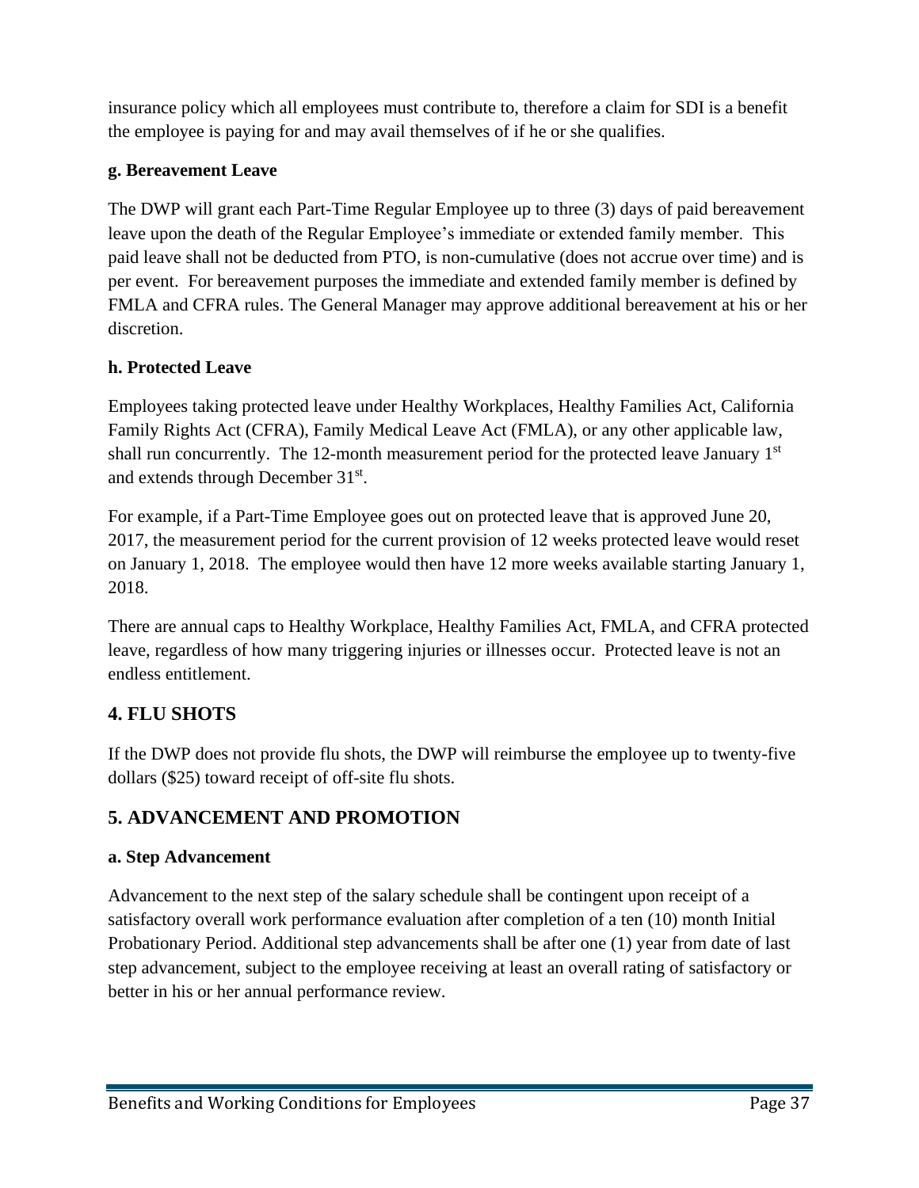insurance policy which all employees must contribute to, therefore a claim for SDI is a benefit the employee is paying for and may avail themselves of if he or she qualifies.

**g. Bereavement Leave**

The DWP will grant each Part-Time Regular Employee up to three (3) days of paid bereavement leave upon the death of the Regular Employee's immediate or extended family member. This paid leave shall not be deducted from PTO, is non-cumulative (does not accrue over time) and is per event. For bereavement purposes the immediate and extended family member is defined by FMLA and CFRA rules. The General Manager may approve additional bereavement at his or her discretion.

**h. Protected Leave**

Employees taking protected leave under Healthy Workplaces, Healthy Families Act, California Family Rights Act (CFRA), Family Medical Leave Act (FMLA), or any other applicable law, shall run concurrently. The 12-month measurement period for the protected leave January 1st and extends through December 31st.

For example, if a Part-Time Employee goes out on protected leave that is approved June 20, 2017, the measurement period for the current provision of 12 weeks protected leave would reset on January 1, 2018. The employee would then have 12 more weeks available starting January 1, 2018.

There are annual caps to Healthy Workplace, Healthy Families Act, FMLA, and CFRA protected leave, regardless of how many triggering injuries or illnesses occur. Protected leave is not an endless entitlement.

## 4. FLU SHOTS

If the DWP does not provide flu shots, the DWP will reimburse the employee up to twenty-five dollars ($25) toward receipt of off-site flu shots.

## 5. ADVANCEMENT AND PROMOTION

**a. Step Advancement**

Advancement to the next step of the salary schedule shall be contingent upon receipt of a satisfactory overall work performance evaluation after completion of a ten (10) month Initial Probationary Period. Additional step advancements shall be after one (1) year from date of last step advancement, subject to the employee receiving at least an overall rating of satisfactory or better in his or her annual performance review.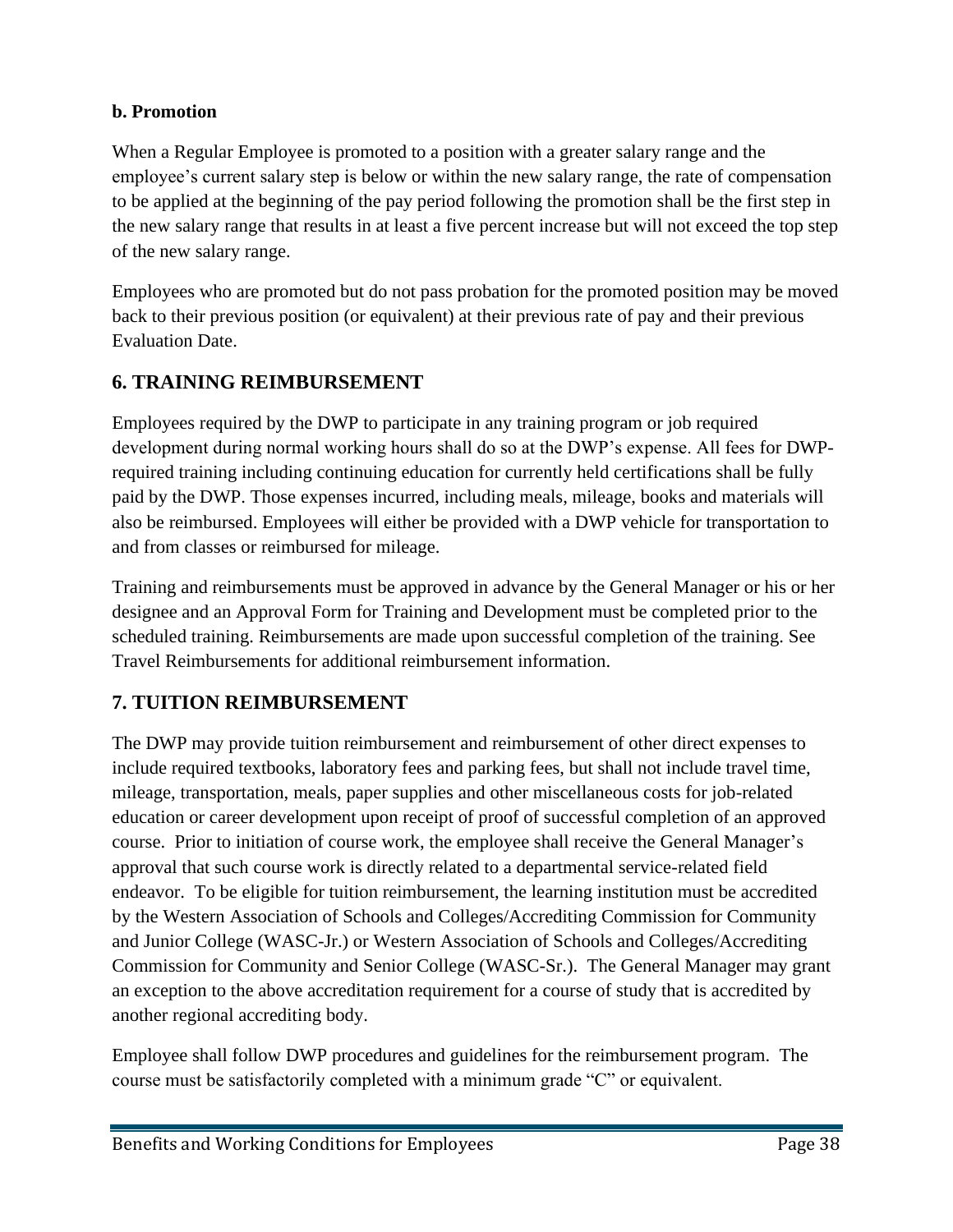**b. Promotion**

When a Regular Employee is promoted to a position with a greater salary range and the employee's current salary step is below or within the new salary range, the rate of compensation to be applied at the beginning of the pay period following the promotion shall be the first step in the new salary range that results in at least a five percent increase but will not exceed the top step of the new salary range.

Employees who are promoted but do not pass probation for the promoted position may be moved back to their previous position (or equivalent) at their previous rate of pay and their previous Evaluation Date.

## 6. TRAINING REIMBURSEMENT

Employees required by the DWP to participate in any training program or job required development during normal working hours shall do so at the DWP's expense. All fees for DWP-required training including continuing education for currently held certifications shall be fully paid by the DWP. Those expenses incurred, including meals, mileage, books and materials will also be reimbursed. Employees will either be provided with a DWP vehicle for transportation to and from classes or reimbursed for mileage.

Training and reimbursements must be approved in advance by the General Manager or his or her designee and an Approval Form for Training and Development must be completed prior to the scheduled training. Reimbursements are made upon successful completion of the training. See Travel Reimbursements for additional reimbursement information.

## 7. TUITION REIMBURSEMENT

The DWP may provide tuition reimbursement and reimbursement of other direct expenses to include required textbooks, laboratory fees and parking fees, but shall not include travel time, mileage, transportation, meals, paper supplies and other miscellaneous costs for job-related education or career development upon receipt of proof of successful completion of an approved course. Prior to initiation of course work, the employee shall receive the General Manager's approval that such course work is directly related to a departmental service-related field endeavor. To be eligible for tuition reimbursement, the learning institution must be accredited by the Western Association of Schools and Colleges/Accrediting Commission for Community and Junior College (WASC-Jr.) or Western Association of Schools and Colleges/Accrediting Commission for Community and Senior College (WASC-Sr.). The General Manager may grant an exception to the above accreditation requirement for a course of study that is accredited by another regional accrediting body.

Employee shall follow DWP procedures and guidelines for the reimbursement program. The course must be satisfactorily completed with a minimum grade "C" or equivalent.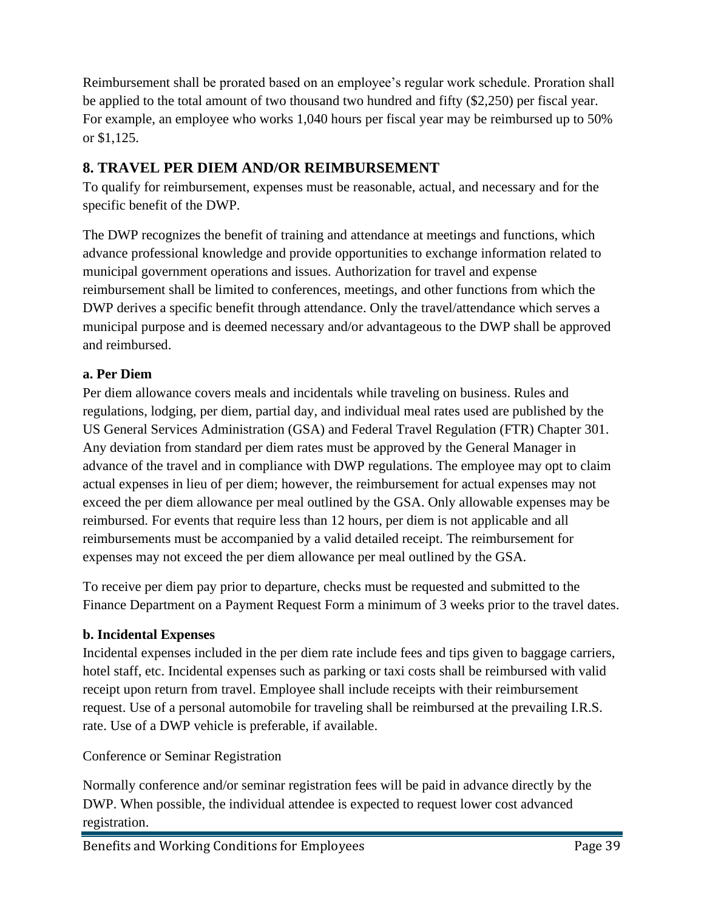Reimbursement shall be prorated based on an employee's regular work schedule. Proration shall be applied to the total amount of two thousand two hundred and fifty ($2,250) per fiscal year. For example, an employee who works 1,040 hours per fiscal year may be reimbursed up to 50% or $1,125.

## 8. TRAVEL PER DIEM AND/OR REIMBURSEMENT

To qualify for reimbursement, expenses must be reasonable, actual, and necessary and for the specific benefit of the DWP.

The DWP recognizes the benefit of training and attendance at meetings and functions, which advance professional knowledge and provide opportunities to exchange information related to municipal government operations and issues. Authorization for travel and expense reimbursement shall be limited to conferences, meetings, and other functions from which the DWP derives a specific benefit through attendance. Only the travel/attendance which serves a municipal purpose and is deemed necessary and/or advantageous to the DWP shall be approved and reimbursed.

### a. Per Diem

Per diem allowance covers meals and incidentals while traveling on business. Rules and regulations, lodging, per diem, partial day, and individual meal rates used are published by the US General Services Administration (GSA) and Federal Travel Regulation (FTR) Chapter 301. Any deviation from standard per diem rates must be approved by the General Manager in advance of the travel and in compliance with DWP regulations. The employee may opt to claim actual expenses in lieu of per diem; however, the reimbursement for actual expenses may not exceed the per diem allowance per meal outlined by the GSA. Only allowable expenses may be reimbursed. For events that require less than 12 hours, per diem is not applicable and all reimbursements must be accompanied by a valid detailed receipt. The reimbursement for expenses may not exceed the per diem allowance per meal outlined by the GSA.

To receive per diem pay prior to departure, checks must be requested and submitted to the Finance Department on a Payment Request Form a minimum of 3 weeks prior to the travel dates.

### b. Incidental Expenses

Incidental expenses included in the per diem rate include fees and tips given to baggage carriers, hotel staff, etc. Incidental expenses such as parking or taxi costs shall be reimbursed with valid receipt upon return from travel. Employee shall include receipts with their reimbursement request. Use of a personal automobile for traveling shall be reimbursed at the prevailing I.R.S. rate. Use of a DWP vehicle is preferable, if available.

Conference or Seminar Registration

Normally conference and/or seminar registration fees will be paid in advance directly by the DWP. When possible, the individual attendee is expected to request lower cost advanced registration.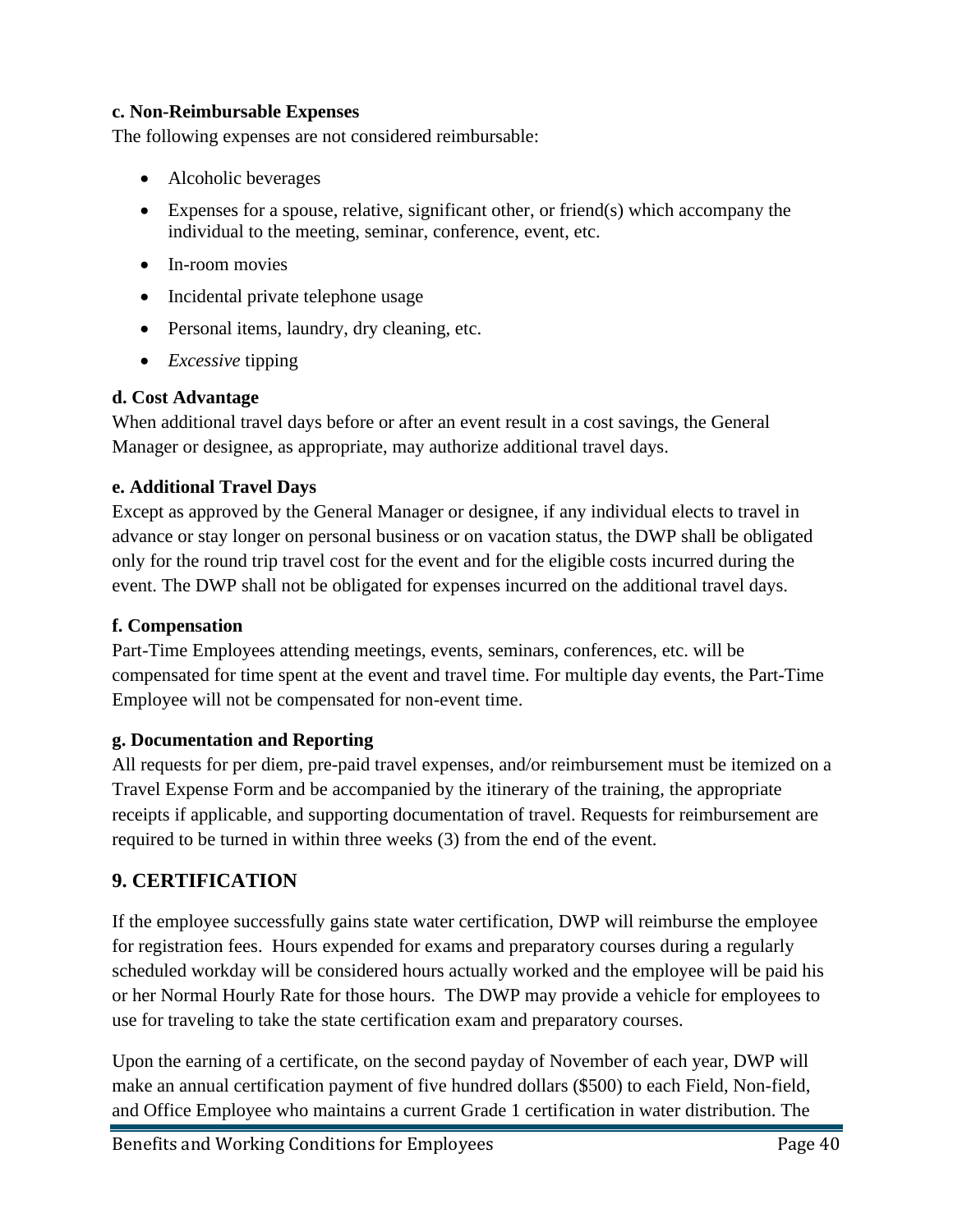**c. Non-Reimbursable Expenses**

The following expenses are not considered reimbursable:

- Alcoholic beverages
- Expenses for a spouse, relative, significant other, or friend(s) which accompany the individual to the meeting, seminar, conference, event, etc.
- In-room movies
- Incidental private telephone usage
- Personal items, laundry, dry cleaning, etc.
- *Excessive* tipping

**d. Cost Advantage**

When additional travel days before or after an event result in a cost savings, the General Manager or designee, as appropriate, may authorize additional travel days.

**e. Additional Travel Days**

Except as approved by the General Manager or designee, if any individual elects to travel in advance or stay longer on personal business or on vacation status, the DWP shall be obligated only for the round trip travel cost for the event and for the eligible costs incurred during the event. The DWP shall not be obligated for expenses incurred on the additional travel days.

**f. Compensation**

Part-Time Employees attending meetings, events, seminars, conferences, etc. will be compensated for time spent at the event and travel time. For multiple day events, the Part-Time Employee will not be compensated for non-event time.

**g. Documentation and Reporting**

All requests for per diem, pre-paid travel expenses, and/or reimbursement must be itemized on a Travel Expense Form and be accompanied by the itinerary of the training, the appropriate receipts if applicable, and supporting documentation of travel. Requests for reimbursement are required to be turned in within three weeks (3) from the end of the event.

## 9. CERTIFICATION

If the employee successfully gains state water certification, DWP will reimburse the employee for registration fees. Hours expended for exams and preparatory courses during a regularly scheduled workday will be considered hours actually worked and the employee will be paid his or her Normal Hourly Rate for those hours. The DWP may provide a vehicle for employees to use for traveling to take the state certification exam and preparatory courses.

Upon the earning of a certificate, on the second payday of November of each year, DWP will make an annual certification payment of five hundred dollars ($500) to each Field, Non-field, and Office Employee who maintains a current Grade 1 certification in water distribution. The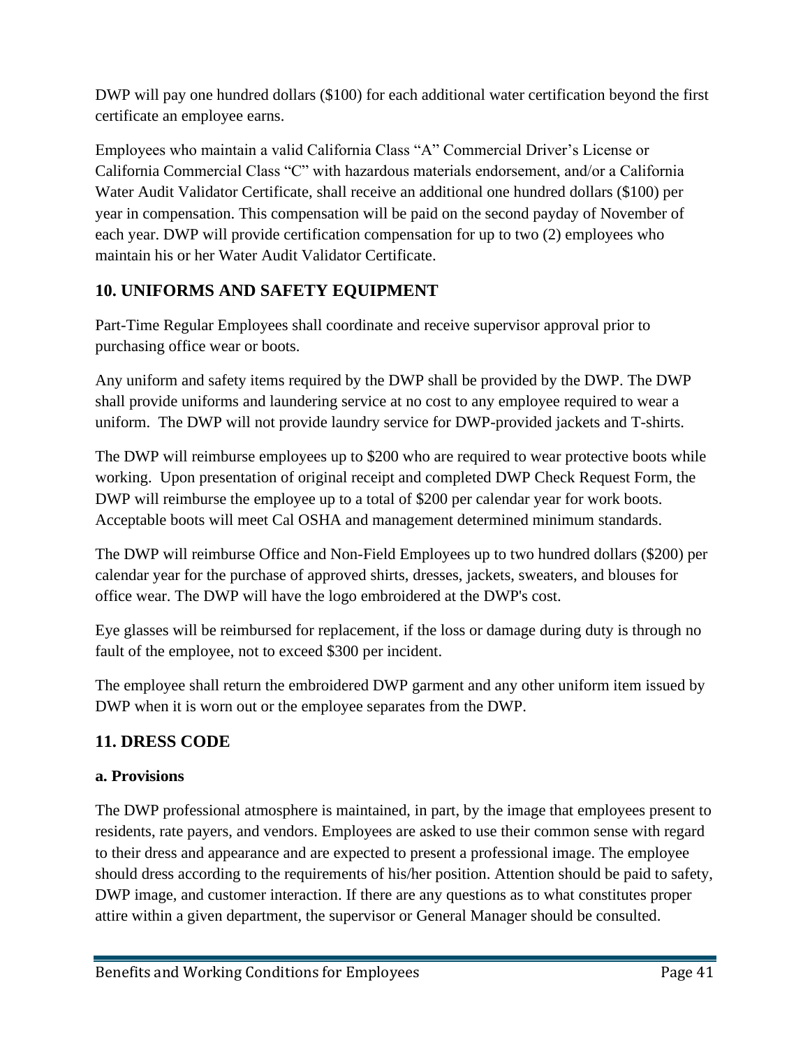DWP will pay one hundred dollars ($100) for each additional water certification beyond the first certificate an employee earns.

Employees who maintain a valid California Class "A" Commercial Driver's License or California Commercial Class "C" with hazardous materials endorsement, and/or a California Water Audit Validator Certificate, shall receive an additional one hundred dollars ($100) per year in compensation. This compensation will be paid on the second payday of November of each year. DWP will provide certification compensation for up to two (2) employees who maintain his or her Water Audit Validator Certificate.

## 10. UNIFORMS AND SAFETY EQUIPMENT

Part-Time Regular Employees shall coordinate and receive supervisor approval prior to purchasing office wear or boots.

Any uniform and safety items required by the DWP shall be provided by the DWP. The DWP shall provide uniforms and laundering service at no cost to any employee required to wear a uniform. The DWP will not provide laundry service for DWP-provided jackets and T-shirts.

The DWP will reimburse employees up to $200 who are required to wear protective boots while working. Upon presentation of original receipt and completed DWP Check Request Form, the DWP will reimburse the employee up to a total of $200 per calendar year for work boots. Acceptable boots will meet Cal OSHA and management determined minimum standards.

The DWP will reimburse Office and Non-Field Employees up to two hundred dollars ($200) per calendar year for the purchase of approved shirts, dresses, jackets, sweaters, and blouses for office wear. The DWP will have the logo embroidered at the DWP's cost.

Eye glasses will be reimbursed for replacement, if the loss or damage during duty is through no fault of the employee, not to exceed $300 per incident.

The employee shall return the embroidered DWP garment and any other uniform item issued by DWP when it is worn out or the employee separates from the DWP.

## 11. DRESS CODE

### a. Provisions

The DWP professional atmosphere is maintained, in part, by the image that employees present to residents, rate payers, and vendors. Employees are asked to use their common sense with regard to their dress and appearance and are expected to present a professional image. The employee should dress according to the requirements of his/her position. Attention should be paid to safety, DWP image, and customer interaction. If there are any questions as to what constitutes proper attire within a given department, the supervisor or General Manager should be consulted.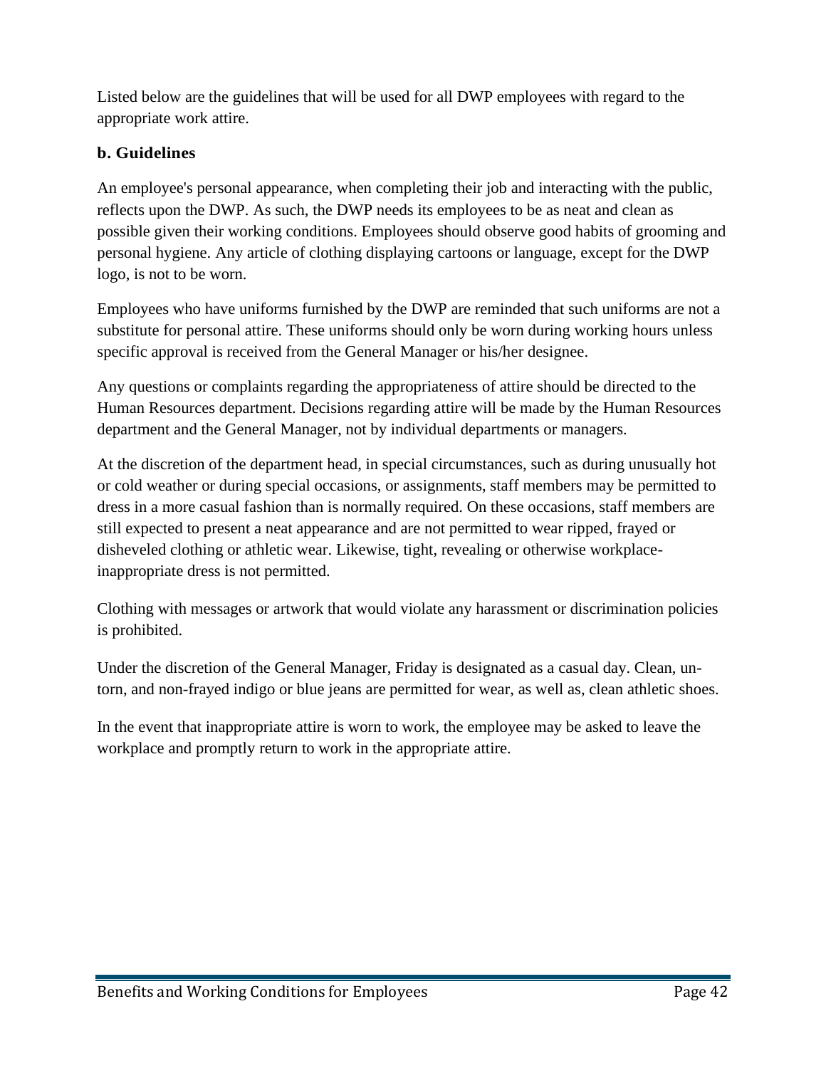Listed below are the guidelines that will be used for all DWP employees with regard to the appropriate work attire.

**b. Guidelines**

An employee's personal appearance, when completing their job and interacting with the public, reflects upon the DWP. As such, the DWP needs its employees to be as neat and clean as possible given their working conditions. Employees should observe good habits of grooming and personal hygiene. Any article of clothing displaying cartoons or language, except for the DWP logo, is not to be worn.

Employees who have uniforms furnished by the DWP are reminded that such uniforms are not a substitute for personal attire. These uniforms should only be worn during working hours unless specific approval is received from the General Manager or his/her designee.

Any questions or complaints regarding the appropriateness of attire should be directed to the Human Resources department. Decisions regarding attire will be made by the Human Resources department and the General Manager, not by individual departments or managers.

At the discretion of the department head, in special circumstances, such as during unusually hot or cold weather or during special occasions, or assignments, staff members may be permitted to dress in a more casual fashion than is normally required. On these occasions, staff members are still expected to present a neat appearance and are not permitted to wear ripped, frayed or disheveled clothing or athletic wear. Likewise, tight, revealing or otherwise workplace-inappropriate dress is not permitted.

Clothing with messages or artwork that would violate any harassment or discrimination policies is prohibited.

Under the discretion of the General Manager, Friday is designated as a casual day. Clean, un-torn, and non-frayed indigo or blue jeans are permitted for wear, as well as, clean athletic shoes.

In the event that inappropriate attire is worn to work, the employee may be asked to leave the workplace and promptly return to work in the appropriate attire.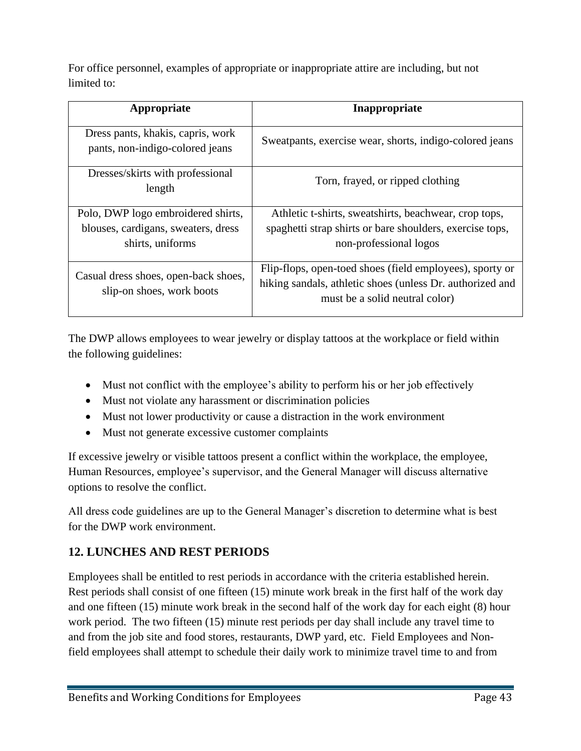For office personnel, examples of appropriate or inappropriate attire are including, but not limited to:

| Appropriate | Inappropriate |
| --- | --- |
| Dress pants, khakis, capris, work pants, non-indigo-colored jeans | Sweatpants, exercise wear, shorts, indigo-colored jeans |
| Dresses/skirts with professional length | Torn, frayed, or ripped clothing |
| Polo, DWP logo embroidered shirts, blouses, cardigans, sweaters, dress shirts, uniforms | Athletic t-shirts, sweatshirts, beachwear, crop tops, spaghetti strap shirts or bare shoulders, exercise tops, non-professional logos |
| Casual dress shoes, open-back shoes, slip-on shoes, work boots | Flip-flops, open-toed shoes (field employees), sporty or hiking sandals, athletic shoes (unless Dr. authorized and must be a solid neutral color) |

The DWP allows employees to wear jewelry or display tattoos at the workplace or field within the following guidelines:

- Must not conflict with the employee's ability to perform his or her job effectively
- Must not violate any harassment or discrimination policies
- Must not lower productivity or cause a distraction in the work environment
- Must not generate excessive customer complaints

If excessive jewelry or visible tattoos present a conflict within the workplace, the employee, Human Resources, employee's supervisor, and the General Manager will discuss alternative options to resolve the conflict.

All dress code guidelines are up to the General Manager's discretion to determine what is best for the DWP work environment.

## 12. LUNCHES AND REST PERIODS

Employees shall be entitled to rest periods in accordance with the criteria established herein. Rest periods shall consist of one fifteen (15) minute work break in the first half of the work day and one fifteen (15) minute work break in the second half of the work day for each eight (8) hour work period. The two fifteen (15) minute rest periods per day shall include any travel time to and from the job site and food stores, restaurants, DWP yard, etc. Field Employees and Non-field employees shall attempt to schedule their daily work to minimize travel time to and from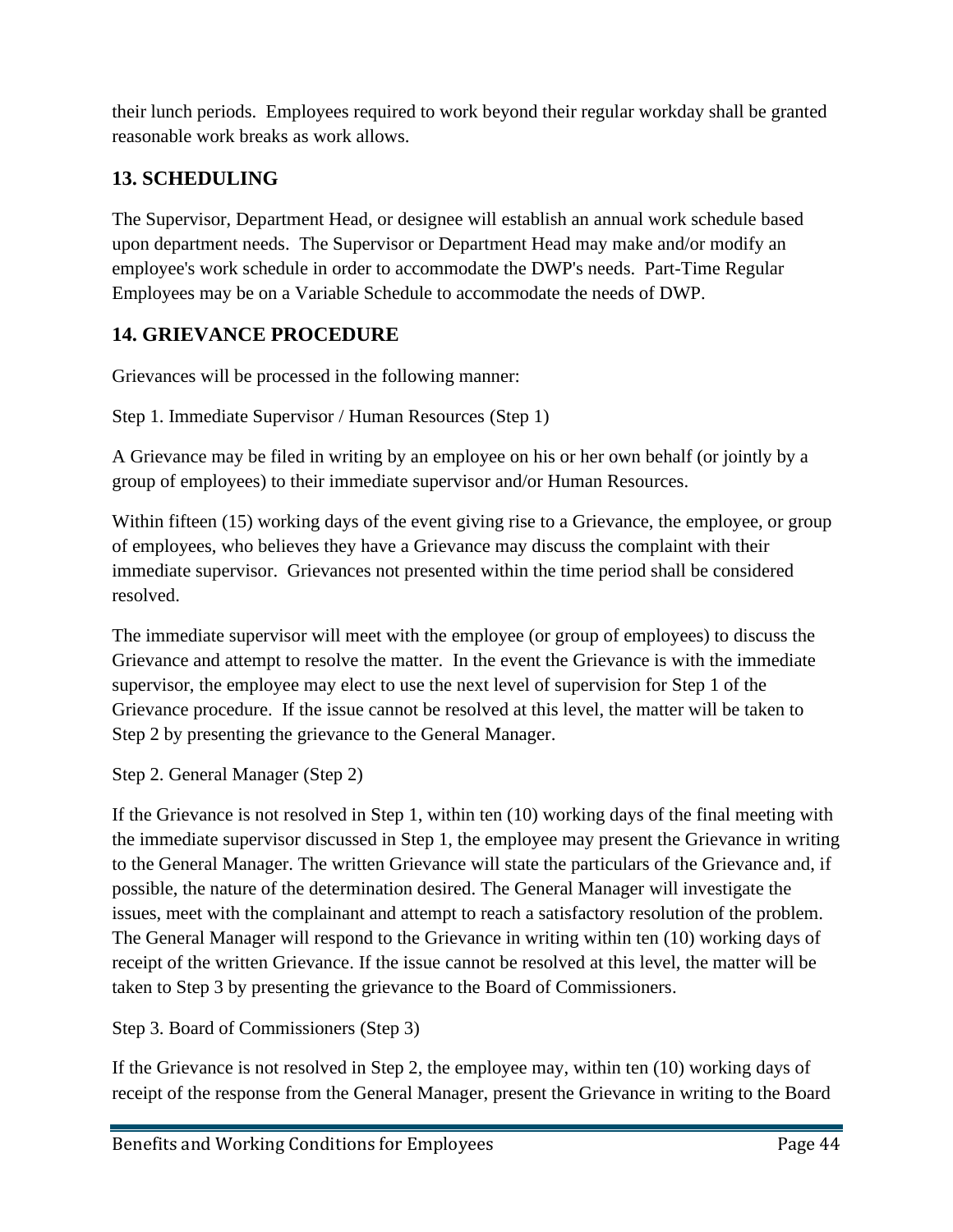their lunch periods. Employees required to work beyond their regular workday shall be granted reasonable work breaks as work allows.

## 13. SCHEDULING

The Supervisor, Department Head, or designee will establish an annual work schedule based upon department needs. The Supervisor or Department Head may make and/or modify an employee's work schedule in order to accommodate the DWP's needs. Part-Time Regular Employees may be on a Variable Schedule to accommodate the needs of DWP.

## 14. GRIEVANCE PROCEDURE

Grievances will be processed in the following manner:

Step 1. Immediate Supervisor / Human Resources (Step 1)

A Grievance may be filed in writing by an employee on his or her own behalf (or jointly by a group of employees) to their immediate supervisor and/or Human Resources.

Within fifteen (15) working days of the event giving rise to a Grievance, the employee, or group of employees, who believes they have a Grievance may discuss the complaint with their immediate supervisor. Grievances not presented within the time period shall be considered resolved.

The immediate supervisor will meet with the employee (or group of employees) to discuss the Grievance and attempt to resolve the matter. In the event the Grievance is with the immediate supervisor, the employee may elect to use the next level of supervision for Step 1 of the Grievance procedure. If the issue cannot be resolved at this level, the matter will be taken to Step 2 by presenting the grievance to the General Manager.

Step 2. General Manager (Step 2)

If the Grievance is not resolved in Step 1, within ten (10) working days of the final meeting with the immediate supervisor discussed in Step 1, the employee may present the Grievance in writing to the General Manager. The written Grievance will state the particulars of the Grievance and, if possible, the nature of the determination desired. The General Manager will investigate the issues, meet with the complainant and attempt to reach a satisfactory resolution of the problem. The General Manager will respond to the Grievance in writing within ten (10) working days of receipt of the written Grievance. If the issue cannot be resolved at this level, the matter will be taken to Step 3 by presenting the grievance to the Board of Commissioners.

Step 3. Board of Commissioners (Step 3)

If the Grievance is not resolved in Step 2, the employee may, within ten (10) working days of receipt of the response from the General Manager, present the Grievance in writing to the Board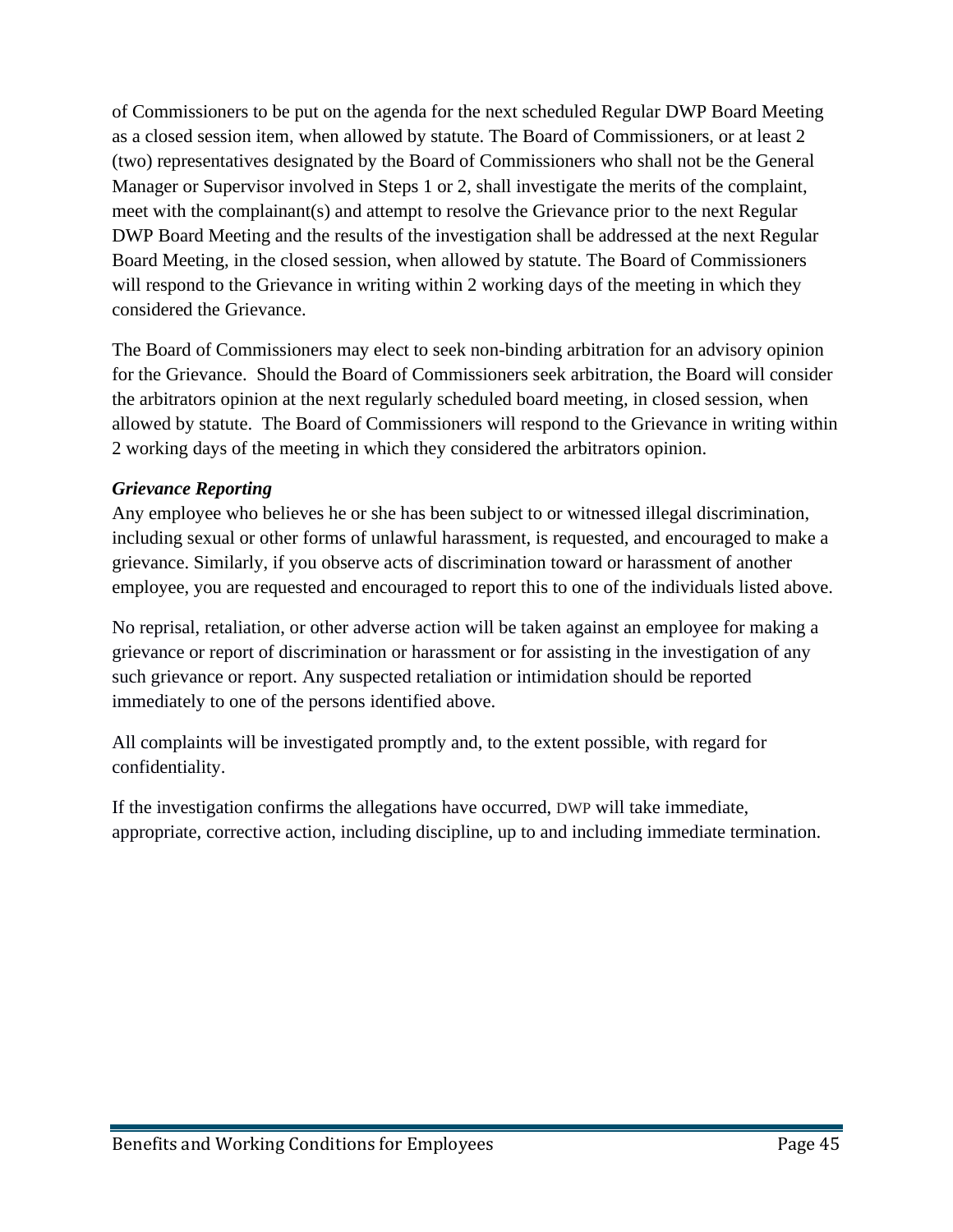of Commissioners to be put on the agenda for the next scheduled Regular DWP Board Meeting as a closed session item, when allowed by statute. The Board of Commissioners, or at least 2 (two) representatives designated by the Board of Commissioners who shall not be the General Manager or Supervisor involved in Steps 1 or 2, shall investigate the merits of the complaint, meet with the complainant(s) and attempt to resolve the Grievance prior to the next Regular DWP Board Meeting and the results of the investigation shall be addressed at the next Regular Board Meeting, in the closed session, when allowed by statute. The Board of Commissioners will respond to the Grievance in writing within 2 working days of the meeting in which they considered the Grievance.

The Board of Commissioners may elect to seek non-binding arbitration for an advisory opinion for the Grievance. Should the Board of Commissioners seek arbitration, the Board will consider the arbitrators opinion at the next regularly scheduled board meeting, in closed session, when allowed by statute. The Board of Commissioners will respond to the Grievance in writing within 2 working days of the meeting in which they considered the arbitrators opinion.

***Grievance Reporting***

Any employee who believes he or she has been subject to or witnessed illegal discrimination, including sexual or other forms of unlawful harassment, is requested, and encouraged to make a grievance. Similarly, if you observe acts of discrimination toward or harassment of another employee, you are requested and encouraged to report this to one of the individuals listed above.

No reprisal, retaliation, or other adverse action will be taken against an employee for making a grievance or report of discrimination or harassment or for assisting in the investigation of any such grievance or report. Any suspected retaliation or intimidation should be reported immediately to one of the persons identified above.

All complaints will be investigated promptly and, to the extent possible, with regard for confidentiality.

If the investigation confirms the allegations have occurred, DWP will take immediate, appropriate, corrective action, including discipline, up to and including immediate termination.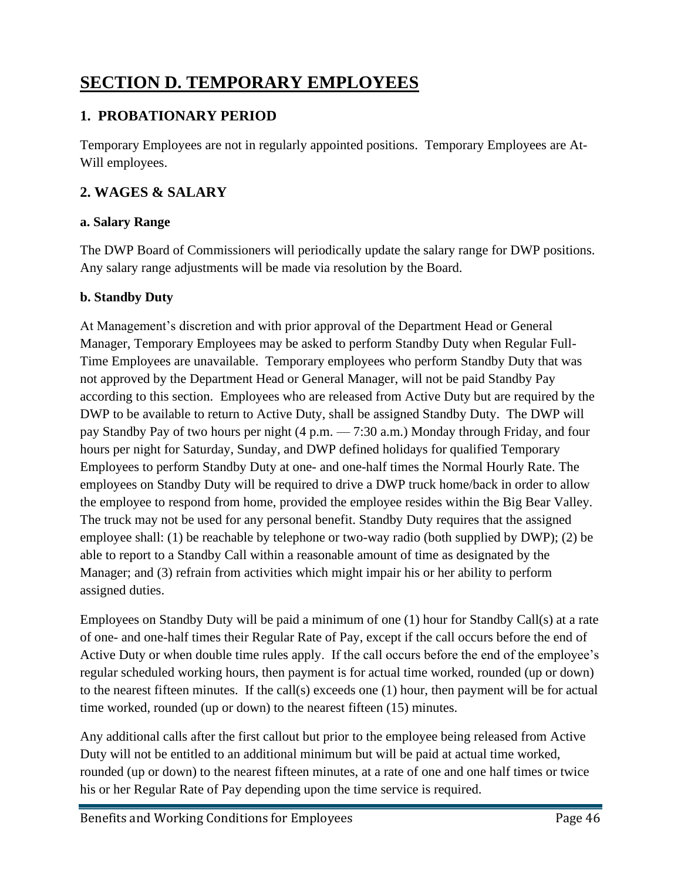# SECTION D. TEMPORARY EMPLOYEES

## 1. PROBATIONARY PERIOD

Temporary Employees are not in regularly appointed positions. Temporary Employees are At-Will employees.

## 2. WAGES & SALARY

### a. Salary Range

The DWP Board of Commissioners will periodically update the salary range for DWP positions. Any salary range adjustments will be made via resolution by the Board.

### b. Standby Duty

At Management's discretion and with prior approval of the Department Head or General Manager, Temporary Employees may be asked to perform Standby Duty when Regular Full-Time Employees are unavailable. Temporary employees who perform Standby Duty that was not approved by the Department Head or General Manager, will not be paid Standby Pay according to this section. Employees who are released from Active Duty but are required by the DWP to be available to return to Active Duty, shall be assigned Standby Duty. The DWP will pay Standby Pay of two hours per night (4 p.m. — 7:30 a.m.) Monday through Friday, and four hours per night for Saturday, Sunday, and DWP defined holidays for qualified Temporary Employees to perform Standby Duty at one- and one-half times the Normal Hourly Rate. The employees on Standby Duty will be required to drive a DWP truck home/back in order to allow the employee to respond from home, provided the employee resides within the Big Bear Valley. The truck may not be used for any personal benefit. Standby Duty requires that the assigned employee shall: (1) be reachable by telephone or two-way radio (both supplied by DWP); (2) be able to report to a Standby Call within a reasonable amount of time as designated by the Manager; and (3) refrain from activities which might impair his or her ability to perform assigned duties.

Employees on Standby Duty will be paid a minimum of one (1) hour for Standby Call(s) at a rate of one- and one-half times their Regular Rate of Pay, except if the call occurs before the end of Active Duty or when double time rules apply. If the call occurs before the end of the employee's regular scheduled working hours, then payment is for actual time worked, rounded (up or down) to the nearest fifteen minutes. If the call(s) exceeds one (1) hour, then payment will be for actual time worked, rounded (up or down) to the nearest fifteen (15) minutes.

Any additional calls after the first callout but prior to the employee being released from Active Duty will not be entitled to an additional minimum but will be paid at actual time worked, rounded (up or down) to the nearest fifteen minutes, at a rate of one and one half times or twice his or her Regular Rate of Pay depending upon the time service is required.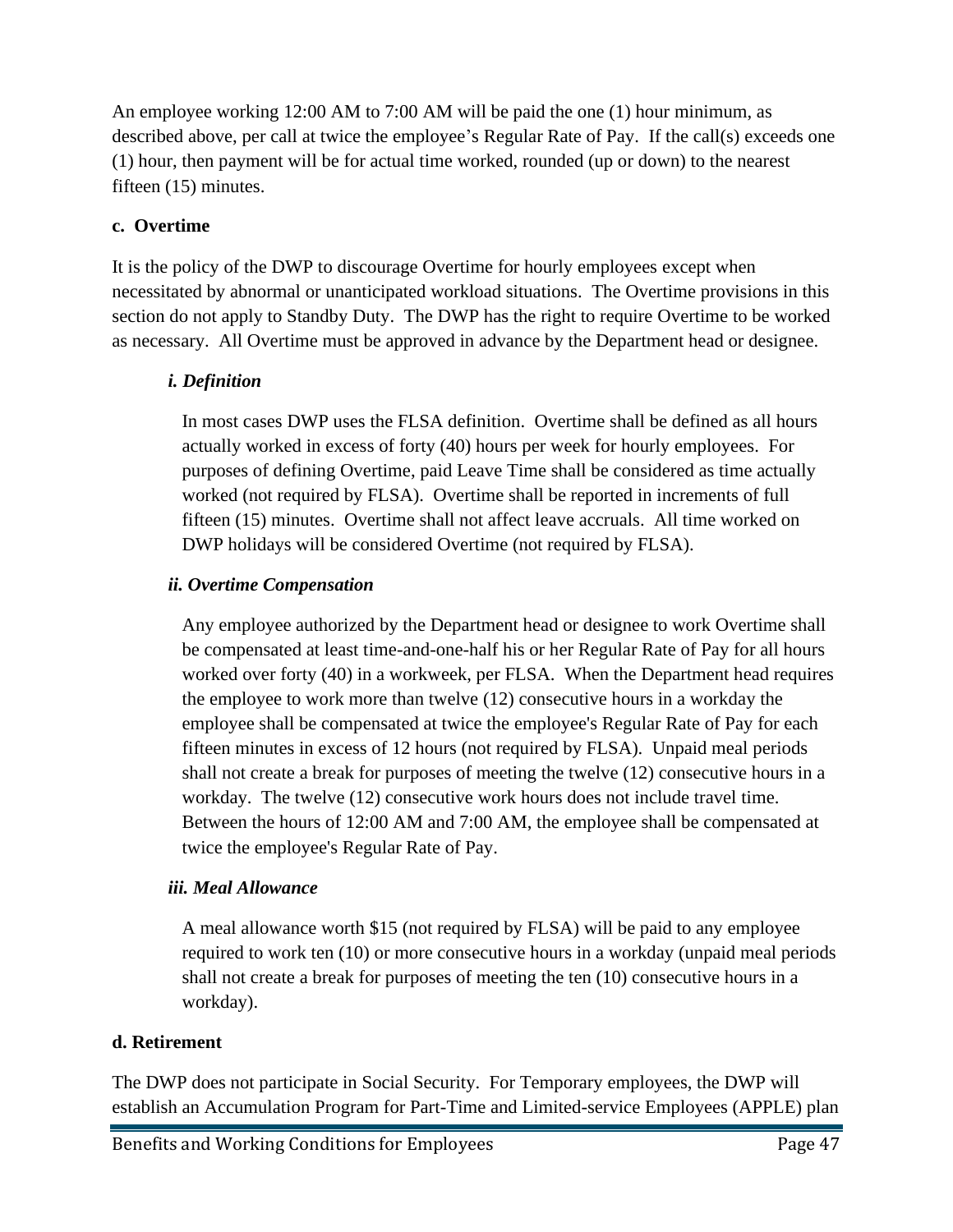An employee working 12:00 AM to 7:00 AM will be paid the one (1) hour minimum, as described above, per call at twice the employee's Regular Rate of Pay. If the call(s) exceeds one (1) hour, then payment will be for actual time worked, rounded (up or down) to the nearest fifteen (15) minutes.

**c. Overtime**

It is the policy of the DWP to discourage Overtime for hourly employees except when necessitated by abnormal or unanticipated workload situations. The Overtime provisions in this section do not apply to Standby Duty. The DWP has the right to require Overtime to be worked as necessary. All Overtime must be approved in advance by the Department head or designee.

***i. Definition***

In most cases DWP uses the FLSA definition. Overtime shall be defined as all hours actually worked in excess of forty (40) hours per week for hourly employees. For purposes of defining Overtime, paid Leave Time shall be considered as time actually worked (not required by FLSA). Overtime shall be reported in increments of full fifteen (15) minutes. Overtime shall not affect leave accruals. All time worked on DWP holidays will be considered Overtime (not required by FLSA).

***ii. Overtime Compensation***

Any employee authorized by the Department head or designee to work Overtime shall be compensated at least time-and-one-half his or her Regular Rate of Pay for all hours worked over forty (40) in a workweek, per FLSA. When the Department head requires the employee to work more than twelve (12) consecutive hours in a workday the employee shall be compensated at twice the employee's Regular Rate of Pay for each fifteen minutes in excess of 12 hours (not required by FLSA). Unpaid meal periods shall not create a break for purposes of meeting the twelve (12) consecutive hours in a workday. The twelve (12) consecutive work hours does not include travel time. Between the hours of 12:00 AM and 7:00 AM, the employee shall be compensated at twice the employee's Regular Rate of Pay.

***iii. Meal Allowance***

A meal allowance worth $15 (not required by FLSA) will be paid to any employee required to work ten (10) or more consecutive hours in a workday (unpaid meal periods shall not create a break for purposes of meeting the ten (10) consecutive hours in a workday).

**d. Retirement**

The DWP does not participate in Social Security. For Temporary employees, the DWP will establish an Accumulation Program for Part-Time and Limited-service Employees (APPLE) plan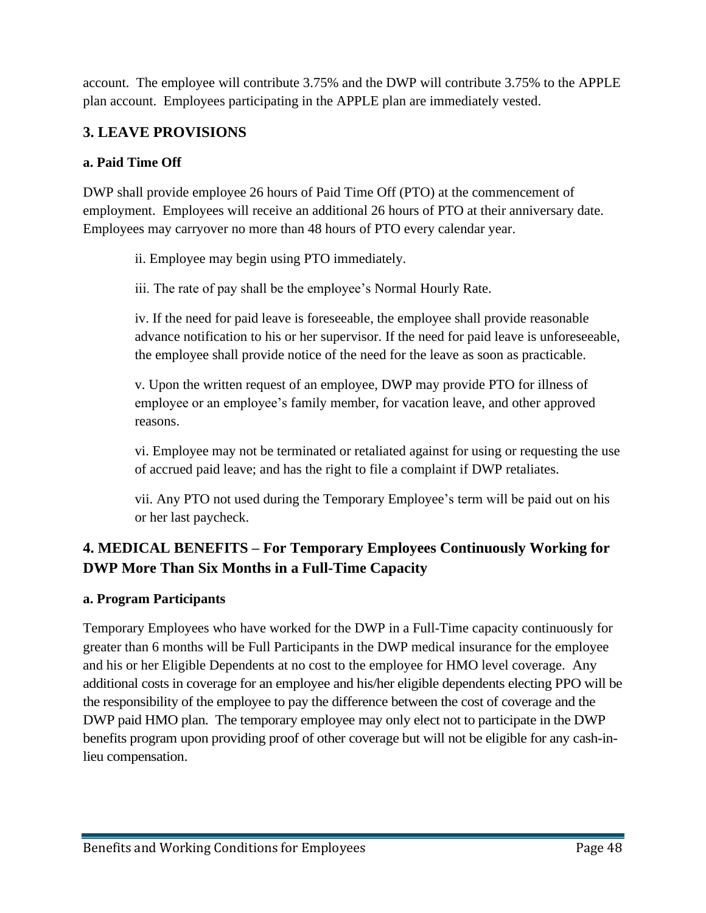account. The employee will contribute 3.75% and the DWP will contribute 3.75% to the APPLE plan account. Employees participating in the APPLE plan are immediately vested.

## 3. LEAVE PROVISIONS

### a. Paid Time Off

DWP shall provide employee 26 hours of Paid Time Off (PTO) at the commencement of employment. Employees will receive an additional 26 hours of PTO at their anniversary date. Employees may carryover no more than 48 hours of PTO every calendar year.

> ii. Employee may begin using PTO immediately.
>
> iii. The rate of pay shall be the employee's Normal Hourly Rate.
>
> iv. If the need for paid leave is foreseeable, the employee shall provide reasonable advance notification to his or her supervisor. If the need for paid leave is unforeseeable, the employee shall provide notice of the need for the leave as soon as practicable.
>
> v. Upon the written request of an employee, DWP may provide PTO for illness of employee or an employee's family member, for vacation leave, and other approved reasons.
>
> vi. Employee may not be terminated or retaliated against for using or requesting the use of accrued paid leave; and has the right to file a complaint if DWP retaliates.
>
> vii. Any PTO not used during the Temporary Employee's term will be paid out on his or her last paycheck.

## 4. MEDICAL BENEFITS – For Temporary Employees Continuously Working for DWP More Than Six Months in a Full-Time Capacity

### a. Program Participants

Temporary Employees who have worked for the DWP in a Full-Time capacity continuously for greater than 6 months will be Full Participants in the DWP medical insurance for the employee and his or her Eligible Dependents at no cost to the employee for HMO level coverage. Any additional costs in coverage for an employee and his/her eligible dependents electing PPO will be the responsibility of the employee to pay the difference between the cost of coverage and the DWP paid HMO plan. The temporary employee may only elect not to participate in the DWP benefits program upon providing proof of other coverage but will not be eligible for any cash-in-lieu compensation.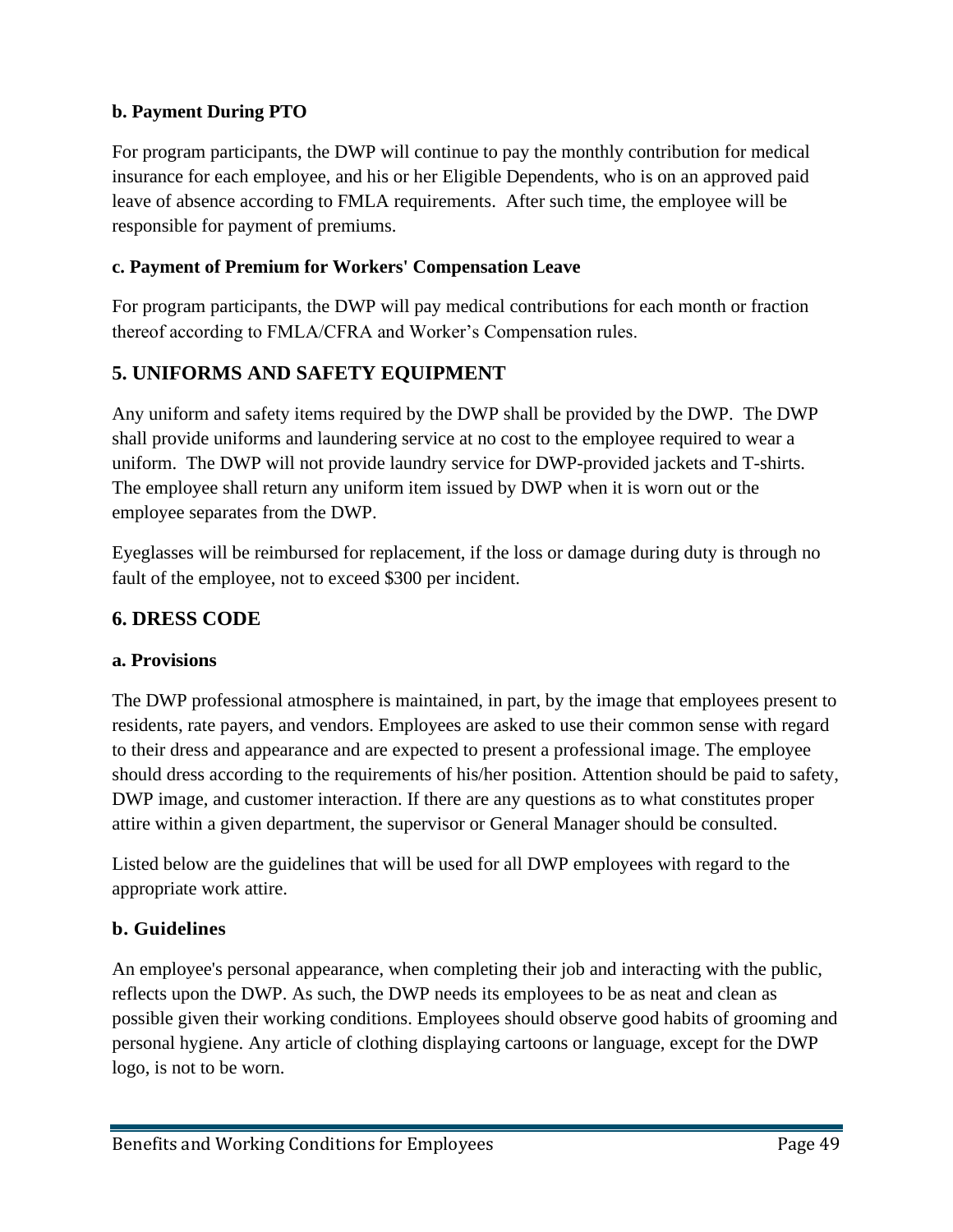#### b. Payment During PTO

For program participants, the DWP will continue to pay the monthly contribution for medical insurance for each employee, and his or her Eligible Dependents, who is on an approved paid leave of absence according to FMLA requirements. After such time, the employee will be responsible for payment of premiums.

#### c. Payment of Premium for Workers' Compensation Leave

For program participants, the DWP will pay medical contributions for each month or fraction thereof according to FMLA/CFRA and Worker's Compensation rules.

## 5. UNIFORMS AND SAFETY EQUIPMENT

Any uniform and safety items required by the DWP shall be provided by the DWP. The DWP shall provide uniforms and laundering service at no cost to the employee required to wear a uniform. The DWP will not provide laundry service for DWP-provided jackets and T-shirts. The employee shall return any uniform item issued by DWP when it is worn out or the employee separates from the DWP.

Eyeglasses will be reimbursed for replacement, if the loss or damage during duty is through no fault of the employee, not to exceed $300 per incident.

## 6. DRESS CODE

#### a. Provisions

The DWP professional atmosphere is maintained, in part, by the image that employees present to residents, rate payers, and vendors. Employees are asked to use their common sense with regard to their dress and appearance and are expected to present a professional image. The employee should dress according to the requirements of his/her position. Attention should be paid to safety, DWP image, and customer interaction. If there are any questions as to what constitutes proper attire within a given department, the supervisor or General Manager should be consulted.

Listed below are the guidelines that will be used for all DWP employees with regard to the appropriate work attire.

#### b. Guidelines

An employee's personal appearance, when completing their job and interacting with the public, reflects upon the DWP. As such, the DWP needs its employees to be as neat and clean as possible given their working conditions. Employees should observe good habits of grooming and personal hygiene. Any article of clothing displaying cartoons or language, except for the DWP logo, is not to be worn.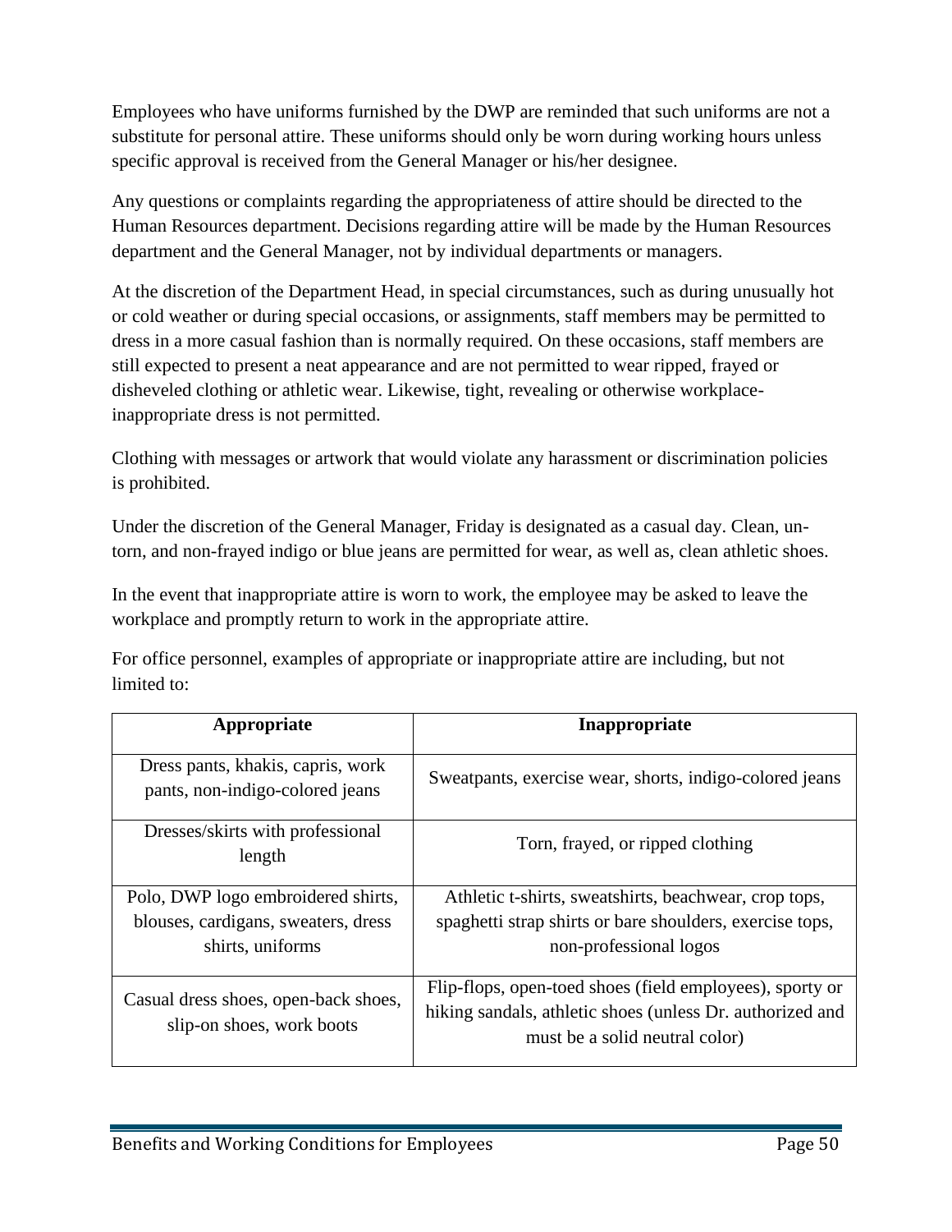Employees who have uniforms furnished by the DWP are reminded that such uniforms are not a substitute for personal attire. These uniforms should only be worn during working hours unless specific approval is received from the General Manager or his/her designee.

Any questions or complaints regarding the appropriateness of attire should be directed to the Human Resources department. Decisions regarding attire will be made by the Human Resources department and the General Manager, not by individual departments or managers.

At the discretion of the Department Head, in special circumstances, such as during unusually hot or cold weather or during special occasions, or assignments, staff members may be permitted to dress in a more casual fashion than is normally required. On these occasions, staff members are still expected to present a neat appearance and are not permitted to wear ripped, frayed or disheveled clothing or athletic wear. Likewise, tight, revealing or otherwise workplace-inappropriate dress is not permitted.

Clothing with messages or artwork that would violate any harassment or discrimination policies is prohibited.

Under the discretion of the General Manager, Friday is designated as a casual day. Clean, un-torn, and non-frayed indigo or blue jeans are permitted for wear, as well as, clean athletic shoes.

In the event that inappropriate attire is worn to work, the employee may be asked to leave the workplace and promptly return to work in the appropriate attire.

For office personnel, examples of appropriate or inappropriate attire are including, but not limited to:

| Appropriate | Inappropriate |
|---|---|
| Dress pants, khakis, capris, work pants, non-indigo-colored jeans | Sweatpants, exercise wear, shorts, indigo-colored jeans |
| Dresses/skirts with professional length | Torn, frayed, or ripped clothing |
| Polo, DWP logo embroidered shirts, blouses, cardigans, sweaters, dress shirts, uniforms | Athletic t-shirts, sweatshirts, beachwear, crop tops, spaghetti strap shirts or bare shoulders, exercise tops, non-professional logos |
| Casual dress shoes, open-back shoes, slip-on shoes, work boots | Flip-flops, open-toed shoes (field employees), sporty or hiking sandals, athletic shoes (unless Dr. authorized and must be a solid neutral color) |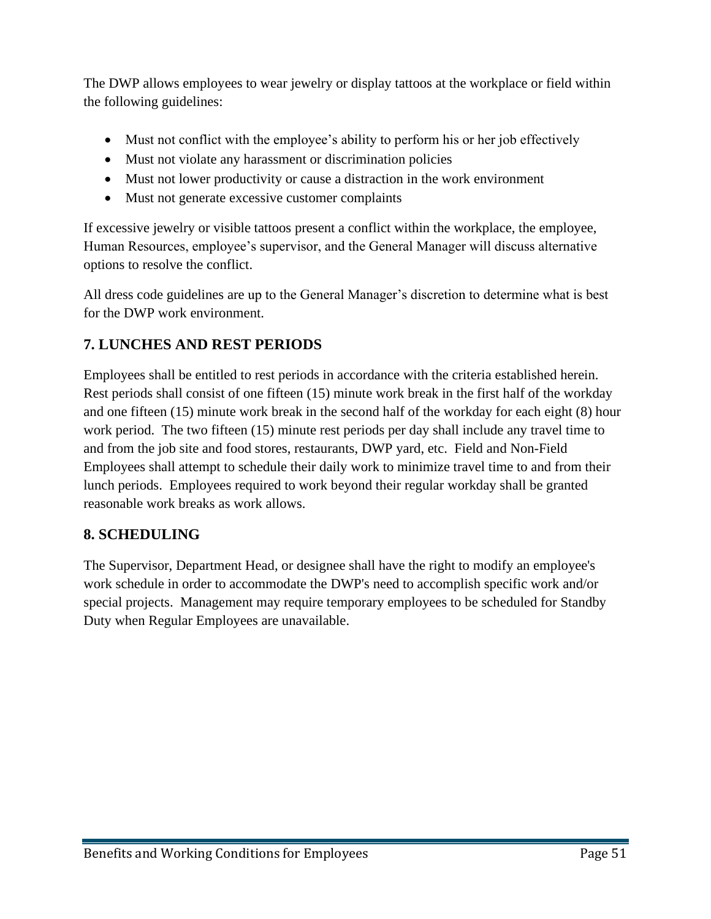The DWP allows employees to wear jewelry or display tattoos at the workplace or field within the following guidelines:

- Must not conflict with the employee's ability to perform his or her job effectively
- Must not violate any harassment or discrimination policies
- Must not lower productivity or cause a distraction in the work environment
- Must not generate excessive customer complaints

If excessive jewelry or visible tattoos present a conflict within the workplace, the employee, Human Resources, employee's supervisor, and the General Manager will discuss alternative options to resolve the conflict.

All dress code guidelines are up to the General Manager's discretion to determine what is best for the DWP work environment.

## 7. LUNCHES AND REST PERIODS

Employees shall be entitled to rest periods in accordance with the criteria established herein. Rest periods shall consist of one fifteen (15) minute work break in the first half of the workday and one fifteen (15) minute work break in the second half of the workday for each eight (8) hour work period. The two fifteen (15) minute rest periods per day shall include any travel time to and from the job site and food stores, restaurants, DWP yard, etc. Field and Non-Field Employees shall attempt to schedule their daily work to minimize travel time to and from their lunch periods. Employees required to work beyond their regular workday shall be granted reasonable work breaks as work allows.

## 8. SCHEDULING

The Supervisor, Department Head, or designee shall have the right to modify an employee's work schedule in order to accommodate the DWP's need to accomplish specific work and/or special projects. Management may require temporary employees to be scheduled for Standby Duty when Regular Employees are unavailable.